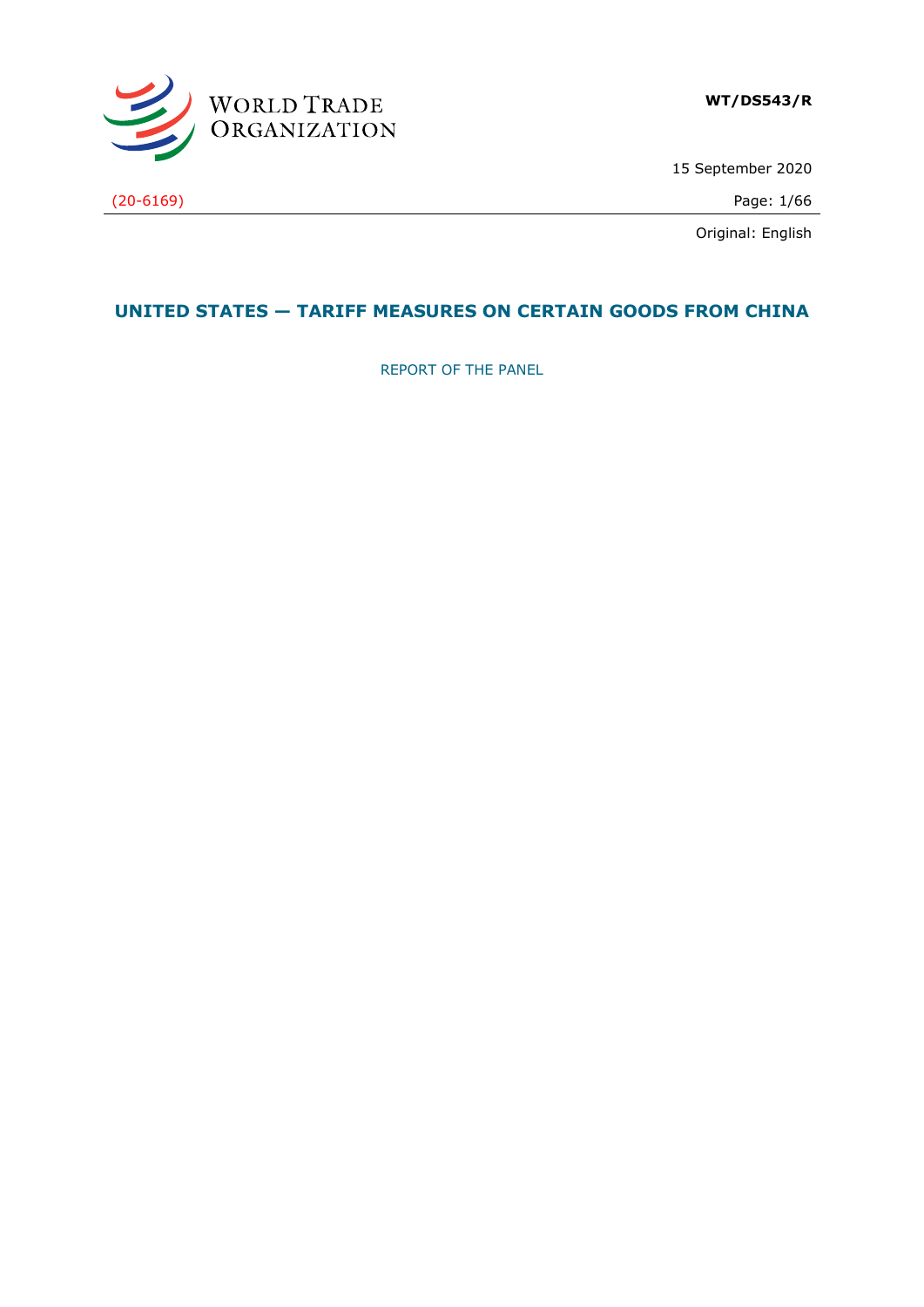WORLD TRADE ORGANIZATION

**WT/DS543/R**

15 September 2020

(20-6169)

Original: English

# UNITED STATES — TARIFF MEASURES ON CERTAIN GOODS FROM CHINA

REPORT OF THE PANEL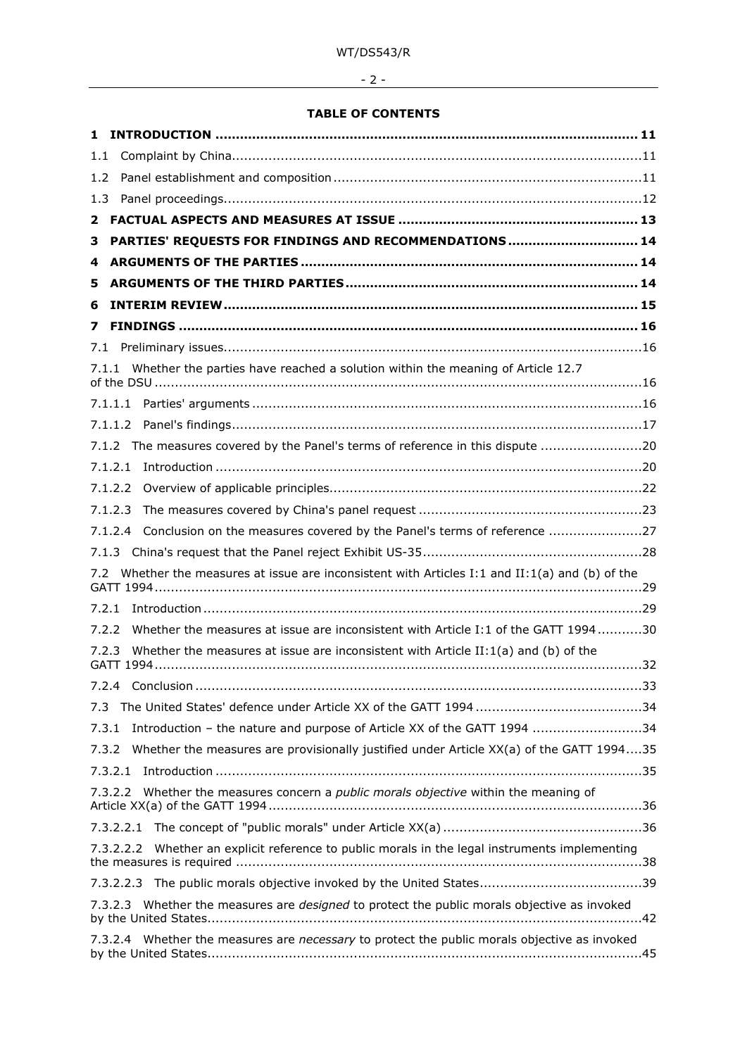**TABLE OF CONTENTS**

**1 INTRODUCTION .......................................................................................................... 11**

1.1 Complaint by China.....................................................................................................11

1.2 Panel establishment and composition ...........................................................................11

1.3 Panel proceedings........................................................................................................12

**2 FACTUAL ASPECTS AND MEASURES AT ISSUE .......................................................... 13**

**3 PARTIES' REQUESTS FOR FINDINGS AND RECOMMENDATIONS ................................ 14**

**4 ARGUMENTS OF THE PARTIES .................................................................................. 14**

**5 ARGUMENTS OF THE THIRD PARTIES ....................................................................... 14**

**6 INTERIM REVIEW ..................................................................................................... 15**

**7 FINDINGS ................................................................................................................ 16**

7.1 Preliminary issues.......................................................................................................16

7.1.1 Whether the parties have reached a solution within the meaning of Article 12.7 of the DSU .........................................................................................................................16

7.1.1.1 Parties' arguments ................................................................................................16

7.1.1.2 Panel's findings.....................................................................................................17

7.1.2 The measures covered by the Panel's terms of reference in this dispute .........................20

7.1.2.1 Introduction .........................................................................................................20

7.1.2.2 Overview of applicable principles.............................................................................22

7.1.2.3 The measures covered by China's panel request .......................................................23

7.1.2.4 Conclusion on the measures covered by the Panel's terms of reference .......................27

7.1.3 China's request that the Panel reject Exhibit US-35......................................................28

7.2 Whether the measures at issue are inconsistent with Articles I:1 and II:1(a) and (b) of the GATT 1994........................................................................................................................29

7.2.1 Introduction ............................................................................................................29

7.2.2 Whether the measures at issue are inconsistent with Article I:1 of the GATT 1994 ...........30

7.2.3 Whether the measures at issue are inconsistent with Article II:1(a) and (b) of the GATT 1994........................................................................................................................32

7.2.4 Conclusion ..............................................................................................................33

7.3 The United States' defence under Article XX of the GATT 1994 .........................................34

7.3.1 Introduction – the nature and purpose of Article XX of the GATT 1994 ...........................34

7.3.2 Whether the measures are provisionally justified under Article XX(a) of the GATT 1994....35

7.3.2.1 Introduction .........................................................................................................35

7.3.2.2 Whether the measures concern a *public morals objective* within the meaning of Article XX(a) of the GATT 1994............................................................................................36

7.3.2.2.1 The concept of "public morals" under Article XX(a) .................................................36

7.3.2.2.2 Whether an explicit reference to public morals in the legal instruments implementing the measures is required ....................................................................................................38

7.3.2.2.3 The public morals objective invoked by the United States........................................39

7.3.2.3 Whether the measures are *designed* to protect the public morals objective as invoked by the United States...........................................................................................................42

7.3.2.4 Whether the measures are *necessary* to protect the public morals objective as invoked by the United States...........................................................................................................45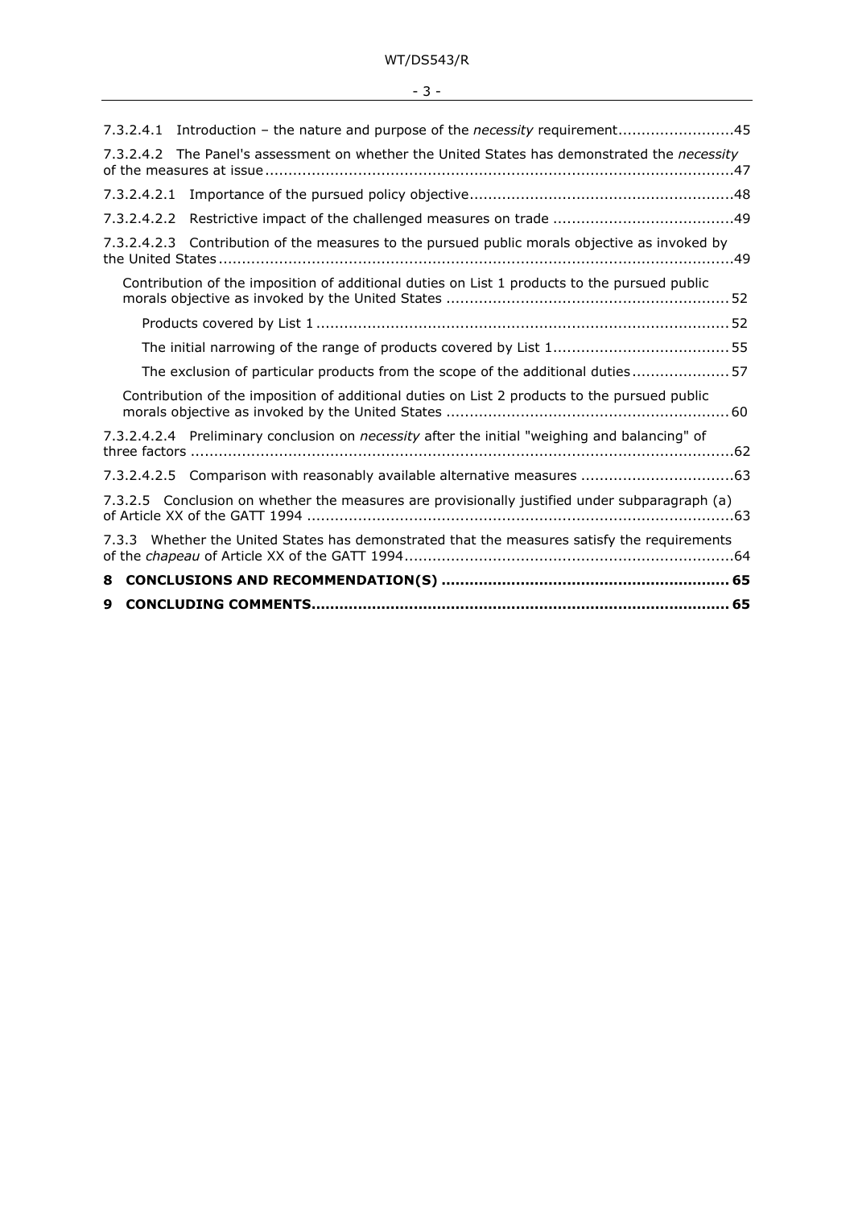7.3.2.4.1 Introduction – the nature and purpose of the *necessity* requirement .........................45

7.3.2.4.2 The Panel's assessment on whether the United States has demonstrated the *necessity* of the measures at issue .....................................................................................................47

7.3.2.4.2.1 Importance of the pursued policy objective .........................................................48

7.3.2.4.2.2 Restrictive impact of the challenged measures on trade .......................................49

7.3.2.4.2.3 Contribution of the measures to the pursued public morals objective as invoked by the United States ...............................................................................................................49

Contribution of the imposition of additional duties on List 1 products to the pursued public morals objective as invoked by the United States .............................................................52

Products covered by List 1 ..........................................................................................52

The initial narrowing of the range of products covered by List 1 ......................................55

The exclusion of particular products from the scope of the additional duties .....................57

Contribution of the imposition of additional duties on List 2 products to the pursued public morals objective as invoked by the United States .............................................................60

7.3.2.4.2.4 Preliminary conclusion on *necessity* after the initial "weighing and balancing" of three factors .....................................................................................................................62

7.3.2.4.2.5 Comparison with reasonably available alternative measures .................................63

7.3.2.5 Conclusion on whether the measures are provisionally justified under subparagraph (a) of Article XX of the GATT 1994 ............................................................................................63

7.3.3 Whether the United States has demonstrated that the measures satisfy the requirements of the *chapeau* of Article XX of the GATT 1994 .......................................................................64

**8 CONCLUSIONS AND RECOMMENDATION(S) .............................................................. 65**

**9 CONCLUDING COMMENTS .......................................................................................... 65**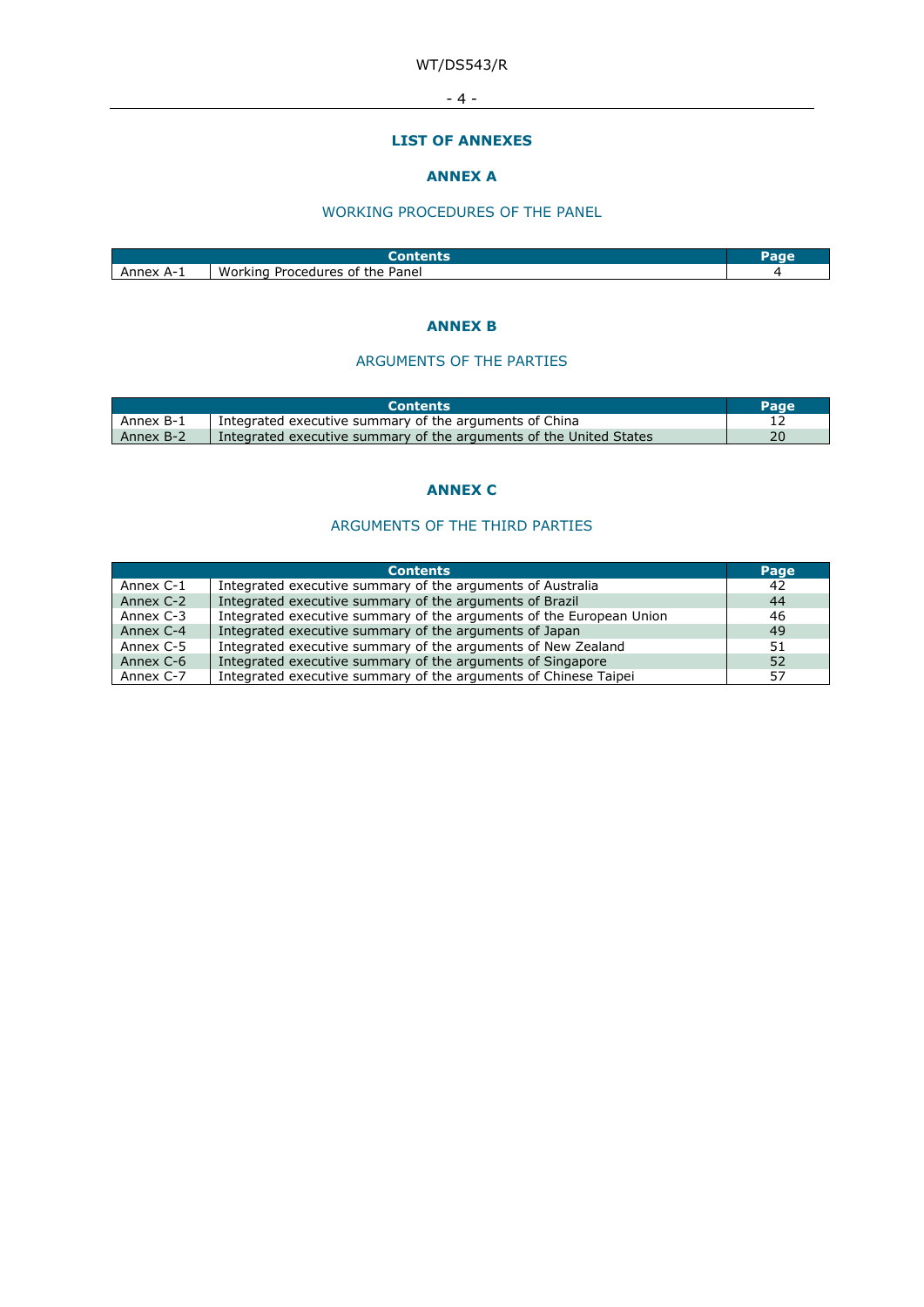# LIST OF ANNEXES

## ANNEX A

### WORKING PROCEDURES OF THE PANEL

| | Contents | Page |
|---|---|---|
| Annex A-1 | Working Procedures of the Panel | 4 |

## ANNEX B

### ARGUMENTS OF THE PARTIES

| | Contents | Page |
|---|---|---|
| Annex B-1 | Integrated executive summary of the arguments of China | 12 |
| Annex B-2 | Integrated executive summary of the arguments of the United States | 20 |

## ANNEX C

### ARGUMENTS OF THE THIRD PARTIES

| | Contents | Page |
|---|---|---|
| Annex C-1 | Integrated executive summary of the arguments of Australia | 42 |
| Annex C-2 | Integrated executive summary of the arguments of Brazil | 44 |
| Annex C-3 | Integrated executive summary of the arguments of the European Union | 46 |
| Annex C-4 | Integrated executive summary of the arguments of Japan | 49 |
| Annex C-5 | Integrated executive summary of the arguments of New Zealand | 51 |
| Annex C-6 | Integrated executive summary of the arguments of Singapore | 52 |
| Annex C-7 | Integrated executive summary of the arguments of Chinese Taipei | 57 |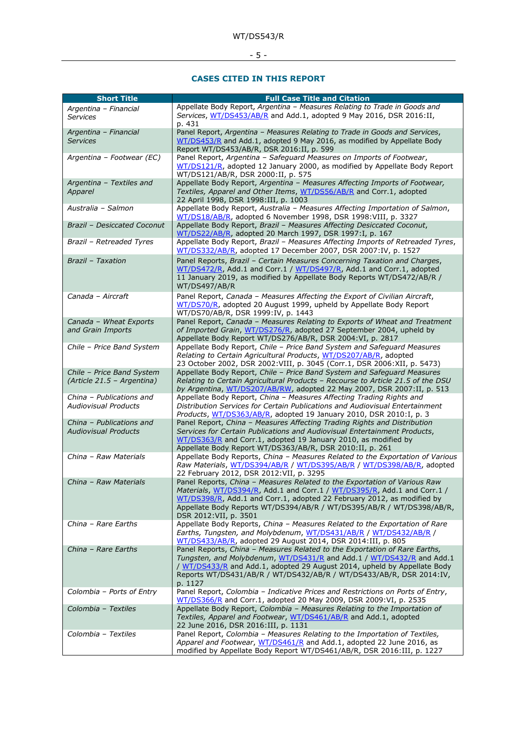### CASES CITED IN THIS REPORT

| Short Title | Full Case Title and Citation |
|---|---|
| *Argentina – Financial Services* | Appellate Body Report, *Argentina – Measures Relating to Trade in Goods and Services*, WT/DS453/AB/R and Add.1, adopted 9 May 2016, DSR 2016:II, p. 431 |
| *Argentina – Financial Services* | Panel Report, *Argentina – Measures Relating to Trade in Goods and Services*, WT/DS453/R and Add.1, adopted 9 May 2016, as modified by Appellate Body Report WT/DS453/AB/R, DSR 2016:II, p. 599 |
| *Argentina – Footwear (EC)* | Panel Report, *Argentina – Safeguard Measures on Imports of Footwear*, WT/DS121/R, adopted 12 January 2000, as modified by Appellate Body Report WT/DS121/AB/R, DSR 2000:II, p. 575 |
| *Argentina – Textiles and Apparel* | Appellate Body Report, *Argentina – Measures Affecting Imports of Footwear, Textiles, Apparel and Other Items*, WT/DS56/AB/R and Corr.1, adopted 22 April 1998, DSR 1998:III, p. 1003 |
| *Australia – Salmon* | Appellate Body Report, *Australia – Measures Affecting Importation of Salmon*, WT/DS18/AB/R, adopted 6 November 1998, DSR 1998:VIII, p. 3327 |
| *Brazil – Desiccated Coconut* | Appellate Body Report, *Brazil – Measures Affecting Desiccated Coconut*, WT/DS22/AB/R, adopted 20 March 1997, DSR 1997:I, p. 167 |
| *Brazil – Retreaded Tyres* | Appellate Body Report, *Brazil – Measures Affecting Imports of Retreaded Tyres*, WT/DS332/AB/R, adopted 17 December 2007, DSR 2007:IV, p. 1527 |
| *Brazil – Taxation* | Panel Reports, *Brazil – Certain Measures Concerning Taxation and Charges*, WT/DS472/R, Add.1 and Corr.1 / WT/DS497/R, Add.1 and Corr.1, adopted 11 January 2019, as modified by Appellate Body Reports WT/DS472/AB/R / WT/DS497/AB/R |
| *Canada – Aircraft* | Panel Report, *Canada – Measures Affecting the Export of Civilian Aircraft*, WT/DS70/R, adopted 20 August 1999, upheld by Appellate Body Report WT/DS70/AB/R, DSR 1999:IV, p. 1443 |
| *Canada – Wheat Exports and Grain Imports* | Panel Report, *Canada – Measures Relating to Exports of Wheat and Treatment of Imported Grain*, WT/DS276/R, adopted 27 September 2004, upheld by Appellate Body Report WT/DS276/AB/R, DSR 2004:VI, p. 2817 |
| *Chile – Price Band System* | Appellate Body Report, *Chile – Price Band System and Safeguard Measures Relating to Certain Agricultural Products*, WT/DS207/AB/R, adopted 23 October 2002, DSR 2002:VIII, p. 3045 (Corr.1, DSR 2006:XII, p. 5473) |
| *Chile – Price Band System (Article 21.5 – Argentina)* | Appellate Body Report, *Chile – Price Band System and Safeguard Measures Relating to Certain Agricultural Products – Recourse to Article 21.5 of the DSU by Argentina*, WT/DS207/AB/RW, adopted 22 May 2007, DSR 2007:II, p. 513 |
| *China – Publications and Audiovisual Products* | Appellate Body Report, *China – Measures Affecting Trading Rights and Distribution Services for Certain Publications and Audiovisual Entertainment Products*, WT/DS363/AB/R, adopted 19 January 2010, DSR 2010:I, p. 3 |
| *China – Publications and Audiovisual Products* | Panel Report, *China – Measures Affecting Trading Rights and Distribution Services for Certain Publications and Audiovisual Entertainment Products*, WT/DS363/R and Corr.1, adopted 19 January 2010, as modified by Appellate Body Report WT/DS363/AB/R, DSR 2010:II, p. 261 |
| *China – Raw Materials* | Appellate Body Reports, *China – Measures Related to the Exportation of Various Raw Materials*, WT/DS394/AB/R / WT/DS395/AB/R / WT/DS398/AB/R, adopted 22 February 2012, DSR 2012:VII, p. 3295 |
| *China – Raw Materials* | Panel Reports, *China – Measures Related to the Exportation of Various Raw Materials*, WT/DS394/R, Add.1 and Corr.1 / WT/DS395/R, Add.1 and Corr.1 / WT/DS398/R, Add.1 and Corr.1, adopted 22 February 2012, as modified by Appellate Body Reports WT/DS394/AB/R / WT/DS395/AB/R / WT/DS398/AB/R, DSR 2012:VII, p. 3501 |
| *China – Rare Earths* | Appellate Body Reports, *China – Measures Related to the Exportation of Rare Earths, Tungsten, and Molybdenum*, WT/DS431/AB/R / WT/DS432/AB/R / WT/DS433/AB/R, adopted 29 August 2014, DSR 2014:III, p. 805 |
| *China – Rare Earths* | Panel Reports, *China – Measures Related to the Exportation of Rare Earths, Tungsten, and Molybdenum*, WT/DS431/R and Add.1 / WT/DS432/R and Add.1 / WT/DS433/R and Add.1, adopted 29 August 2014, upheld by Appellate Body Reports WT/DS431/AB/R / WT/DS432/AB/R / WT/DS433/AB/R, DSR 2014:IV, p. 1127 |
| *Colombia – Ports of Entry* | Panel Report, *Colombia – Indicative Prices and Restrictions on Ports of Entry*, WT/DS366/R and Corr.1, adopted 20 May 2009, DSR 2009:VI, p. 2535 |
| *Colombia – Textiles* | Appellate Body Report, *Colombia – Measures Relating to the Importation of Textiles, Apparel and Footwear*, WT/DS461/AB/R and Add.1, adopted 22 June 2016, DSR 2016:III, p. 1131 |
| *Colombia – Textiles* | Panel Report, *Colombia – Measures Relating to the Importation of Textiles, Apparel and Footwear*, WT/DS461/R and Add.1, adopted 22 June 2016, as modified by Appellate Body Report WT/DS461/AB/R, DSR 2016:III, p. 1227 |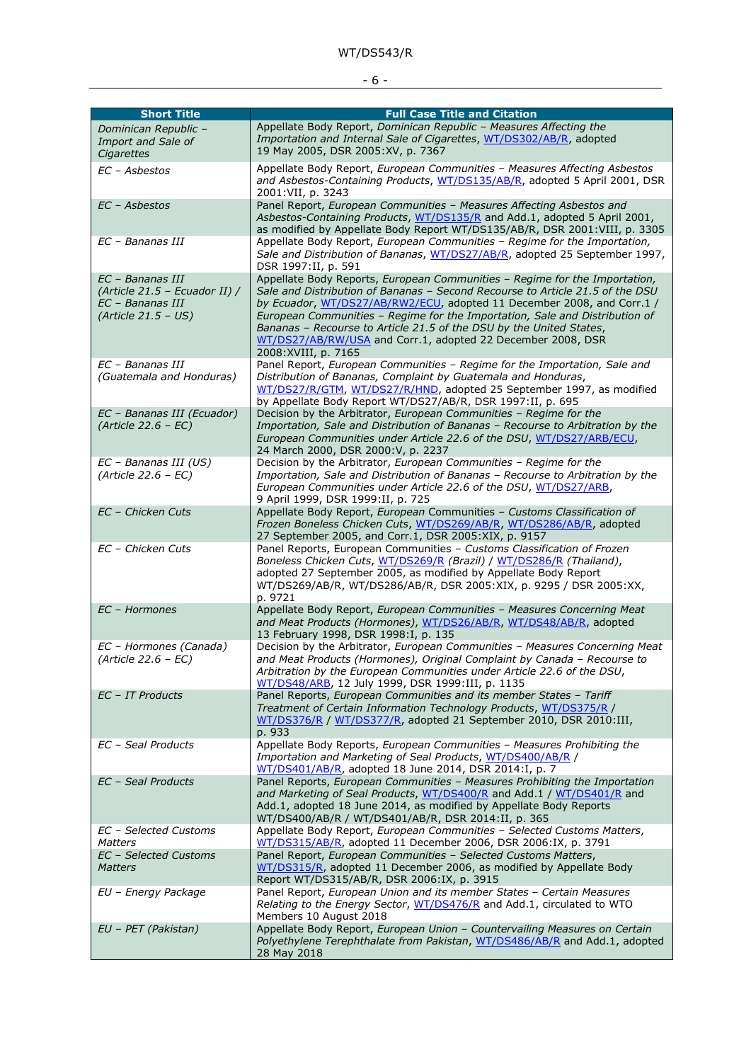| Short Title | Full Case Title and Citation |
|---|---|
| *Dominican Republic – Import and Sale of Cigarettes* | Appellate Body Report, *Dominican Republic – Measures Affecting the Importation and Internal Sale of Cigarettes*, WT/DS302/AB/R, adopted 19 May 2005, DSR 2005:XV, p. 7367 |
| *EC – Asbestos* | Appellate Body Report, *European Communities – Measures Affecting Asbestos and Asbestos-Containing Products*, WT/DS135/AB/R, adopted 5 April 2001, DSR 2001:VII, p. 3243 |
| *EC – Asbestos* | Panel Report, *European Communities – Measures Affecting Asbestos and Asbestos-Containing Products*, WT/DS135/R and Add.1, adopted 5 April 2001, as modified by Appellate Body Report WT/DS135/AB/R, DSR 2001:VIII, p. 3305 |
| *EC – Bananas III* | Appellate Body Report, *European Communities – Regime for the Importation, Sale and Distribution of Bananas*, WT/DS27/AB/R, adopted 25 September 1997, DSR 1997:II, p. 591 |
| *EC – Bananas III (Article 21.5 – Ecuador II) / EC – Bananas III (Article 21.5 – US)* | Appellate Body Reports, *European Communities – Regime for the Importation, Sale and Distribution of Bananas – Second Recourse to Article 21.5 of the DSU by Ecuador*, WT/DS27/AB/RW2/ECU, adopted 11 December 2008, and Corr.1 / *European Communities – Regime for the Importation, Sale and Distribution of Bananas – Recourse to Article 21.5 of the DSU by the United States*, WT/DS27/AB/RW/USA and Corr.1, adopted 22 December 2008, DSR 2008:XVIII, p. 7165 |
| *EC – Bananas III (Guatemala and Honduras)* | Panel Report, *European Communities – Regime for the Importation, Sale and Distribution of Bananas, Complaint by Guatemala and Honduras*, WT/DS27/R/GTM, WT/DS27/R/HND, adopted 25 September 1997, as modified by Appellate Body Report WT/DS27/AB/R, DSR 1997:II, p. 695 |
| *EC – Bananas III (Ecuador) (Article 22.6 – EC)* | Decision by the Arbitrator, *European Communities – Regime for the Importation, Sale and Distribution of Bananas – Recourse to Arbitration by the European Communities under Article 22.6 of the DSU*, WT/DS27/ARB/ECU, 24 March 2000, DSR 2000:V, p. 2237 |
| *EC – Bananas III (US) (Article 22.6 – EC)* | Decision by the Arbitrator, *European Communities – Regime for the Importation, Sale and Distribution of Bananas – Recourse to Arbitration by the European Communities under Article 22.6 of the DSU*, WT/DS27/ARB, 9 April 1999, DSR 1999:II, p. 725 |
| *EC – Chicken Cuts* | Appellate Body Report, *European* Communities – *Customs Classification of Frozen Boneless Chicken Cuts*, WT/DS269/AB/R, WT/DS286/AB/R, adopted 27 September 2005, and Corr.1, DSR 2005:XIX, p. 9157 |
| *EC – Chicken Cuts* | Panel Reports, European Communities – *Customs Classification of Frozen Boneless Chicken Cuts*, WT/DS269/R *(Brazil)* / WT/DS286/R *(Thailand)*, adopted 27 September 2005, as modified by Appellate Body Report WT/DS269/AB/R, WT/DS286/AB/R, DSR 2005:XIX, p. 9295 / DSR 2005:XX, p. 9721 |
| *EC – Hormones* | Appellate Body Report, *European Communities – Measures Concerning Meat and Meat Products (Hormones)*, WT/DS26/AB/R, WT/DS48/AB/R, adopted 13 February 1998, DSR 1998:I, p. 135 |
| *EC – Hormones (Canada) (Article 22.6 – EC)* | Decision by the Arbitrator, *European Communities – Measures Concerning Meat and Meat Products (Hormones), Original Complaint by Canada – Recourse to Arbitration by the European Communities under Article 22.6 of the DSU*, WT/DS48/ARB, 12 July 1999, DSR 1999:III, p. 1135 |
| *EC – IT Products* | Panel Reports, *European Communities and its member States – Tariff Treatment of Certain Information Technology Products*, WT/DS375/R / WT/DS376/R / WT/DS377/R, adopted 21 September 2010, DSR 2010:III, p. 933 |
| *EC – Seal Products* | Appellate Body Reports, *European Communities – Measures Prohibiting the Importation and Marketing of Seal Products*, WT/DS400/AB/R / WT/DS401/AB/R, adopted 18 June 2014, DSR 2014:I, p. 7 |
| *EC – Seal Products* | Panel Reports, *European Communities – Measures Prohibiting the Importation and Marketing of Seal Products*, WT/DS400/R and Add.1 / WT/DS401/R and Add.1, adopted 18 June 2014, as modified by Appellate Body Reports WT/DS400/AB/R / WT/DS401/AB/R, DSR 2014:II, p. 365 |
| *EC – Selected Customs Matters* | Appellate Body Report, *European Communities – Selected Customs Matters*, WT/DS315/AB/R, adopted 11 December 2006, DSR 2006:IX, p. 3791 |
| *EC – Selected Customs Matters* | Panel Report, *European Communities – Selected Customs Matters*, WT/DS315/R, adopted 11 December 2006, as modified by Appellate Body Report WT/DS315/AB/R, DSR 2006:IX, p. 3915 |
| *EU – Energy Package* | Panel Report, *European Union and its member States – Certain Measures Relating to the Energy Sector*, WT/DS476/R and Add.1, circulated to WTO Members 10 August 2018 |
| *EU – PET (Pakistan)* | Appellate Body Report, *European Union – Countervailing Measures on Certain Polyethylene Terephthalate from Pakistan*, WT/DS486/AB/R and Add.1, adopted 28 May 2018 |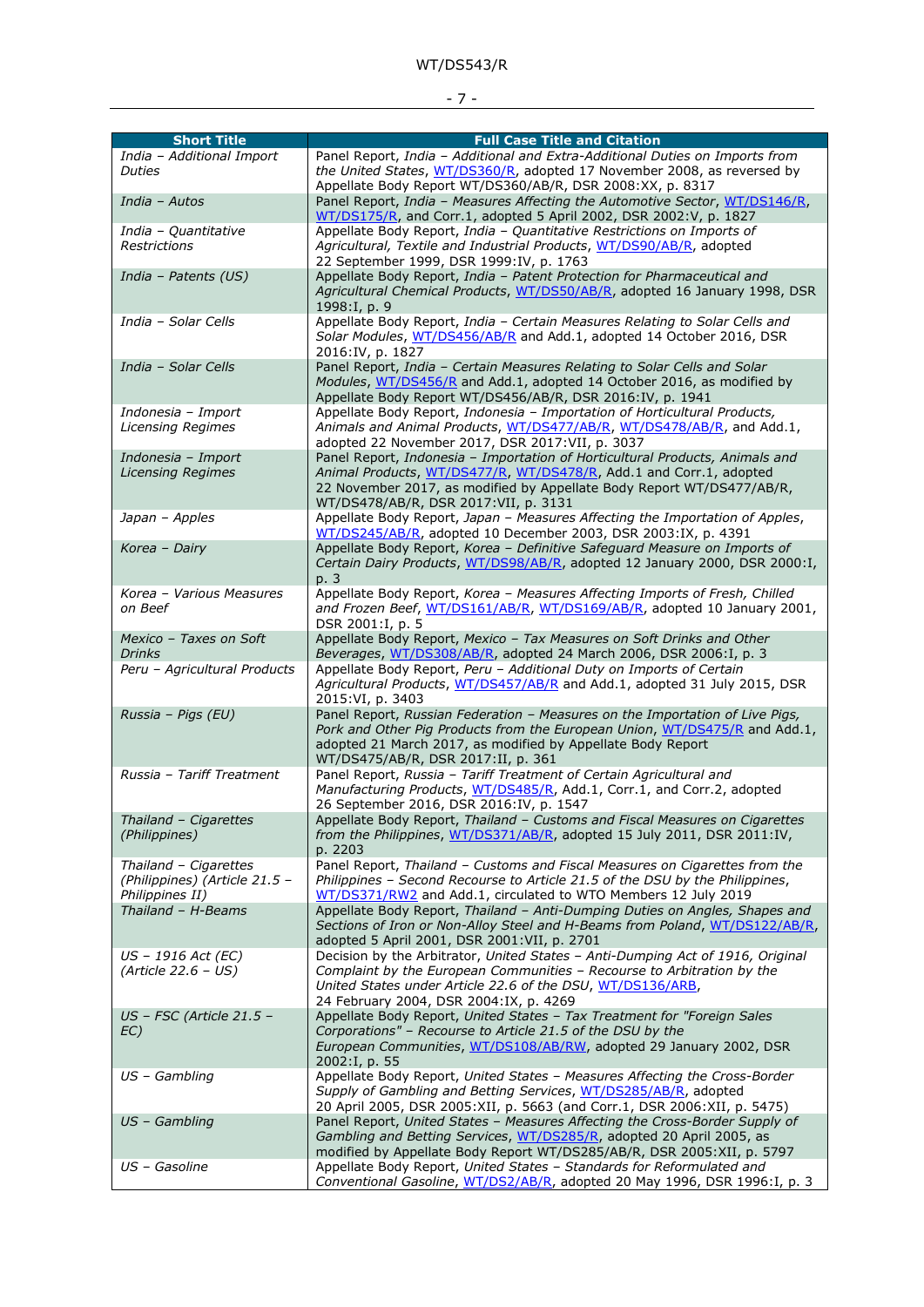| Short Title | Full Case Title and Citation |
|---|---|
| *India – Additional Import Duties* | Panel Report, *India – Additional and Extra-Additional Duties on Imports from the United States*, WT/DS360/R, adopted 17 November 2008, as reversed by Appellate Body Report WT/DS360/AB/R, DSR 2008:XX, p. 8317 |
| *India – Autos* | Panel Report, *India – Measures Affecting the Automotive Sector*, WT/DS146/R, WT/DS175/R, and Corr.1, adopted 5 April 2002, DSR 2002:V, p. 1827 |
| *India – Quantitative Restrictions* | Appellate Body Report, *India – Quantitative Restrictions on Imports of Agricultural, Textile and Industrial Products*, WT/DS90/AB/R, adopted 22 September 1999, DSR 1999:IV, p. 1763 |
| *India – Patents (US)* | Appellate Body Report, *India – Patent Protection for Pharmaceutical and Agricultural Chemical Products*, WT/DS50/AB/R, adopted 16 January 1998, DSR 1998:I, p. 9 |
| *India – Solar Cells* | Appellate Body Report, *India – Certain Measures Relating to Solar Cells and Solar Modules*, WT/DS456/AB/R and Add.1, adopted 14 October 2016, DSR 2016:IV, p. 1827 |
| *India – Solar Cells* | Panel Report, *India – Certain Measures Relating to Solar Cells and Solar Modules*, WT/DS456/R and Add.1, adopted 14 October 2016, as modified by Appellate Body Report WT/DS456/AB/R, DSR 2016:IV, p. 1941 |
| *Indonesia – Import Licensing Regimes* | Appellate Body Report, *Indonesia – Importation of Horticultural Products, Animals and Animal Products*, WT/DS477/AB/R, WT/DS478/AB/R, and Add.1, adopted 22 November 2017, DSR 2017:VII, p. 3037 |
| *Indonesia – Import Licensing Regimes* | Panel Report, *Indonesia – Importation of Horticultural Products, Animals and Animal Products*, WT/DS477/R, WT/DS478/R, Add.1 and Corr.1, adopted 22 November 2017, as modified by Appellate Body Report WT/DS477/AB/R, WT/DS478/AB/R, DSR 2017:VII, p. 3131 |
| *Japan – Apples* | Appellate Body Report, *Japan – Measures Affecting the Importation of Apples*, WT/DS245/AB/R, adopted 10 December 2003, DSR 2003:IX, p. 4391 |
| *Korea – Dairy* | Appellate Body Report, *Korea – Definitive Safeguard Measure on Imports of Certain Dairy Products*, WT/DS98/AB/R, adopted 12 January 2000, DSR 2000:I, p. 3 |
| *Korea – Various Measures on Beef* | Appellate Body Report, *Korea – Measures Affecting Imports of Fresh, Chilled and Frozen Beef*, WT/DS161/AB/R, WT/DS169/AB/R, adopted 10 January 2001, DSR 2001:I, p. 5 |
| *Mexico – Taxes on Soft Drinks* | Appellate Body Report, *Mexico – Tax Measures on Soft Drinks and Other Beverages*, WT/DS308/AB/R, adopted 24 March 2006, DSR 2006:I, p. 3 |
| *Peru – Agricultural Products* | Appellate Body Report, *Peru – Additional Duty on Imports of Certain Agricultural Products*, WT/DS457/AB/R and Add.1, adopted 31 July 2015, DSR 2015:VI, p. 3403 |
| *Russia – Pigs (EU)* | Panel Report, *Russian Federation – Measures on the Importation of Live Pigs, Pork and Other Pig Products from the European Union*, WT/DS475/R and Add.1, adopted 21 March 2017, as modified by Appellate Body Report WT/DS475/AB/R, DSR 2017:II, p. 361 |
| *Russia – Tariff Treatment* | Panel Report, *Russia – Tariff Treatment of Certain Agricultural and Manufacturing Products*, WT/DS485/R, Add.1, Corr.1, and Corr.2, adopted 26 September 2016, DSR 2016:IV, p. 1547 |
| *Thailand – Cigarettes (Philippines)* | Appellate Body Report, *Thailand – Customs and Fiscal Measures on Cigarettes from the Philippines*, WT/DS371/AB/R, adopted 15 July 2011, DSR 2011:IV, p. 2203 |
| *Thailand – Cigarettes (Philippines) (Article 21.5 – Philippines II)* | Panel Report, *Thailand – Customs and Fiscal Measures on Cigarettes from the Philippines – Second Recourse to Article 21.5 of the DSU by the Philippines*, WT/DS371/RW2 and Add.1, circulated to WTO Members 12 July 2019 |
| *Thailand – H-Beams* | Appellate Body Report, *Thailand – Anti-Dumping Duties on Angles, Shapes and Sections of Iron or Non-Alloy Steel and H-Beams from Poland*, WT/DS122/AB/R, adopted 5 April 2001, DSR 2001:VII, p. 2701 |
| *US – 1916 Act (EC) (Article 22.6 – US)* | Decision by the Arbitrator, *United States – Anti-Dumping Act of 1916, Original Complaint by the European Communities – Recourse to Arbitration by the United States under Article 22.6 of the DSU*, WT/DS136/ARB, 24 February 2004, DSR 2004:IX, p. 4269 |
| *US – FSC (Article 21.5 – EC)* | Appellate Body Report, *United States – Tax Treatment for "Foreign Sales Corporations" – Recourse to Article 21.5 of the DSU by the European Communities*, WT/DS108/AB/RW, adopted 29 January 2002, DSR 2002:I, p. 55 |
| *US – Gambling* | Appellate Body Report, *United States – Measures Affecting the Cross-Border Supply of Gambling and Betting Services*, WT/DS285/AB/R, adopted 20 April 2005, DSR 2005:XII, p. 5663 (and Corr.1, DSR 2006:XII, p. 5475) |
| *US – Gambling* | Panel Report, *United States – Measures Affecting the Cross-Border Supply of Gambling and Betting Services*, WT/DS285/R, adopted 20 April 2005, as modified by Appellate Body Report WT/DS285/AB/R, DSR 2005:XII, p. 5797 |
| *US – Gasoline* | Appellate Body Report, *United States – Standards for Reformulated and Conventional Gasoline*, WT/DS2/AB/R, adopted 20 May 1996, DSR 1996:I, p. 3 |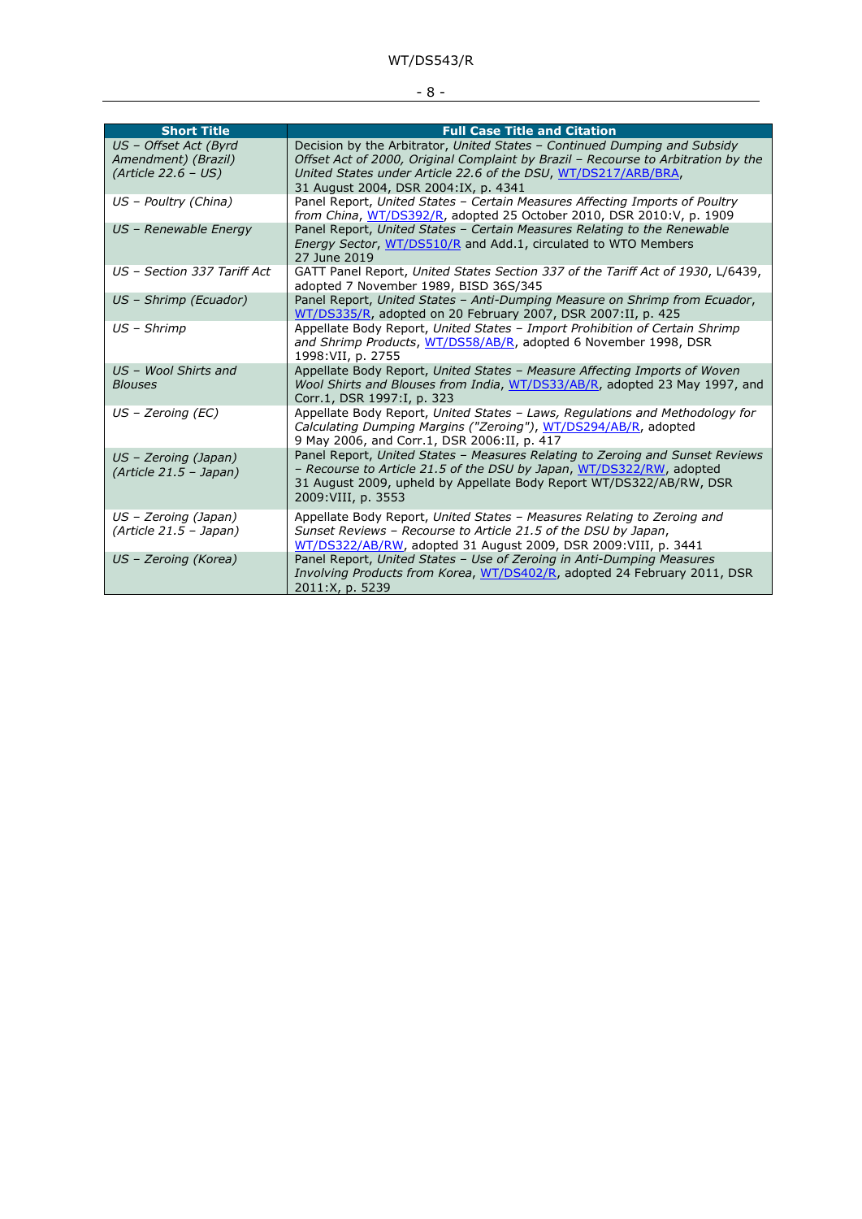| Short Title | Full Case Title and Citation |
|---|---|
| *US – Offset Act (Byrd Amendment) (Brazil) (Article 22.6 – US)* | Decision by the Arbitrator, *United States – Continued Dumping and Subsidy Offset Act of 2000, Original Complaint by Brazil – Recourse to Arbitration by the United States under Article 22.6 of the DSU*, WT/DS217/ARB/BRA, 31 August 2004, DSR 2004:IX, p. 4341 |
| *US – Poultry (China)* | Panel Report, *United States – Certain Measures Affecting Imports of Poultry from China*, WT/DS392/R, adopted 25 October 2010, DSR 2010:V, p. 1909 |
| *US – Renewable Energy* | Panel Report, *United States – Certain Measures Relating to the Renewable Energy Sector*, WT/DS510/R and Add.1, circulated to WTO Members 27 June 2019 |
| *US – Section 337 Tariff Act* | GATT Panel Report, *United States Section 337 of the Tariff Act of 1930*, L/6439, adopted 7 November 1989, BISD 36S/345 |
| *US – Shrimp (Ecuador)* | Panel Report, *United States – Anti-Dumping Measure on Shrimp from Ecuador*, WT/DS335/R, adopted on 20 February 2007, DSR 2007:II, p. 425 |
| *US – Shrimp* | Appellate Body Report, *United States – Import Prohibition of Certain Shrimp and Shrimp Products*, WT/DS58/AB/R, adopted 6 November 1998, DSR 1998:VII, p. 2755 |
| *US – Wool Shirts and Blouses* | Appellate Body Report, *United States – Measure Affecting Imports of Woven Wool Shirts and Blouses from India*, WT/DS33/AB/R, adopted 23 May 1997, and Corr.1, DSR 1997:I, p. 323 |
| *US – Zeroing (EC)* | Appellate Body Report, *United States – Laws, Regulations and Methodology for Calculating Dumping Margins ("Zeroing")*, WT/DS294/AB/R, adopted 9 May 2006, and Corr.1, DSR 2006:II, p. 417 |
| *US – Zeroing (Japan) (Article 21.5 – Japan)* | Panel Report, *United States – Measures Relating to Zeroing and Sunset Reviews – Recourse to Article 21.5 of the DSU by Japan*, WT/DS322/RW, adopted 31 August 2009, upheld by Appellate Body Report WT/DS322/AB/RW, DSR 2009:VIII, p. 3553 |
| *US – Zeroing (Japan) (Article 21.5 – Japan)* | Appellate Body Report, *United States – Measures Relating to Zeroing and Sunset Reviews – Recourse to Article 21.5 of the DSU by Japan*, WT/DS322/AB/RW, adopted 31 August 2009, DSR 2009:VIII, p. 3441 |
| *US – Zeroing (Korea)* | Panel Report, *United States – Use of Zeroing in Anti-Dumping Measures Involving Products from Korea*, WT/DS402/R, adopted 24 February 2011, DSR 2011:X, p. 5239 |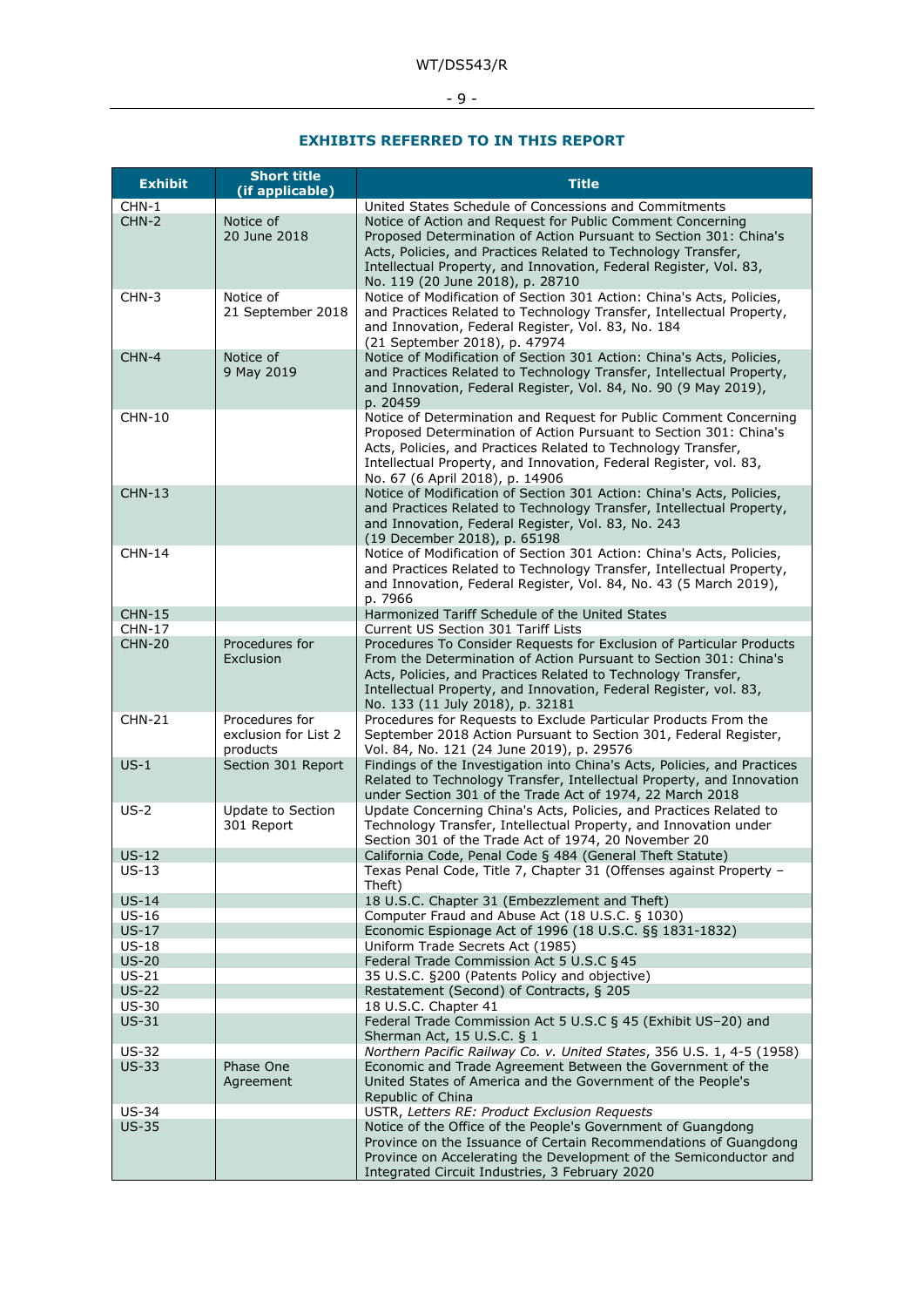## EXHIBITS REFERRED TO IN THIS REPORT

| Exhibit | Short title (if applicable) | Title |
|---|---|---|
| CHN-1 | | United States Schedule of Concessions and Commitments |
| CHN-2 | Notice of 20 June 2018 | Notice of Action and Request for Public Comment Concerning Proposed Determination of Action Pursuant to Section 301: China's Acts, Policies, and Practices Related to Technology Transfer, Intellectual Property, and Innovation, Federal Register, Vol. 83, No. 119 (20 June 2018), p. 28710 |
| CHN-3 | Notice of 21 September 2018 | Notice of Modification of Section 301 Action: China's Acts, Policies, and Practices Related to Technology Transfer, Intellectual Property, and Innovation, Federal Register, Vol. 83, No. 184 (21 September 2018), p. 47974 |
| CHN-4 | Notice of 9 May 2019 | Notice of Modification of Section 301 Action: China's Acts, Policies, and Practices Related to Technology Transfer, Intellectual Property, and Innovation, Federal Register, Vol. 84, No. 90 (9 May 2019), p. 20459 |
| CHN-10 | | Notice of Determination and Request for Public Comment Concerning Proposed Determination of Action Pursuant to Section 301: China's Acts, Policies, and Practices Related to Technology Transfer, Intellectual Property, and Innovation, Federal Register, vol. 83, No. 67 (6 April 2018), p. 14906 |
| CHN-13 | | Notice of Modification of Section 301 Action: China's Acts, Policies, and Practices Related to Technology Transfer, Intellectual Property, and Innovation, Federal Register, Vol. 83, No. 243 (19 December 2018), p. 65198 |
| CHN-14 | | Notice of Modification of Section 301 Action: China's Acts, Policies, and Practices Related to Technology Transfer, Intellectual Property, and Innovation, Federal Register, Vol. 84, No. 43 (5 March 2019), p. 7966 |
| CHN-15 | | Harmonized Tariff Schedule of the United States |
| CHN-17 | | Current US Section 301 Tariff Lists |
| CHN-20 | Procedures for Exclusion | Procedures To Consider Requests for Exclusion of Particular Products From the Determination of Action Pursuant to Section 301: China's Acts, Policies, and Practices Related to Technology Transfer, Intellectual Property, and Innovation, Federal Register, vol. 83, No. 133 (11 July 2018), p. 32181 |
| CHN-21 | Procedures for exclusion for List 2 products | Procedures for Requests to Exclude Particular Products From the September 2018 Action Pursuant to Section 301, Federal Register, Vol. 84, No. 121 (24 June 2019), p. 29576 |
| US-1 | Section 301 Report | Findings of the Investigation into China's Acts, Policies, and Practices Related to Technology Transfer, Intellectual Property, and Innovation under Section 301 of the Trade Act of 1974, 22 March 2018 |
| US-2 | Update to Section 301 Report | Update Concerning China's Acts, Policies, and Practices Related to Technology Transfer, Intellectual Property, and Innovation under Section 301 of the Trade Act of 1974, 20 November 20 |
| US-12 | | California Code, Penal Code § 484 (General Theft Statute) |
| US-13 | | Texas Penal Code, Title 7, Chapter 31 (Offenses against Property – Theft) |
| US-14 | | 18 U.S.C. Chapter 31 (Embezzlement and Theft) |
| US-16 | | Computer Fraud and Abuse Act (18 U.S.C. § 1030) |
| US-17 | | Economic Espionage Act of 1996 (18 U.S.C. §§ 1831-1832) |
| US-18 | | Uniform Trade Secrets Act (1985) |
| US-20 | | Federal Trade Commission Act 5 U.S.C § 45 |
| US-21 | | 35 U.S.C. §200 (Patents Policy and objective) |
| US-22 | | Restatement (Second) of Contracts, § 205 |
| US-30 | | 18 U.S.C. Chapter 41 |
| US-31 | | Federal Trade Commission Act 5 U.S.C § 45 (Exhibit US–20) and Sherman Act, 15 U.S.C. § 1 |
| US-32 | | *Northern Pacific Railway Co. v. United States*, 356 U.S. 1, 4-5 (1958) |
| US-33 | Phase One Agreement | Economic and Trade Agreement Between the Government of the United States of America and the Government of the People's Republic of China |
| US-34 | | USTR, *Letters RE: Product Exclusion Requests* |
| US-35 | | Notice of the Office of the People's Government of Guangdong Province on the Issuance of Certain Recommendations of Guangdong Province on Accelerating the Development of the Semiconductor and Integrated Circuit Industries, 3 February 2020 |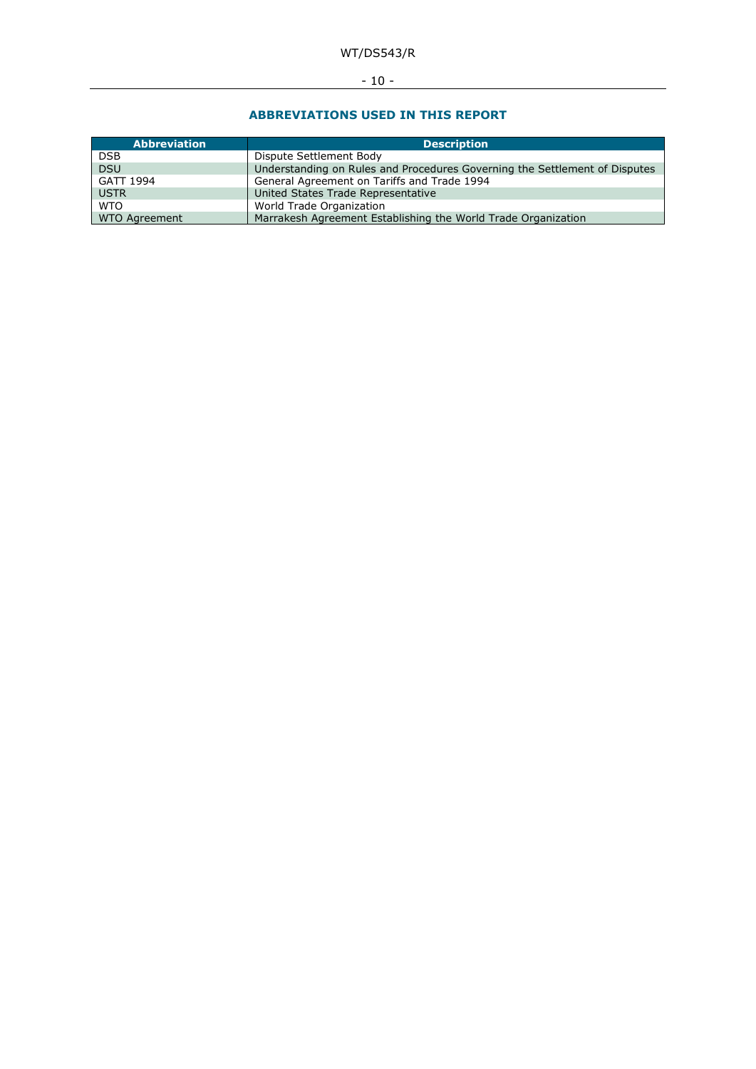## ABBREVIATIONS USED IN THIS REPORT

| Abbreviation | Description |
|---|---|
| DSB | Dispute Settlement Body |
| DSU | Understanding on Rules and Procedures Governing the Settlement of Disputes |
| GATT 1994 | General Agreement on Tariffs and Trade 1994 |
| USTR | United States Trade Representative |
| WTO | World Trade Organization |
| WTO Agreement | Marrakesh Agreement Establishing the World Trade Organization |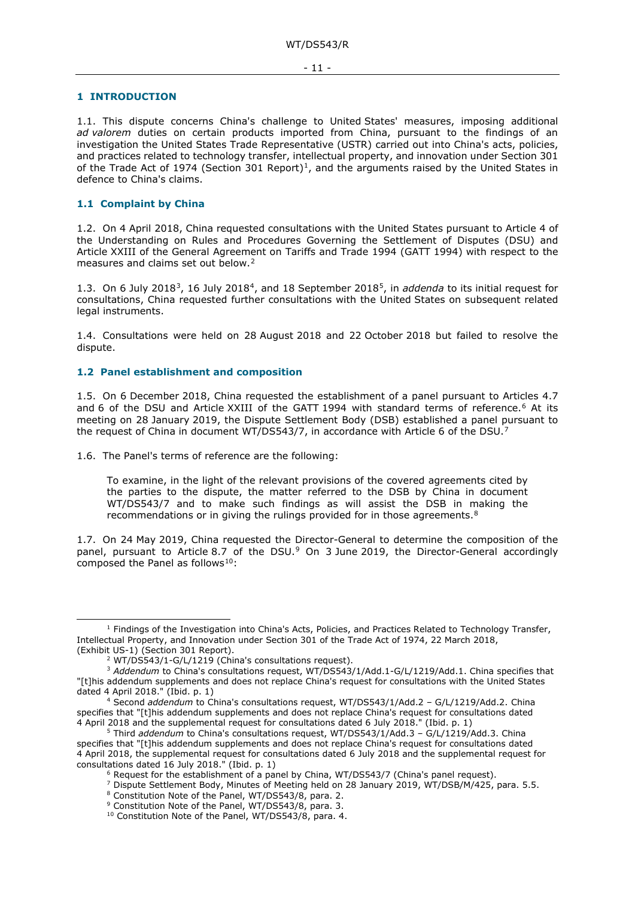# 1 INTRODUCTION

1.1. This dispute concerns China's challenge to United States' measures, imposing additional *ad valorem* duties on certain products imported from China, pursuant to the findings of an investigation the United States Trade Representative (USTR) carried out into China's acts, policies, and practices related to technology transfer, intellectual property, and innovation under Section 301 of the Trade Act of 1974 (Section 301 Report)[1], and the arguments raised by the United States in defence to China's claims.

## 1.1 Complaint by China

1.2. On 4 April 2018, China requested consultations with the United States pursuant to Article 4 of the Understanding on Rules and Procedures Governing the Settlement of Disputes (DSU) and Article XXIII of the General Agreement on Tariffs and Trade 1994 (GATT 1994) with respect to the measures and claims set out below.[2]

1.3. On 6 July 2018[3], 16 July 2018[4], and 18 September 2018[5], in *addenda* to its initial request for consultations, China requested further consultations with the United States on subsequent related legal instruments.

1.4. Consultations were held on 28 August 2018 and 22 October 2018 but failed to resolve the dispute.

## 1.2 Panel establishment and composition

1.5. On 6 December 2018, China requested the establishment of a panel pursuant to Articles 4.7 and 6 of the DSU and Article XXIII of the GATT 1994 with standard terms of reference.[6] At its meeting on 28 January 2019, the Dispute Settlement Body (DSB) established a panel pursuant to the request of China in document WT/DS543/7, in accordance with Article 6 of the DSU.[7]

1.6. The Panel's terms of reference are the following:

> To examine, in the light of the relevant provisions of the covered agreements cited by the parties to the dispute, the matter referred to the DSB by China in document WT/DS543/7 and to make such findings as will assist the DSB in making the recommendations or in giving the rulings provided for in those agreements.[8]

1.7. On 24 May 2019, China requested the Director-General to determine the composition of the panel, pursuant to Article 8.7 of the DSU.[9] On 3 June 2019, the Director-General accordingly composed the Panel as follows[10]:

---

[1] Findings of the Investigation into China's Acts, Policies, and Practices Related to Technology Transfer, Intellectual Property, and Innovation under Section 301 of the Trade Act of 1974, 22 March 2018, (Exhibit US-1) (Section 301 Report).

[2] WT/DS543/1-G/L/1219 (China's consultations request).

[3] *Addendum* to China's consultations request, WT/DS543/1/Add.1-G/L/1219/Add.1. China specifies that "[t]his addendum supplements and does not replace China's request for consultations with the United States dated 4 April 2018." (Ibid. p. 1)

[4] Second *addendum* to China's consultations request, WT/DS543/1/Add.2 – G/L/1219/Add.2. China specifies that "[t]his addendum supplements and does not replace China's request for consultations dated 4 April 2018 and the supplemental request for consultations dated 6 July 2018." (Ibid. p. 1)

[5] Third *addendum* to China's consultations request, WT/DS543/1/Add.3 – G/L/1219/Add.3. China specifies that "[t]his addendum supplements and does not replace China's request for consultations dated 4 April 2018, the supplemental request for consultations dated 6 July 2018 and the supplemental request for consultations dated 16 July 2018." (Ibid. p. 1)

[6] Request for the establishment of a panel by China, WT/DS543/7 (China's panel request).

[7] Dispute Settlement Body, Minutes of Meeting held on 28 January 2019, WT/DSB/M/425, para. 5.5.

[8] Constitution Note of the Panel, WT/DS543/8, para. 2.

[9] Constitution Note of the Panel, WT/DS543/8, para. 3.

[10] Constitution Note of the Panel, WT/DS543/8, para. 4.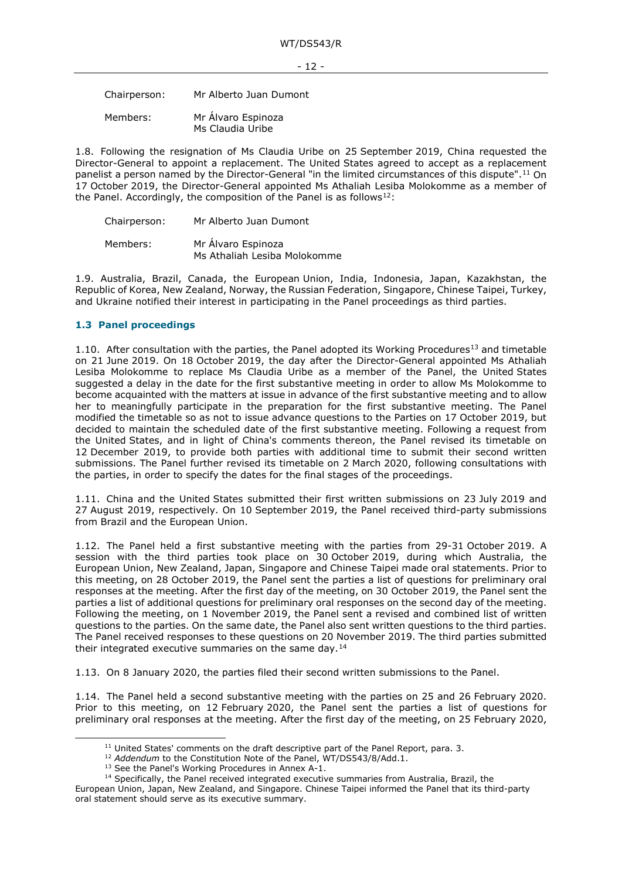| | |
|---|---|
| Chairperson: | Mr Alberto Juan Dumont |
| Members: | Mr Álvaro Espinoza<br>Ms Claudia Uribe |

1.8. Following the resignation of Ms Claudia Uribe on 25 September 2019, China requested the Director-General to appoint a replacement. The United States agreed to accept as a replacement panelist a person named by the Director-General "in the limited circumstances of this dispute".[11] On 17 October 2019, the Director-General appointed Ms Athaliah Lesiba Molokomme as a member of the Panel. Accordingly, the composition of the Panel is as follows[12]:

| | |
|---|---|
| Chairperson: | Mr Alberto Juan Dumont |
| Members: | Mr Álvaro Espinoza<br>Ms Athaliah Lesiba Molokomme |

1.9. Australia, Brazil, Canada, the European Union, India, Indonesia, Japan, Kazakhstan, the Republic of Korea, New Zealand, Norway, the Russian Federation, Singapore, Chinese Taipei, Turkey, and Ukraine notified their interest in participating in the Panel proceedings as third parties.

### 1.3 Panel proceedings

1.10. After consultation with the parties, the Panel adopted its Working Procedures[13] and timetable on 21 June 2019. On 18 October 2019, the day after the Director-General appointed Ms Athaliah Lesiba Molokomme to replace Ms Claudia Uribe as a member of the Panel, the United States suggested a delay in the date for the first substantive meeting in order to allow Ms Molokomme to become acquainted with the matters at issue in advance of the first substantive meeting and to allow her to meaningfully participate in the preparation for the first substantive meeting. The Panel modified the timetable so as not to issue advance questions to the Parties on 17 October 2019, but decided to maintain the scheduled date of the first substantive meeting. Following a request from the United States, and in light of China's comments thereon, the Panel revised its timetable on 12 December 2019, to provide both parties with additional time to submit their second written submissions. The Panel further revised its timetable on 2 March 2020, following consultations with the parties, in order to specify the dates for the final stages of the proceedings.

1.11. China and the United States submitted their first written submissions on 23 July 2019 and 27 August 2019, respectively. On 10 September 2019, the Panel received third-party submissions from Brazil and the European Union.

1.12. The Panel held a first substantive meeting with the parties from 29-31 October 2019. A session with the third parties took place on 30 October 2019, during which Australia, the European Union, New Zealand, Japan, Singapore and Chinese Taipei made oral statements. Prior to this meeting, on 28 October 2019, the Panel sent the parties a list of questions for preliminary oral responses at the meeting. After the first day of the meeting, on 30 October 2019, the Panel sent the parties a list of additional questions for preliminary oral responses on the second day of the meeting. Following the meeting, on 1 November 2019, the Panel sent a revised and combined list of written questions to the parties. On the same date, the Panel also sent written questions to the third parties. The Panel received responses to these questions on 20 November 2019. The third parties submitted their integrated executive summaries on the same day.[14]

1.13. On 8 January 2020, the parties filed their second written submissions to the Panel.

1.14. The Panel held a second substantive meeting with the parties on 25 and 26 February 2020. Prior to this meeting, on 12 February 2020, the Panel sent the parties a list of questions for preliminary oral responses at the meeting. After the first day of the meeting, on 25 February 2020,

[11] United States' comments on the draft descriptive part of the Panel Report, para. 3.

[12] *Addendum* to the Constitution Note of the Panel, WT/DS543/8/Add.1.

[13] See the Panel's Working Procedures in Annex A-1.

[14] Specifically, the Panel received integrated executive summaries from Australia, Brazil, the European Union, Japan, New Zealand, and Singapore. Chinese Taipei informed the Panel that its third-party oral statement should serve as its executive summary.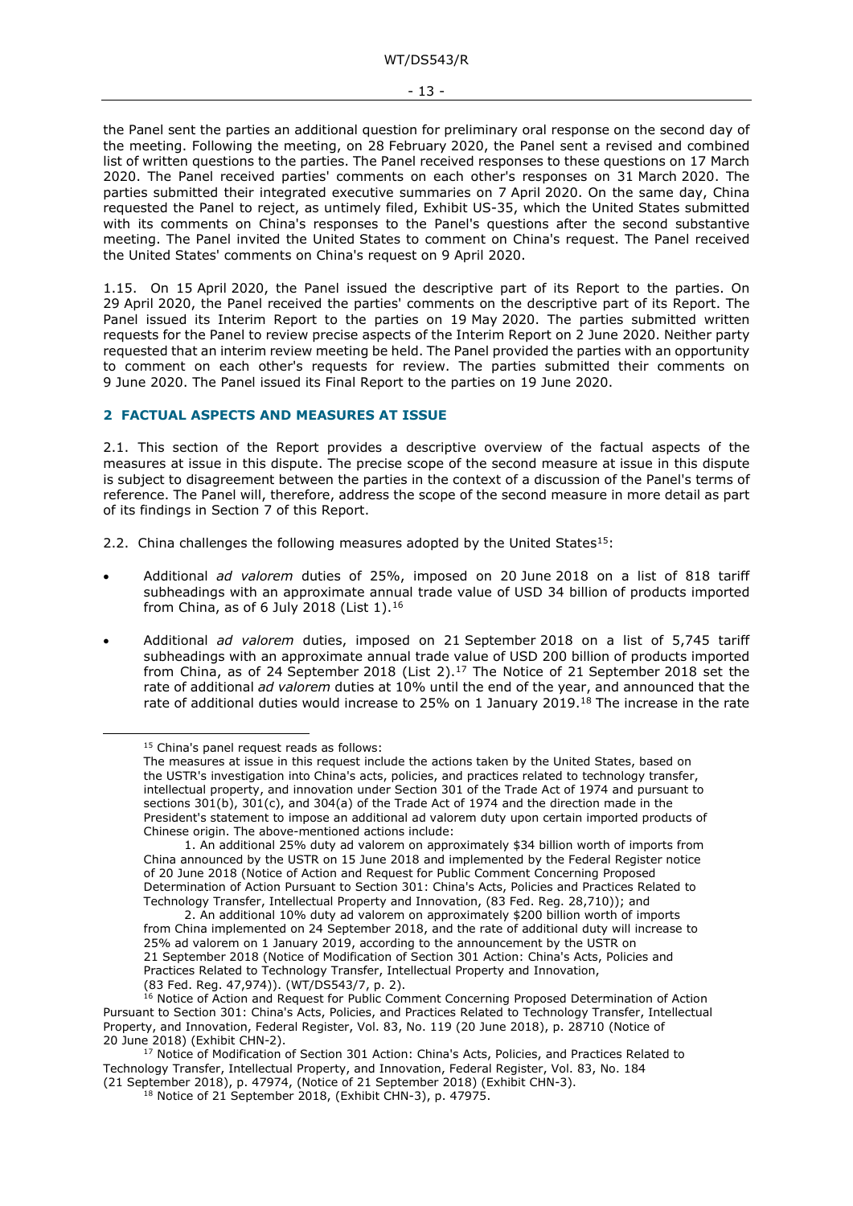the Panel sent the parties an additional question for preliminary oral response on the second day of the meeting. Following the meeting, on 28 February 2020, the Panel sent a revised and combined list of written questions to the parties. The Panel received responses to these questions on 17 March 2020. The Panel received parties' comments on each other's responses on 31 March 2020. The parties submitted their integrated executive summaries on 7 April 2020. On the same day, China requested the Panel to reject, as untimely filed, Exhibit US-35, which the United States submitted with its comments on China's responses to the Panel's questions after the second substantive meeting. The Panel invited the United States to comment on China's request. The Panel received the United States' comments on China's request on 9 April 2020.

1.15. On 15 April 2020, the Panel issued the descriptive part of its Report to the parties. On 29 April 2020, the Panel received the parties' comments on the descriptive part of its Report. The Panel issued its Interim Report to the parties on 19 May 2020. The parties submitted written requests for the Panel to review precise aspects of the Interim Report on 2 June 2020. Neither party requested that an interim review meeting be held. The Panel provided the parties with an opportunity to comment on each other's requests for review. The parties submitted their comments on 9 June 2020. The Panel issued its Final Report to the parties on 19 June 2020.

## 2 FACTUAL ASPECTS AND MEASURES AT ISSUE

2.1. This section of the Report provides a descriptive overview of the factual aspects of the measures at issue in this dispute. The precise scope of the second measure at issue in this dispute is subject to disagreement between the parties in the context of a discussion of the Panel's terms of reference. The Panel will, therefore, address the scope of the second measure in more detail as part of its findings in Section 7 of this Report.

2.2. China challenges the following measures adopted by the United States[15]:

- Additional *ad valorem* duties of 25%, imposed on 20 June 2018 on a list of 818 tariff subheadings with an approximate annual trade value of USD 34 billion of products imported from China, as of 6 July 2018 (List 1).[16]
- Additional *ad valorem* duties, imposed on 21 September 2018 on a list of 5,745 tariff subheadings with an approximate annual trade value of USD 200 billion of products imported from China, as of 24 September 2018 (List 2).[17] The Notice of 21 September 2018 set the rate of additional *ad valorem* duties at 10% until the end of the year, and announced that the rate of additional duties would increase to 25% on 1 January 2019.[18] The increase in the rate

---

[15] China's panel request reads as follows:

The measures at issue in this request include the actions taken by the United States, based on the USTR's investigation into China's acts, policies, and practices related to technology transfer, intellectual property, and innovation under Section 301 of the Trade Act of 1974 and pursuant to sections 301(b), 301(c), and 304(a) of the Trade Act of 1974 and the direction made in the President's statement to impose an additional ad valorem duty upon certain imported products of Chinese origin. The above-mentioned actions include:

1. An additional 25% duty ad valorem on approximately $34 billion worth of imports from China announced by the USTR on 15 June 2018 and implemented by the Federal Register notice of 20 June 2018 (Notice of Action and Request for Public Comment Concerning Proposed Determination of Action Pursuant to Section 301: China's Acts, Policies and Practices Related to Technology Transfer, Intellectual Property and Innovation, (83 Fed. Reg. 28,710)); and

2. An additional 10% duty ad valorem on approximately $200 billion worth of imports from China implemented on 24 September 2018, and the rate of additional duty will increase to 25% ad valorem on 1 January 2019, according to the announcement by the USTR on 21 September 2018 (Notice of Modification of Section 301 Action: China's Acts, Policies and Practices Related to Technology Transfer, Intellectual Property and Innovation, (83 Fed. Reg. 47,974)). (WT/DS543/7, p. 2).

[16] Notice of Action and Request for Public Comment Concerning Proposed Determination of Action Pursuant to Section 301: China's Acts, Policies, and Practices Related to Technology Transfer, Intellectual Property, and Innovation, Federal Register, Vol. 83, No. 119 (20 June 2018), p. 28710 (Notice of 20 June 2018) (Exhibit CHN-2).

[17] Notice of Modification of Section 301 Action: China's Acts, Policies, and Practices Related to Technology Transfer, Intellectual Property, and Innovation, Federal Register, Vol. 83, No. 184 (21 September 2018), p. 47974, (Notice of 21 September 2018) (Exhibit CHN-3).

[18] Notice of 21 September 2018, (Exhibit CHN-3), p. 47975.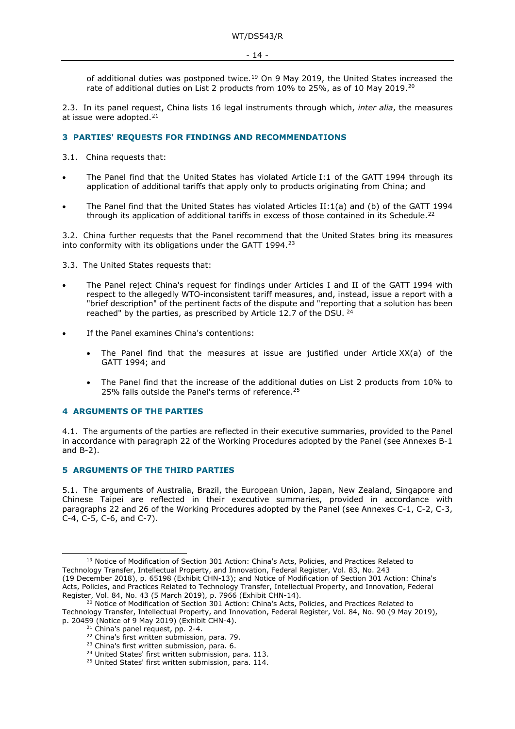of additional duties was postponed twice.[19] On 9 May 2019, the United States increased the rate of additional duties on List 2 products from 10% to 25%, as of 10 May 2019.[20]

2.3. In its panel request, China lists 16 legal instruments through which, *inter alia*, the measures at issue were adopted.[21]

## 3 PARTIES' REQUESTS FOR FINDINGS AND RECOMMENDATIONS

3.1. China requests that:

- The Panel find that the United States has violated Article I:1 of the GATT 1994 through its application of additional tariffs that apply only to products originating from China; and
- The Panel find that the United States has violated Articles II:1(a) and (b) of the GATT 1994 through its application of additional tariffs in excess of those contained in its Schedule.[22]

3.2. China further requests that the Panel recommend that the United States bring its measures into conformity with its obligations under the GATT 1994.[23]

3.3. The United States requests that:

- The Panel reject China's request for findings under Articles I and II of the GATT 1994 with respect to the allegedly WTO-inconsistent tariff measures, and, instead, issue a report with a "brief description" of the pertinent facts of the dispute and "reporting that a solution has been reached" by the parties, as prescribed by Article 12.7 of the DSU.[24]
- If the Panel examines China's contentions:
  - The Panel find that the measures at issue are justified under Article XX(a) of the GATT 1994; and
  - The Panel find that the increase of the additional duties on List 2 products from 10% to 25% falls outside the Panel's terms of reference.[25]

## 4 ARGUMENTS OF THE PARTIES

4.1. The arguments of the parties are reflected in their executive summaries, provided to the Panel in accordance with paragraph 22 of the Working Procedures adopted by the Panel (see Annexes B-1 and B-2).

## 5 ARGUMENTS OF THE THIRD PARTIES

5.1. The arguments of Australia, Brazil, the European Union, Japan, New Zealand, Singapore and Chinese Taipei are reflected in their executive summaries, provided in accordance with paragraphs 22 and 26 of the Working Procedures adopted by the Panel (see Annexes C-1, C-2, C-3, C-4, C-5, C-6, and C-7).

---

[19] Notice of Modification of Section 301 Action: China's Acts, Policies, and Practices Related to Technology Transfer, Intellectual Property, and Innovation, Federal Register, Vol. 83, No. 243 (19 December 2018), p. 65198 (Exhibit CHN-13); and Notice of Modification of Section 301 Action: China's Acts, Policies, and Practices Related to Technology Transfer, Intellectual Property, and Innovation, Federal Register, Vol. 84, No. 43 (5 March 2019), p. 7966 (Exhibit CHN-14).

[20] Notice of Modification of Section 301 Action: China's Acts, Policies, and Practices Related to Technology Transfer, Intellectual Property, and Innovation, Federal Register, Vol. 84, No. 90 (9 May 2019), p. 20459 (Notice of 9 May 2019) (Exhibit CHN-4).

[21] China's panel request, pp. 2-4.

[22] China's first written submission, para. 79.

[23] China's first written submission, para. 6.

[24] United States' first written submission, para. 113.

[25] United States' first written submission, para. 114.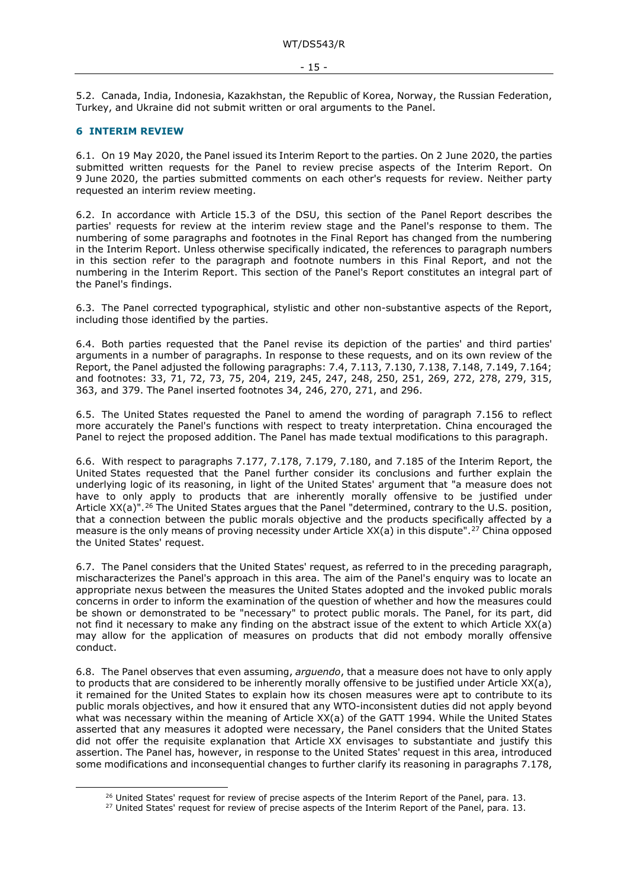5.2. Canada, India, Indonesia, Kazakhstan, the Republic of Korea, Norway, the Russian Federation, Turkey, and Ukraine did not submit written or oral arguments to the Panel.

## 6 INTERIM REVIEW

6.1. On 19 May 2020, the Panel issued its Interim Report to the parties. On 2 June 2020, the parties submitted written requests for the Panel to review precise aspects of the Interim Report. On 9 June 2020, the parties submitted comments on each other's requests for review. Neither party requested an interim review meeting.

6.2. In accordance with Article 15.3 of the DSU, this section of the Panel Report describes the parties' requests for review at the interim review stage and the Panel's response to them. The numbering of some paragraphs and footnotes in the Final Report has changed from the numbering in the Interim Report. Unless otherwise specifically indicated, the references to paragraph numbers in this section refer to the paragraph and footnote numbers in this Final Report, and not the numbering in the Interim Report. This section of the Panel's Report constitutes an integral part of the Panel's findings.

6.3. The Panel corrected typographical, stylistic and other non-substantive aspects of the Report, including those identified by the parties.

6.4. Both parties requested that the Panel revise its depiction of the parties' and third parties' arguments in a number of paragraphs. In response to these requests, and on its own review of the Report, the Panel adjusted the following paragraphs: 7.4, 7.113, 7.130, 7.138, 7.148, 7.149, 7.164; and footnotes: 33, 71, 72, 73, 75, 204, 219, 245, 247, 248, 250, 251, 269, 272, 278, 279, 315, 363, and 379. The Panel inserted footnotes 34, 246, 270, 271, and 296.

6.5. The United States requested the Panel to amend the wording of paragraph 7.156 to reflect more accurately the Panel's functions with respect to treaty interpretation. China encouraged the Panel to reject the proposed addition. The Panel has made textual modifications to this paragraph.

6.6. With respect to paragraphs 7.177, 7.178, 7.179, 7.180, and 7.185 of the Interim Report, the United States requested that the Panel further consider its conclusions and further explain the underlying logic of its reasoning, in light of the United States' argument that "a measure does not have to only apply to products that are inherently morally offensive to be justified under Article XX(a)".[26] The United States argues that the Panel "determined, contrary to the U.S. position, that a connection between the public morals objective and the products specifically affected by a measure is the only means of proving necessity under Article XX(a) in this dispute".[27] China opposed the United States' request.

6.7. The Panel considers that the United States' request, as referred to in the preceding paragraph, mischaracterizes the Panel's approach in this area. The aim of the Panel's enquiry was to locate an appropriate nexus between the measures the United States adopted and the invoked public morals concerns in order to inform the examination of the question of whether and how the measures could be shown or demonstrated to be "necessary" to protect public morals. The Panel, for its part, did not find it necessary to make any finding on the abstract issue of the extent to which Article XX(a) may allow for the application of measures on products that did not embody morally offensive conduct.

6.8. The Panel observes that even assuming, *arguendo*, that a measure does not have to only apply to products that are considered to be inherently morally offensive to be justified under Article XX(a), it remained for the United States to explain how its chosen measures were apt to contribute to its public morals objectives, and how it ensured that any WTO-inconsistent duties did not apply beyond what was necessary within the meaning of Article XX(a) of the GATT 1994. While the United States asserted that any measures it adopted were necessary, the Panel considers that the United States did not offer the requisite explanation that Article XX envisages to substantiate and justify this assertion. The Panel has, however, in response to the United States' request in this area, introduced some modifications and inconsequential changes to further clarify its reasoning in paragraphs 7.178,

[26] United States' request for review of precise aspects of the Interim Report of the Panel, para. 13.

[27] United States' request for review of precise aspects of the Interim Report of the Panel, para. 13.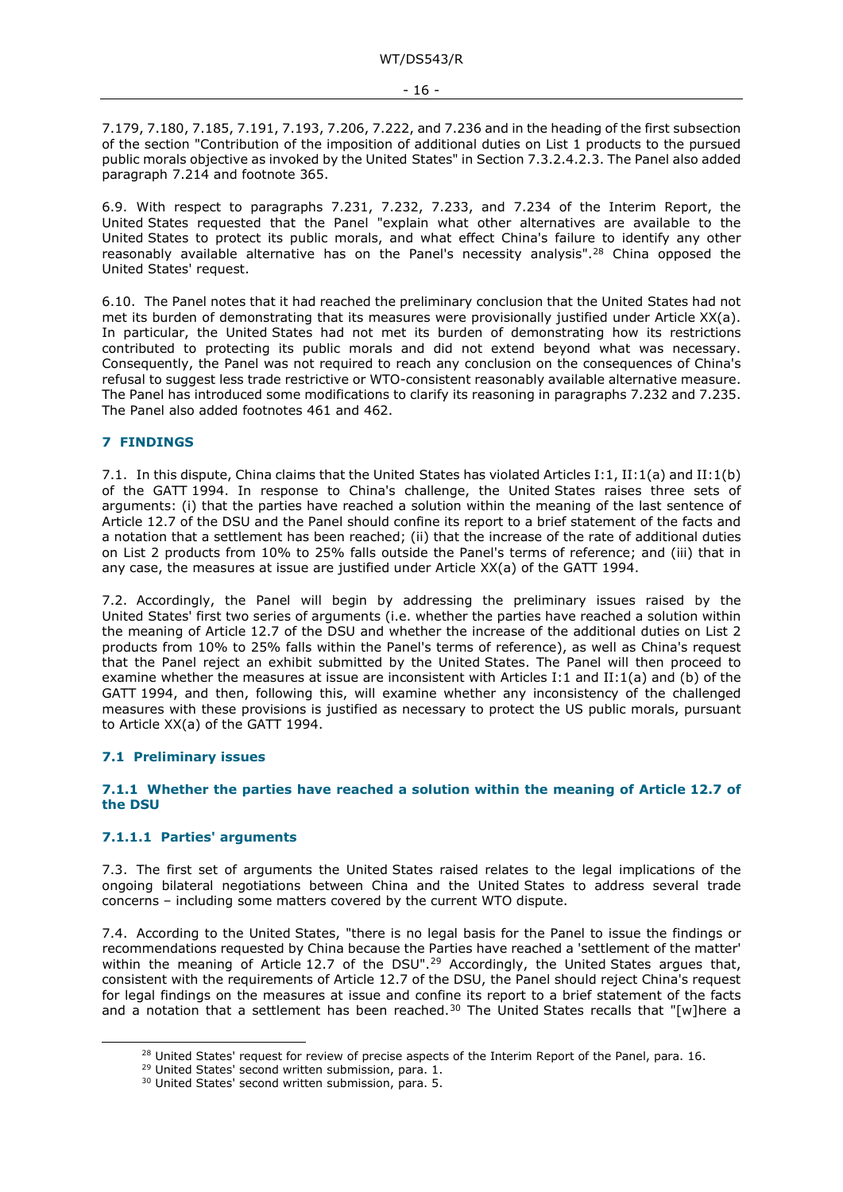7.179, 7.180, 7.185, 7.191, 7.193, 7.206, 7.222, and 7.236 and in the heading of the first subsection of the section "Contribution of the imposition of additional duties on List 1 products to the pursued public morals objective as invoked by the United States" in Section 7.3.2.4.2.3. The Panel also added paragraph 7.214 and footnote 365.

6.9. With respect to paragraphs 7.231, 7.232, 7.233, and 7.234 of the Interim Report, the United States requested that the Panel "explain what other alternatives are available to the United States to protect its public morals, and what effect China's failure to identify any other reasonably available alternative has on the Panel's necessity analysis".[28] China opposed the United States' request.

6.10. The Panel notes that it had reached the preliminary conclusion that the United States had not met its burden of demonstrating that its measures were provisionally justified under Article XX(a). In particular, the United States had not met its burden of demonstrating how its restrictions contributed to protecting its public morals and did not extend beyond what was necessary. Consequently, the Panel was not required to reach any conclusion on the consequences of China's refusal to suggest less trade restrictive or WTO-consistent reasonably available alternative measure. The Panel has introduced some modifications to clarify its reasoning in paragraphs 7.232 and 7.235. The Panel also added footnotes 461 and 462.

# 7 FINDINGS

7.1. In this dispute, China claims that the United States has violated Articles I:1, II:1(a) and II:1(b) of the GATT 1994. In response to China's challenge, the United States raises three sets of arguments: (i) that the parties have reached a solution within the meaning of the last sentence of Article 12.7 of the DSU and the Panel should confine its report to a brief statement of the facts and a notation that a settlement has been reached; (ii) that the increase of the rate of additional duties on List 2 products from 10% to 25% falls outside the Panel's terms of reference; and (iii) that in any case, the measures at issue are justified under Article XX(a) of the GATT 1994.

7.2. Accordingly, the Panel will begin by addressing the preliminary issues raised by the United States' first two series of arguments (i.e. whether the parties have reached a solution within the meaning of Article 12.7 of the DSU and whether the increase of the additional duties on List 2 products from 10% to 25% falls within the Panel's terms of reference), as well as China's request that the Panel reject an exhibit submitted by the United States. The Panel will then proceed to examine whether the measures at issue are inconsistent with Articles I:1 and II:1(a) and (b) of the GATT 1994, and then, following this, will examine whether any inconsistency of the challenged measures with these provisions is justified as necessary to protect the US public morals, pursuant to Article XX(a) of the GATT 1994.

## 7.1 Preliminary issues

### 7.1.1 Whether the parties have reached a solution within the meaning of Article 12.7 of the DSU

#### 7.1.1.1 Parties' arguments

7.3. The first set of arguments the United States raised relates to the legal implications of the ongoing bilateral negotiations between China and the United States to address several trade concerns – including some matters covered by the current WTO dispute.

7.4. According to the United States, "there is no legal basis for the Panel to issue the findings or recommendations requested by China because the Parties have reached a 'settlement of the matter' within the meaning of Article 12.7 of the DSU".[29] Accordingly, the United States argues that, consistent with the requirements of Article 12.7 of the DSU, the Panel should reject China's request for legal findings on the measures at issue and confine its report to a brief statement of the facts and a notation that a settlement has been reached.[30] The United States recalls that "[w]here a

[28] United States' request for review of precise aspects of the Interim Report of the Panel, para. 16.

[29] United States' second written submission, para. 1.

[30] United States' second written submission, para. 5.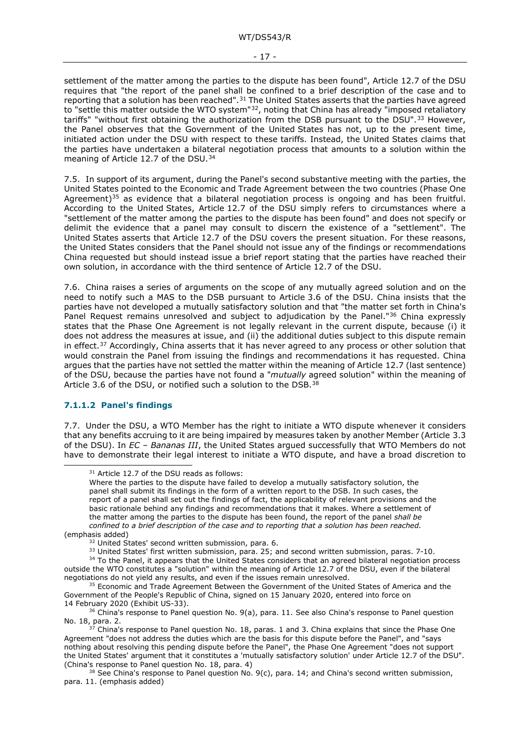settlement of the matter among the parties to the dispute has been found", Article 12.7 of the DSU requires that "the report of the panel shall be confined to a brief description of the case and to reporting that a solution has been reached".[31] The United States asserts that the parties have agreed to "settle this matter outside the WTO system"[32], noting that China has already "imposed retaliatory tariffs" "without first obtaining the authorization from the DSB pursuant to the DSU".[33] However, the Panel observes that the Government of the United States has not, up to the present time, initiated action under the DSU with respect to these tariffs. Instead, the United States claims that the parties have undertaken a bilateral negotiation process that amounts to a solution within the meaning of Article 12.7 of the DSU.[34]

7.5. In support of its argument, during the Panel's second substantive meeting with the parties, the United States pointed to the Economic and Trade Agreement between the two countries (Phase One Agreement)[35] as evidence that a bilateral negotiation process is ongoing and has been fruitful. According to the United States, Article 12.7 of the DSU simply refers to circumstances where a "settlement of the matter among the parties to the dispute has been found" and does not specify or delimit the evidence that a panel may consult to discern the existence of a "settlement". The United States asserts that Article 12.7 of the DSU covers the present situation. For these reasons, the United States considers that the Panel should not issue any of the findings or recommendations China requested but should instead issue a brief report stating that the parties have reached their own solution, in accordance with the third sentence of Article 12.7 of the DSU.

7.6. China raises a series of arguments on the scope of any mutually agreed solution and on the need to notify such a MAS to the DSB pursuant to Article 3.6 of the DSU. China insists that the parties have not developed a mutually satisfactory solution and that "the matter set forth in China's Panel Request remains unresolved and subject to adjudication by the Panel."[36] China expressly states that the Phase One Agreement is not legally relevant in the current dispute, because (i) it does not address the measures at issue, and (ii) the additional duties subject to this dispute remain in effect.[37] Accordingly, China asserts that it has never agreed to any process or other solution that would constrain the Panel from issuing the findings and recommendations it has requested. China argues that the parties have not settled the matter within the meaning of Article 12.7 (last sentence) of the DSU, because the parties have not found a "*mutually* agreed solution" within the meaning of Article 3.6 of the DSU, or notified such a solution to the DSB.[38]

#### 7.1.1.2 Panel's findings

7.7. Under the DSU, a WTO Member has the right to initiate a WTO dispute whenever it considers that any benefits accruing to it are being impaired by measures taken by another Member (Article 3.3 of the DSU). In *EC – Bananas III*, the United States argued successfully that WTO Members do not have to demonstrate their legal interest to initiate a WTO dispute, and have a broad discretion to

---

[31] Article 12.7 of the DSU reads as follows:

> Where the parties to the dispute have failed to develop a mutually satisfactory solution, the panel shall submit its findings in the form of a written report to the DSB. In such cases, the report of a panel shall set out the findings of fact, the applicability of relevant provisions and the basic rationale behind any findings and recommendations that it makes. Where a settlement of the matter among the parties to the dispute has been found, the report of the panel *shall be confined to a brief description of the case and to reporting that a solution has been reached.*

(emphasis added)

[32] United States' second written submission, para. 6.

[33] United States' first written submission, para. 25; and second written submission, paras. 7-10.

[34] To the Panel, it appears that the United States considers that an agreed bilateral negotiation process outside the WTO constitutes a "solution" within the meaning of Article 12.7 of the DSU, even if the bilateral negotiations do not yield any results, and even if the issues remain unresolved.

[35] Economic and Trade Agreement Between the Government of the United States of America and the Government of the People's Republic of China, signed on 15 January 2020, entered into force on 14 February 2020 (Exhibit US-33).

[36] China's response to Panel question No. 9(a), para. 11. See also China's response to Panel question No. 18, para. 2.

[37] China's response to Panel question No. 18, paras. 1 and 3. China explains that since the Phase One Agreement "does not address the duties which are the basis for this dispute before the Panel", and "says nothing about resolving this pending dispute before the Panel", the Phase One Agreement "does not support the United States' argument that it constitutes a 'mutually satisfactory solution' under Article 12.7 of the DSU". (China's response to Panel question No. 18, para. 4)

[38] See China's response to Panel question No. 9(c), para. 14; and China's second written submission, para. 11. (emphasis added)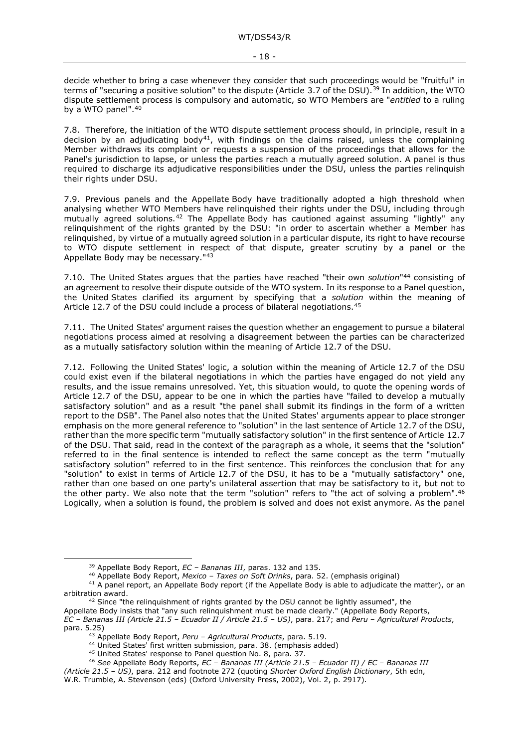decide whether to bring a case whenever they consider that such proceedings would be "fruitful" in terms of "securing a positive solution" to the dispute (Article 3.7 of the DSU).[39] In addition, the WTO dispute settlement process is compulsory and automatic, so WTO Members are "*entitled* to a ruling by a WTO panel".[40]

7.8. Therefore, the initiation of the WTO dispute settlement process should, in principle, result in a decision by an adjudicating body[41], with findings on the claims raised, unless the complaining Member withdraws its complaint or requests a suspension of the proceedings that allows for the Panel's jurisdiction to lapse, or unless the parties reach a mutually agreed solution. A panel is thus required to discharge its adjudicative responsibilities under the DSU, unless the parties relinquish their rights under DSU.

7.9. Previous panels and the Appellate Body have traditionally adopted a high threshold when analysing whether WTO Members have relinquished their rights under the DSU, including through mutually agreed solutions.[42] The Appellate Body has cautioned against assuming "lightly" any relinquishment of the rights granted by the DSU: "in order to ascertain whether a Member has relinquished, by virtue of a mutually agreed solution in a particular dispute, its right to have recourse to WTO dispute settlement in respect of that dispute, greater scrutiny by a panel or the Appellate Body may be necessary."[43]

7.10. The United States argues that the parties have reached "their own *solution*"[44] consisting of an agreement to resolve their dispute outside of the WTO system. In its response to a Panel question, the United States clarified its argument by specifying that a *solution* within the meaning of Article 12.7 of the DSU could include a process of bilateral negotiations.[45]

7.11. The United States' argument raises the question whether an engagement to pursue a bilateral negotiations process aimed at resolving a disagreement between the parties can be characterized as a mutually satisfactory solution within the meaning of Article 12.7 of the DSU.

7.12. Following the United States' logic, a solution within the meaning of Article 12.7 of the DSU could exist even if the bilateral negotiations in which the parties have engaged do not yield any results, and the issue remains unresolved. Yet, this situation would, to quote the opening words of Article 12.7 of the DSU, appear to be one in which the parties have "failed to develop a mutually satisfactory solution" and as a result "the panel shall submit its findings in the form of a written report to the DSB". The Panel also notes that the United States' arguments appear to place stronger emphasis on the more general reference to "solution" in the last sentence of Article 12.7 of the DSU, rather than the more specific term "mutually satisfactory solution" in the first sentence of Article 12.7 of the DSU. That said, read in the context of the paragraph as a whole, it seems that the "solution" referred to in the final sentence is intended to reflect the same concept as the term "mutually satisfactory solution" referred to in the first sentence. This reinforces the conclusion that for any "solution" to exist in terms of Article 12.7 of the DSU, it has to be a "mutually satisfactory" one, rather than one based on one party's unilateral assertion that may be satisfactory to it, but not to the other party. We also note that the term "solution" refers to "the act of solving a problem".[46] Logically, when a solution is found, the problem is solved and does not exist anymore. As the panel

---

[39] Appellate Body Report, *EC – Bananas III*, paras. 132 and 135.

[40] Appellate Body Report, *Mexico – Taxes on Soft Drinks*, para. 52. (emphasis original)

[41] A panel report, an Appellate Body report (if the Appellate Body is able to adjudicate the matter), or an arbitration award.

[42] Since "the relinquishment of rights granted by the DSU cannot be lightly assumed", the Appellate Body insists that "any such relinquishment must be made clearly." (Appellate Body Reports, *EC – Bananas III (Article 21.5 – Ecuador II / Article 21.5 – US)*, para. 217; and *Peru – Agricultural Products*, para. 5.25)

[43] Appellate Body Report, *Peru – Agricultural Products*, para. 5.19.

[44] United States' first written submission, para. 38. (emphasis added)

[45] United States' response to Panel question No. 8, para. 37.

[46] *See* Appellate Body Reports, *EC – Bananas III (Article 21.5 – Ecuador II) / EC – Bananas III (Article 21.5 – US)*, para. 212 and footnote 272 (quoting *Shorter Oxford English Dictionary*, 5th edn, W.R. Trumble, A. Stevenson (eds) (Oxford University Press, 2002), Vol. 2, p. 2917).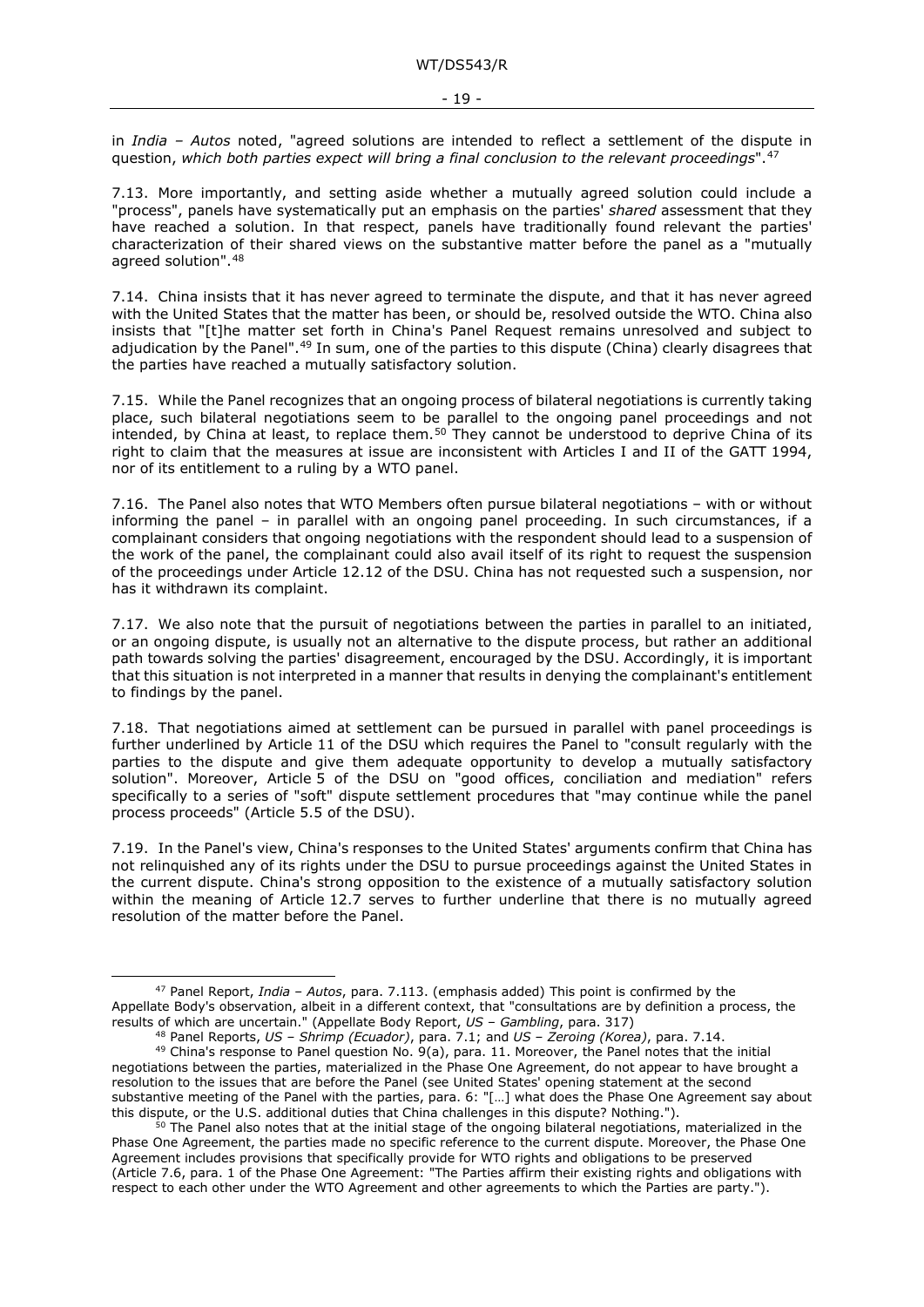in *India – Autos* noted, "agreed solutions are intended to reflect a settlement of the dispute in question, *which both parties expect will bring a final conclusion to the relevant proceedings*".[47]

7.13. More importantly, and setting aside whether a mutually agreed solution could include a "process", panels have systematically put an emphasis on the parties' *shared* assessment that they have reached a solution. In that respect, panels have traditionally found relevant the parties' characterization of their shared views on the substantive matter before the panel as a "mutually agreed solution".[48]

7.14. China insists that it has never agreed to terminate the dispute, and that it has never agreed with the United States that the matter has been, or should be, resolved outside the WTO. China also insists that "[t]he matter set forth in China's Panel Request remains unresolved and subject to adjudication by the Panel".[49] In sum, one of the parties to this dispute (China) clearly disagrees that the parties have reached a mutually satisfactory solution.

7.15. While the Panel recognizes that an ongoing process of bilateral negotiations is currently taking place, such bilateral negotiations seem to be parallel to the ongoing panel proceedings and not intended, by China at least, to replace them.[50] They cannot be understood to deprive China of its right to claim that the measures at issue are inconsistent with Articles I and II of the GATT 1994, nor of its entitlement to a ruling by a WTO panel.

7.16. The Panel also notes that WTO Members often pursue bilateral negotiations – with or without informing the panel – in parallel with an ongoing panel proceeding. In such circumstances, if a complainant considers that ongoing negotiations with the respondent should lead to a suspension of the work of the panel, the complainant could also avail itself of its right to request the suspension of the proceedings under Article 12.12 of the DSU. China has not requested such a suspension, nor has it withdrawn its complaint.

7.17. We also note that the pursuit of negotiations between the parties in parallel to an initiated, or an ongoing dispute, is usually not an alternative to the dispute process, but rather an additional path towards solving the parties' disagreement, encouraged by the DSU. Accordingly, it is important that this situation is not interpreted in a manner that results in denying the complainant's entitlement to findings by the panel.

7.18. That negotiations aimed at settlement can be pursued in parallel with panel proceedings is further underlined by Article 11 of the DSU which requires the Panel to "consult regularly with the parties to the dispute and give them adequate opportunity to develop a mutually satisfactory solution". Moreover, Article 5 of the DSU on "good offices, conciliation and mediation" refers specifically to a series of "soft" dispute settlement procedures that "may continue while the panel process proceeds" (Article 5.5 of the DSU).

7.19. In the Panel's view, China's responses to the United States' arguments confirm that China has not relinquished any of its rights under the DSU to pursue proceedings against the United States in the current dispute. China's strong opposition to the existence of a mutually satisfactory solution within the meaning of Article 12.7 serves to further underline that there is no mutually agreed resolution of the matter before the Panel.

---

[47] Panel Report, *India – Autos*, para. 7.113. (emphasis added) This point is confirmed by the Appellate Body's observation, albeit in a different context, that "consultations are by definition a process, the results of which are uncertain." (Appellate Body Report, *US – Gambling*, para. 317)

[48] Panel Reports, *US – Shrimp (Ecuador)*, para. 7.1; and *US – Zeroing (Korea)*, para. 7.14.

[49] China's response to Panel question No. 9(a), para. 11. Moreover, the Panel notes that the initial negotiations between the parties, materialized in the Phase One Agreement, do not appear to have brought a resolution to the issues that are before the Panel (see United States' opening statement at the second substantive meeting of the Panel with the parties, para. 6: "[…] what does the Phase One Agreement say about this dispute, or the U.S. additional duties that China challenges in this dispute? Nothing.").

[50] The Panel also notes that at the initial stage of the ongoing bilateral negotiations, materialized in the Phase One Agreement, the parties made no specific reference to the current dispute. Moreover, the Phase One Agreement includes provisions that specifically provide for WTO rights and obligations to be preserved (Article 7.6, para. 1 of the Phase One Agreement: "The Parties affirm their existing rights and obligations with respect to each other under the WTO Agreement and other agreements to which the Parties are party.").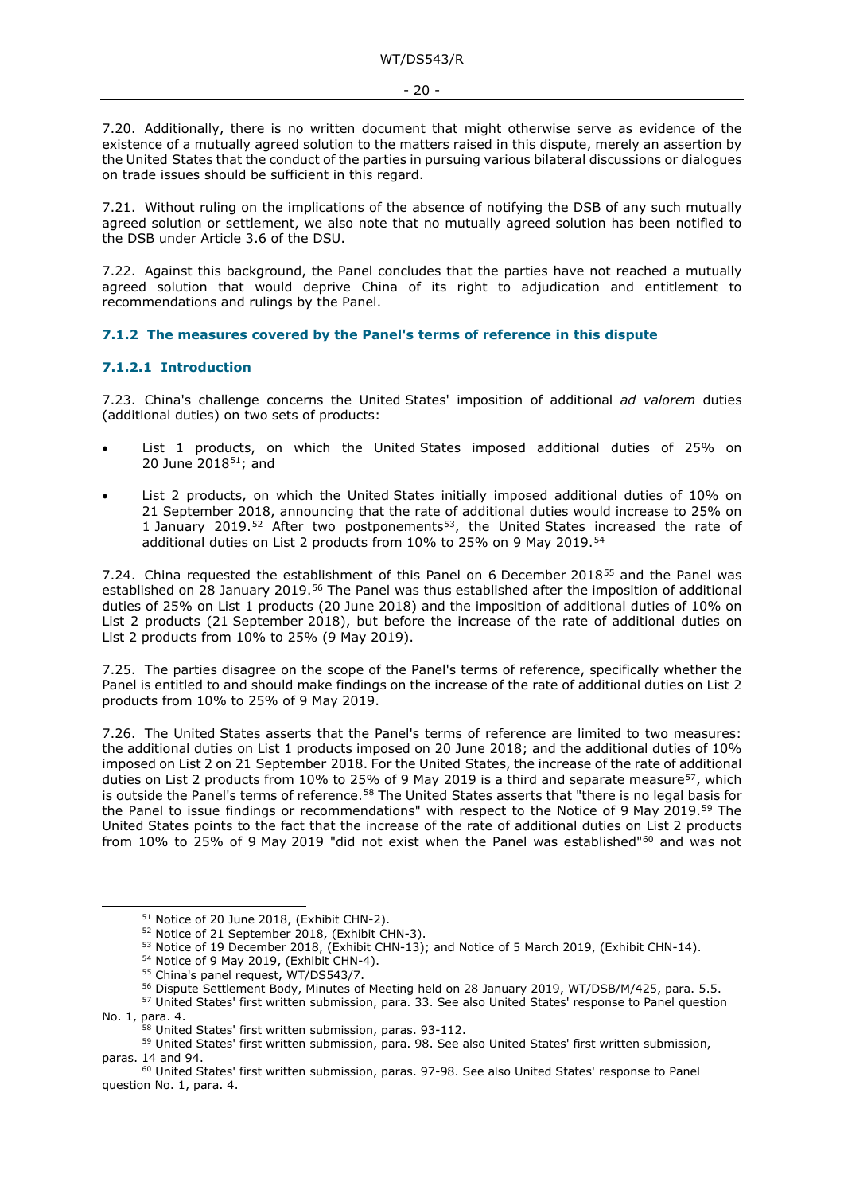7.20. Additionally, there is no written document that might otherwise serve as evidence of the existence of a mutually agreed solution to the matters raised in this dispute, merely an assertion by the United States that the conduct of the parties in pursuing various bilateral discussions or dialogues on trade issues should be sufficient in this regard.

7.21. Without ruling on the implications of the absence of notifying the DSB of any such mutually agreed solution or settlement, we also note that no mutually agreed solution has been notified to the DSB under Article 3.6 of the DSU.

7.22. Against this background, the Panel concludes that the parties have not reached a mutually agreed solution that would deprive China of its right to adjudication and entitlement to recommendations and rulings by the Panel.

### 7.1.2 The measures covered by the Panel's terms of reference in this dispute

#### 7.1.2.1 Introduction

7.23. China's challenge concerns the United States' imposition of additional *ad valorem* duties (additional duties) on two sets of products:

- List 1 products, on which the United States imposed additional duties of 25% on 20 June 2018[51]; and
- List 2 products, on which the United States initially imposed additional duties of 10% on 21 September 2018, announcing that the rate of additional duties would increase to 25% on 1 January 2019.[52] After two postponements[53], the United States increased the rate of additional duties on List 2 products from 10% to 25% on 9 May 2019.[54]

7.24. China requested the establishment of this Panel on 6 December 2018[55] and the Panel was established on 28 January 2019.[56] The Panel was thus established after the imposition of additional duties of 25% on List 1 products (20 June 2018) and the imposition of additional duties of 10% on List 2 products (21 September 2018), but before the increase of the rate of additional duties on List 2 products from 10% to 25% (9 May 2019).

7.25. The parties disagree on the scope of the Panel's terms of reference, specifically whether the Panel is entitled to and should make findings on the increase of the rate of additional duties on List 2 products from 10% to 25% of 9 May 2019.

7.26. The United States asserts that the Panel's terms of reference are limited to two measures: the additional duties on List 1 products imposed on 20 June 2018; and the additional duties of 10% imposed on List 2 on 21 September 2018. For the United States, the increase of the rate of additional duties on List 2 products from 10% to 25% of 9 May 2019 is a third and separate measure[57], which is outside the Panel's terms of reference.[58] The United States asserts that "there is no legal basis for the Panel to issue findings or recommendations" with respect to the Notice of 9 May 2019.[59] The United States points to the fact that the increase of the rate of additional duties on List 2 products from 10% to 25% of 9 May 2019 "did not exist when the Panel was established"[60] and was not

---

[51] Notice of 20 June 2018, (Exhibit CHN-2).

[52] Notice of 21 September 2018, (Exhibit CHN-3).

[53] Notice of 19 December 2018, (Exhibit CHN-13); and Notice of 5 March 2019, (Exhibit CHN-14).

[54] Notice of 9 May 2019, (Exhibit CHN-4).

[55] China's panel request, WT/DS543/7.

[56] Dispute Settlement Body, Minutes of Meeting held on 28 January 2019, WT/DSB/M/425, para. 5.5.

[57] United States' first written submission, para. 33. See also United States' response to Panel question No. 1, para. 4.

[58] United States' first written submission, paras. 93-112.

[59] United States' first written submission, para. 98. See also United States' first written submission, paras. 14 and 94.

[60] United States' first written submission, paras. 97-98. See also United States' response to Panel question No. 1, para. 4.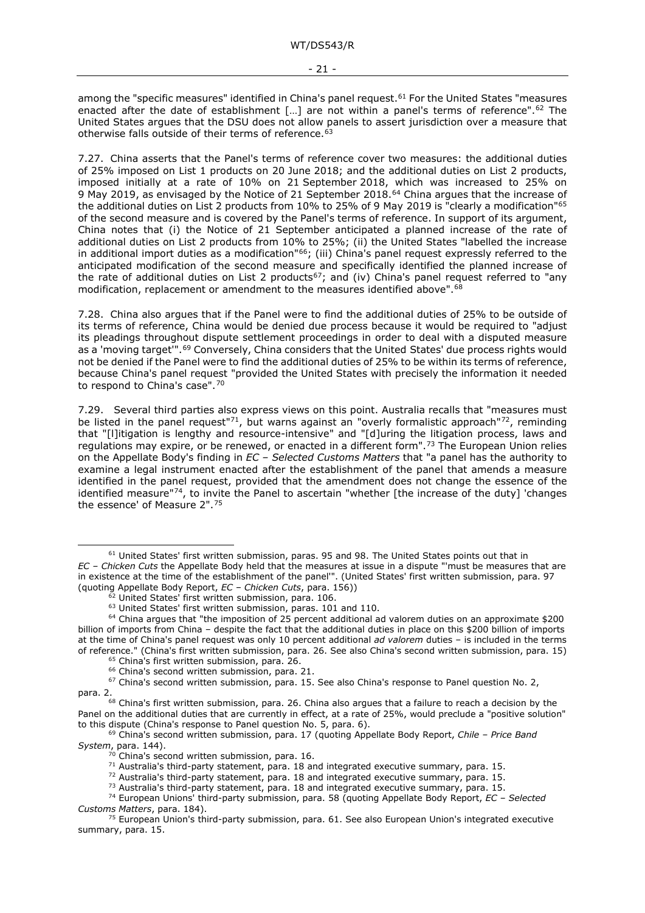among the "specific measures" identified in China's panel request.[61] For the United States "measures enacted after the date of establishment […] are not within a panel's terms of reference".[62] The United States argues that the DSU does not allow panels to assert jurisdiction over a measure that otherwise falls outside of their terms of reference.[63]

7.27. China asserts that the Panel's terms of reference cover two measures: the additional duties of 25% imposed on List 1 products on 20 June 2018; and the additional duties on List 2 products, imposed initially at a rate of 10% on 21 September 2018, which was increased to 25% on 9 May 2019, as envisaged by the Notice of 21 September 2018.[64] China argues that the increase of the additional duties on List 2 products from 10% to 25% of 9 May 2019 is "clearly a modification"[65] of the second measure and is covered by the Panel's terms of reference. In support of its argument, China notes that (i) the Notice of 21 September anticipated a planned increase of the rate of additional duties on List 2 products from 10% to 25%; (ii) the United States "labelled the increase in additional import duties as a modification"[66]; (iii) China's panel request expressly referred to the anticipated modification of the second measure and specifically identified the planned increase of the rate of additional duties on List 2 products[67]; and (iv) China's panel request referred to "any modification, replacement or amendment to the measures identified above".[68]

7.28. China also argues that if the Panel were to find the additional duties of 25% to be outside of its terms of reference, China would be denied due process because it would be required to "adjust its pleadings throughout dispute settlement proceedings in order to deal with a disputed measure as a 'moving target'".[69] Conversely, China considers that the United States' due process rights would not be denied if the Panel were to find the additional duties of 25% to be within its terms of reference, because China's panel request "provided the United States with precisely the information it needed to respond to China's case".[70]

7.29. Several third parties also express views on this point. Australia recalls that "measures must be listed in the panel request"[71], but warns against an "overly formalistic approach"[72], reminding that "[l]itigation is lengthy and resource-intensive" and "[d]uring the litigation process, laws and regulations may expire, or be renewed, or enacted in a different form".[73] The European Union relies on the Appellate Body's finding in *EC – Selected Customs Matters* that "a panel has the authority to examine a legal instrument enacted after the establishment of the panel that amends a measure identified in the panel request, provided that the amendment does not change the essence of the identified measure"[74], to invite the Panel to ascertain "whether [the increase of the duty] 'changes the essence' of Measure 2".[75]

---

[61] United States' first written submission, paras. 95 and 98. The United States points out that in *EC – Chicken Cuts* the Appellate Body held that the measures at issue in a dispute "'must be measures that are in existence at the time of the establishment of the panel'". (United States' first written submission, para. 97 (quoting Appellate Body Report, *EC – Chicken Cuts*, para. 156))

[62] United States' first written submission, para. 106.

[63] United States' first written submission, paras. 101 and 110.

[64] China argues that "the imposition of 25 percent additional ad valorem duties on an approximate $200 billion of imports from China – despite the fact that the additional duties in place on this $200 billion of imports at the time of China's panel request was only 10 percent additional *ad valorem* duties – is included in the terms of reference." (China's first written submission, para. 26. See also China's second written submission, para. 15)

[65] China's first written submission, para. 26.

[66] China's second written submission, para. 21.

[67] China's second written submission, para. 15. See also China's response to Panel question No. 2, para. 2.

[68] China's first written submission, para. 26. China also argues that a failure to reach a decision by the Panel on the additional duties that are currently in effect, at a rate of 25%, would preclude a "positive solution" to this dispute (China's response to Panel question No. 5, para. 6).

[69] China's second written submission, para. 17 (quoting Appellate Body Report, *Chile – Price Band System*, para. 144).

[70] China's second written submission, para. 16.

[71] Australia's third-party statement, para. 18 and integrated executive summary, para. 15.

[72] Australia's third-party statement, para. 18 and integrated executive summary, para. 15.

[73] Australia's third-party statement, para. 18 and integrated executive summary, para. 15.

[74] European Unions' third-party submission, para. 58 (quoting Appellate Body Report, *EC – Selected Customs Matters*, para. 184).

[75] European Union's third-party submission, para. 61. See also European Union's integrated executive summary, para. 15.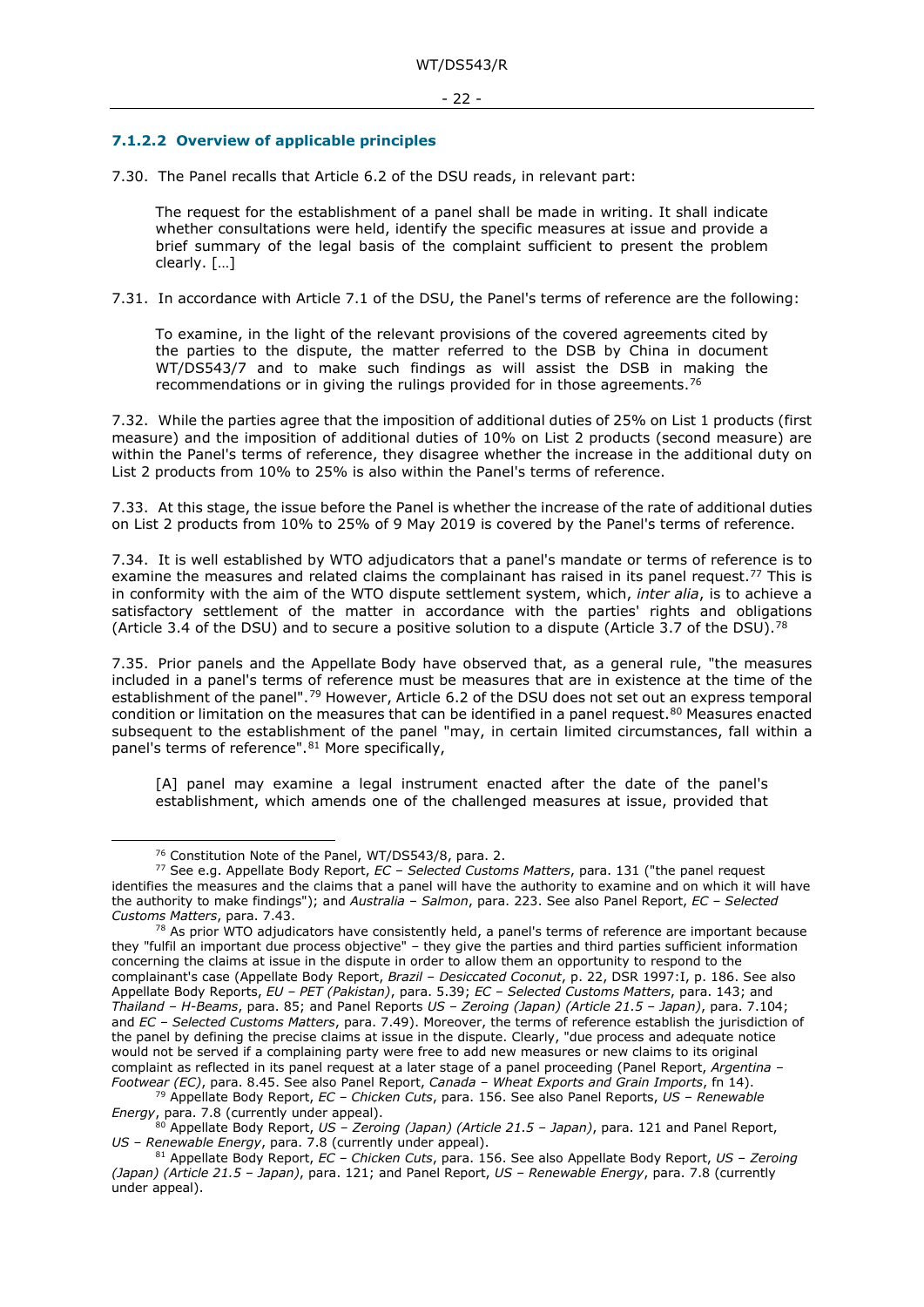#### 7.1.2.2 Overview of applicable principles

7.30. The Panel recalls that Article 6.2 of the DSU reads, in relevant part:

> The request for the establishment of a panel shall be made in writing. It shall indicate whether consultations were held, identify the specific measures at issue and provide a brief summary of the legal basis of the complaint sufficient to present the problem clearly. […]

7.31. In accordance with Article 7.1 of the DSU, the Panel's terms of reference are the following:

> To examine, in the light of the relevant provisions of the covered agreements cited by the parties to the dispute, the matter referred to the DSB by China in document WT/DS543/7 and to make such findings as will assist the DSB in making the recommendations or in giving the rulings provided for in those agreements.[76]

7.32. While the parties agree that the imposition of additional duties of 25% on List 1 products (first measure) and the imposition of additional duties of 10% on List 2 products (second measure) are within the Panel's terms of reference, they disagree whether the increase in the additional duty on List 2 products from 10% to 25% is also within the Panel's terms of reference.

7.33. At this stage, the issue before the Panel is whether the increase of the rate of additional duties on List 2 products from 10% to 25% of 9 May 2019 is covered by the Panel's terms of reference.

7.34. It is well established by WTO adjudicators that a panel's mandate or terms of reference is to examine the measures and related claims the complainant has raised in its panel request.[77] This is in conformity with the aim of the WTO dispute settlement system, which, *inter alia*, is to achieve a satisfactory settlement of the matter in accordance with the parties' rights and obligations (Article 3.4 of the DSU) and to secure a positive solution to a dispute (Article 3.7 of the DSU).[78]

7.35. Prior panels and the Appellate Body have observed that, as a general rule, "the measures included in a panel's terms of reference must be measures that are in existence at the time of the establishment of the panel".[79] However, Article 6.2 of the DSU does not set out an express temporal condition or limitation on the measures that can be identified in a panel request.[80] Measures enacted subsequent to the establishment of the panel "may, in certain limited circumstances, fall within a panel's terms of reference".[81] More specifically,

> [A] panel may examine a legal instrument enacted after the date of the panel's establishment, which amends one of the challenged measures at issue, provided that

---

[76] Constitution Note of the Panel, WT/DS543/8, para. 2.

[77] See e.g. Appellate Body Report, *EC – Selected Customs Matters*, para. 131 ("the panel request identifies the measures and the claims that a panel will have the authority to examine and on which it will have the authority to make findings"); and *Australia – Salmon*, para. 223. See also Panel Report, *EC – Selected Customs Matters*, para. 7.43.

[78] As prior WTO adjudicators have consistently held, a panel's terms of reference are important because they "fulfil an important due process objective" – they give the parties and third parties sufficient information concerning the claims at issue in the dispute in order to allow them an opportunity to respond to the complainant's case (Appellate Body Report, *Brazil – Desiccated Coconut*, p. 22, DSR 1997:I, p. 186. See also Appellate Body Reports, *EU – PET (Pakistan)*, para. 5.39; *EC – Selected Customs Matters*, para. 143; and *Thailand – H-Beams*, para. 85; and Panel Reports *US – Zeroing (Japan) (Article 21.5 – Japan)*, para. 7.104; and *EC – Selected Customs Matters*, para. 7.49). Moreover, the terms of reference establish the jurisdiction of the panel by defining the precise claims at issue in the dispute. Clearly, "due process and adequate notice would not be served if a complaining party were free to add new measures or new claims to its original complaint as reflected in its panel request at a later stage of a panel proceeding (Panel Report, *Argentina – Footwear (EC)*, para. 8.45. See also Panel Report, *Canada – Wheat Exports and Grain Imports*, fn 14).

[79] Appellate Body Report, *EC – Chicken Cuts*, para. 156. See also Panel Reports, *US – Renewable Energy*, para. 7.8 (currently under appeal).

[80] Appellate Body Report, *US – Zeroing (Japan) (Article 21.5 – Japan)*, para. 121 and Panel Report, *US – Renewable Energy*, para. 7.8 (currently under appeal).

[81] Appellate Body Report, *EC – Chicken Cuts*, para. 156. See also Appellate Body Report, *US – Zeroing (Japan) (Article 21.5 – Japan)*, para. 121; and Panel Report, *US – Renewable Energy*, para. 7.8 (currently under appeal).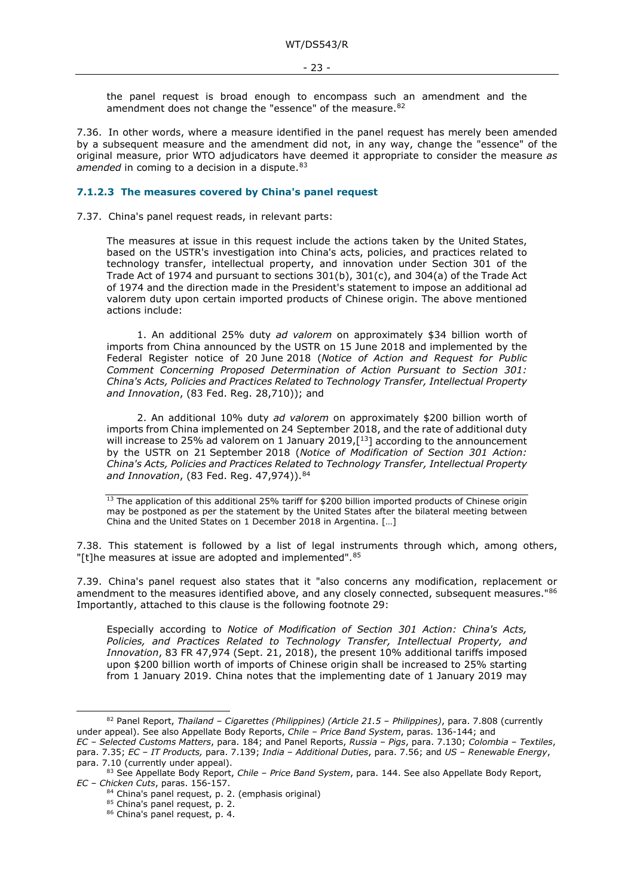the panel request is broad enough to encompass such an amendment and the amendment does not change the "essence" of the measure.[82]

7.36. In other words, where a measure identified in the panel request has merely been amended by a subsequent measure and the amendment did not, in any way, change the "essence" of the original measure, prior WTO adjudicators have deemed it appropriate to consider the measure *as amended* in coming to a decision in a dispute.[83]

#### 7.1.2.3 The measures covered by China's panel request

7.37. China's panel request reads, in relevant parts:

> The measures at issue in this request include the actions taken by the United States, based on the USTR's investigation into China's acts, policies, and practices related to technology transfer, intellectual property, and innovation under Section 301 of the Trade Act of 1974 and pursuant to sections 301(b), 301(c), and 304(a) of the Trade Act of 1974 and the direction made in the President's statement to impose an additional ad valorem duty upon certain imported products of Chinese origin. The above mentioned actions include:
>
> 1. An additional 25% duty *ad valorem* on approximately $34 billion worth of imports from China announced by the USTR on 15 June 2018 and implemented by the Federal Register notice of 20 June 2018 (*Notice of Action and Request for Public Comment Concerning Proposed Determination of Action Pursuant to Section 301: China's Acts, Policies and Practices Related to Technology Transfer, Intellectual Property and Innovation*, (83 Fed. Reg. 28,710)); and
>
> 2. An additional 10% duty *ad valorem* on approximately $200 billion worth of imports from China implemented on 24 September 2018, and the rate of additional duty will increase to 25% ad valorem on 1 January 2019,[[13]] according to the announcement by the USTR on 21 September 2018 (*Notice of Modification of Section 301 Action: China's Acts, Policies and Practices Related to Technology Transfer, Intellectual Property and Innovation*, (83 Fed. Reg. 47,974)).[84]
>
> [13] The application of this additional 25% tariff for $200 billion imported products of Chinese origin may be postponed as per the statement by the United States after the bilateral meeting between China and the United States on 1 December 2018 in Argentina. […]

7.38. This statement is followed by a list of legal instruments through which, among others, "[t]he measures at issue are adopted and implemented".[85]

7.39. China's panel request also states that it "also concerns any modification, replacement or amendment to the measures identified above, and any closely connected, subsequent measures."[86] Importantly, attached to this clause is the following footnote 29:

> Especially according to *Notice of Modification of Section 301 Action: China's Acts, Policies, and Practices Related to Technology Transfer, Intellectual Property, and Innovation*, 83 FR 47,974 (Sept. 21, 2018), the present 10% additional tariffs imposed upon $200 billion worth of imports of Chinese origin shall be increased to 25% starting from 1 January 2019. China notes that the implementing date of 1 January 2019 may

---

[82] Panel Report, *Thailand – Cigarettes (Philippines) (Article 21.5 – Philippines)*, para. 7.808 (currently under appeal). See also Appellate Body Reports, *Chile – Price Band System*, paras. 136-144; and *EC – Selected Customs Matters*, para. 184; and Panel Reports, *Russia – Pigs*, para. 7.130; *Colombia – Textiles*, para. 7.35; *EC – IT Products,* para. 7.139; *India – Additional Duties*, para. 7.56; and *US – Renewable Energy*, para. 7.10 (currently under appeal).

[83] See Appellate Body Report, *Chile – Price Band System*, para. 144. See also Appellate Body Report, *EC – Chicken Cuts*, paras. 156-157.

[84] China's panel request, p. 2. (emphasis original)

[85] China's panel request, p. 2.

[86] China's panel request, p. 4.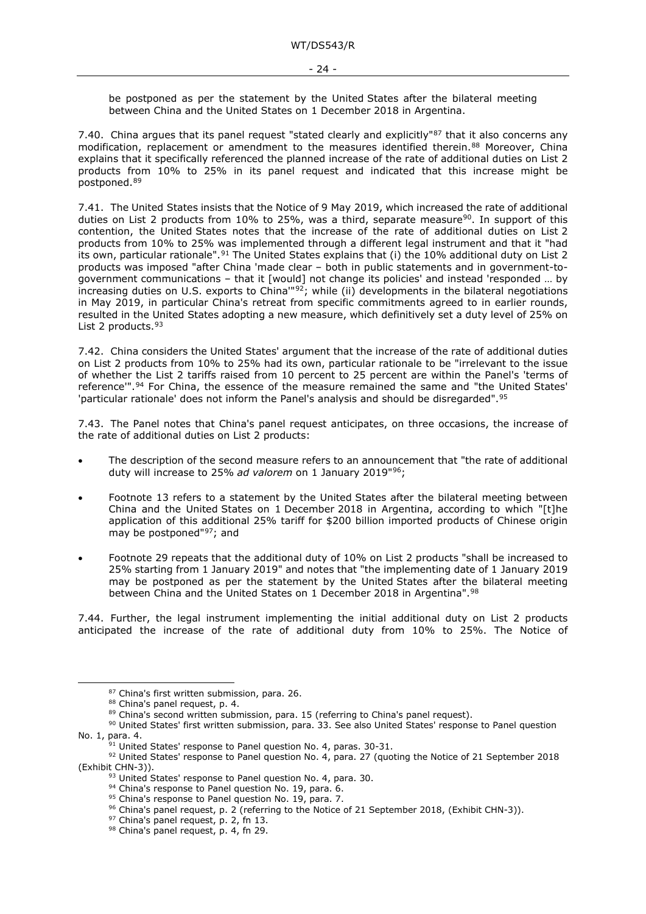be postponed as per the statement by the United States after the bilateral meeting between China and the United States on 1 December 2018 in Argentina.

7.40. China argues that its panel request "stated clearly and explicitly"[87] that it also concerns any modification, replacement or amendment to the measures identified therein.[88] Moreover, China explains that it specifically referenced the planned increase of the rate of additional duties on List 2 products from 10% to 25% in its panel request and indicated that this increase might be postponed.[89]

7.41. The United States insists that the Notice of 9 May 2019, which increased the rate of additional duties on List 2 products from 10% to 25%, was a third, separate measure[90]. In support of this contention, the United States notes that the increase of the rate of additional duties on List 2 products from 10% to 25% was implemented through a different legal instrument and that it "had its own, particular rationale".[91] The United States explains that (i) the 10% additional duty on List 2 products was imposed "after China 'made clear – both in public statements and in government-to-government communications – that it [would] not change its policies' and instead 'responded … by increasing duties on U.S. exports to China'"[92]; while (ii) developments in the bilateral negotiations in May 2019, in particular China's retreat from specific commitments agreed to in earlier rounds, resulted in the United States adopting a new measure, which definitively set a duty level of 25% on List 2 products.[93]

7.42. China considers the United States' argument that the increase of the rate of additional duties on List 2 products from 10% to 25% had its own, particular rationale to be "irrelevant to the issue of whether the List 2 tariffs raised from 10 percent to 25 percent are within the Panel's 'terms of reference'".[94] For China, the essence of the measure remained the same and "the United States' 'particular rationale' does not inform the Panel's analysis and should be disregarded".[95]

7.43. The Panel notes that China's panel request anticipates, on three occasions, the increase of the rate of additional duties on List 2 products:

- The description of the second measure refers to an announcement that "the rate of additional duty will increase to 25% *ad valorem* on 1 January 2019"[96];
- Footnote 13 refers to a statement by the United States after the bilateral meeting between China and the United States on 1 December 2018 in Argentina, according to which "[t]he application of this additional 25% tariff for $200 billion imported products of Chinese origin may be postponed"[97]; and
- Footnote 29 repeats that the additional duty of 10% on List 2 products "shall be increased to 25% starting from 1 January 2019" and notes that "the implementing date of 1 January 2019 may be postponed as per the statement by the United States after the bilateral meeting between China and the United States on 1 December 2018 in Argentina".[98]

7.44. Further, the legal instrument implementing the initial additional duty on List 2 products anticipated the increase of the rate of additional duty from 10% to 25%. The Notice of

---

[87] China's first written submission, para. 26.

[88] China's panel request, p. 4.

[89] China's second written submission, para. 15 (referring to China's panel request).

[90] United States' first written submission, para. 33. See also United States' response to Panel question No. 1, para. 4.

[91] United States' response to Panel question No. 4, paras. 30-31.

[92] United States' response to Panel question No. 4, para. 27 (quoting the Notice of 21 September 2018 (Exhibit CHN-3)).

[93] United States' response to Panel question No. 4, para. 30.

[94] China's response to Panel question No. 19, para. 6.

[95] China's response to Panel question No. 19, para. 7.

[96] China's panel request, p. 2 (referring to the Notice of 21 September 2018, (Exhibit CHN-3)).

[97] China's panel request, p. 2, fn 13.

[98] China's panel request, p. 4, fn 29.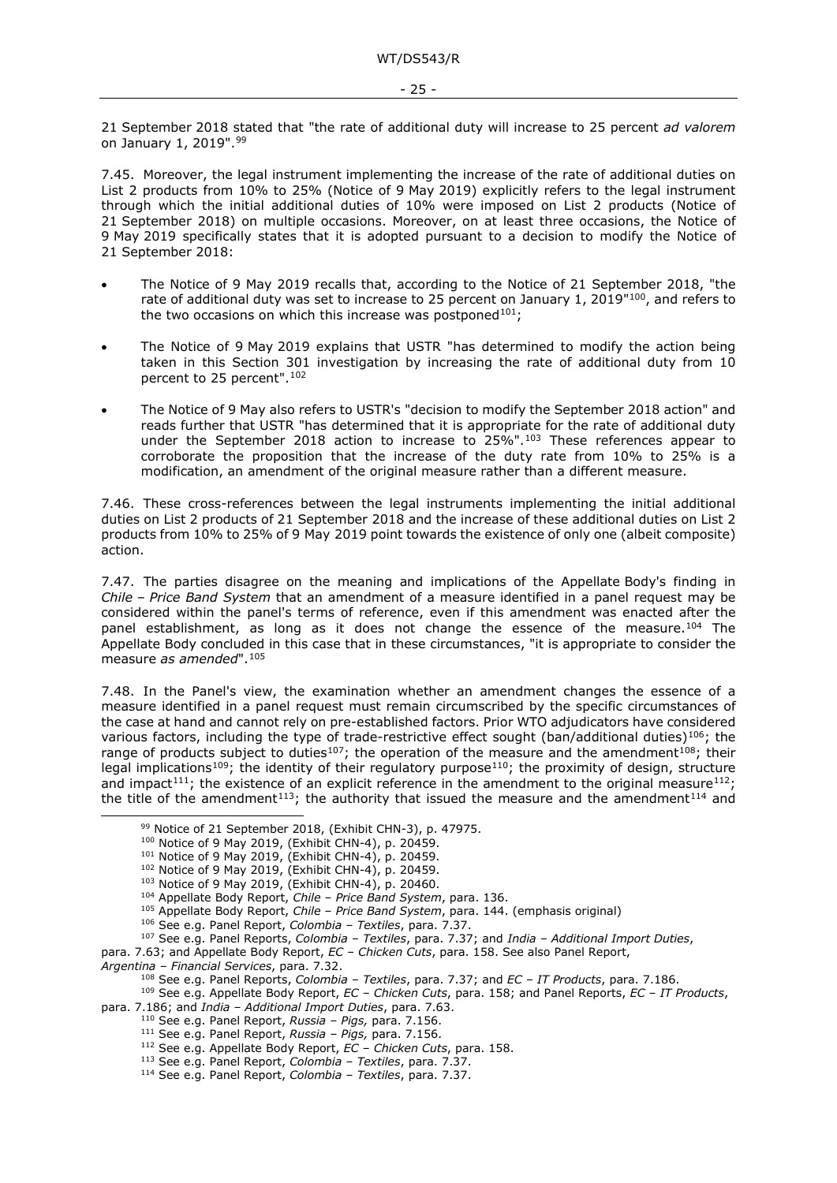21 September 2018 stated that "the rate of additional duty will increase to 25 percent *ad valorem* on January 1, 2019".[99]

7.45. Moreover, the legal instrument implementing the increase of the rate of additional duties on List 2 products from 10% to 25% (Notice of 9 May 2019) explicitly refers to the legal instrument through which the initial additional duties of 10% were imposed on List 2 products (Notice of 21 September 2018) on multiple occasions. Moreover, on at least three occasions, the Notice of 9 May 2019 specifically states that it is adopted pursuant to a decision to modify the Notice of 21 September 2018:

- The Notice of 9 May 2019 recalls that, according to the Notice of 21 September 2018, "the rate of additional duty was set to increase to 25 percent on January 1, 2019"[100], and refers to the two occasions on which this increase was postponed[101];
- The Notice of 9 May 2019 explains that USTR "has determined to modify the action being taken in this Section 301 investigation by increasing the rate of additional duty from 10 percent to 25 percent".[102]
- The Notice of 9 May also refers to USTR's "decision to modify the September 2018 action" and reads further that USTR "has determined that it is appropriate for the rate of additional duty under the September 2018 action to increase to 25%".[103] These references appear to corroborate the proposition that the increase of the duty rate from 10% to 25% is a modification, an amendment of the original measure rather than a different measure.

7.46. These cross-references between the legal instruments implementing the initial additional duties on List 2 products of 21 September 2018 and the increase of these additional duties on List 2 products from 10% to 25% of 9 May 2019 point towards the existence of only one (albeit composite) action.

7.47. The parties disagree on the meaning and implications of the Appellate Body's finding in *Chile – Price Band System* that an amendment of a measure identified in a panel request may be considered within the panel's terms of reference, even if this amendment was enacted after the panel establishment, as long as it does not change the essence of the measure.[104] The Appellate Body concluded in this case that in these circumstances, "it is appropriate to consider the measure *as amended*".[105]

7.48. In the Panel's view, the examination whether an amendment changes the essence of a measure identified in a panel request must remain circumscribed by the specific circumstances of the case at hand and cannot rely on pre-established factors. Prior WTO adjudicators have considered various factors, including the type of trade-restrictive effect sought (ban/additional duties)[106]; the range of products subject to duties[107]; the operation of the measure and the amendment[108]; their legal implications[109]; the identity of their regulatory purpose[110]; the proximity of design, structure and impact[111]; the existence of an explicit reference in the amendment to the original measure[112]; the title of the amendment[113]; the authority that issued the measure and the amendment[114] and

---

[99] Notice of 21 September 2018, (Exhibit CHN-3), p. 47975.

[100] Notice of 9 May 2019, (Exhibit CHN-4), p. 20459.

[101] Notice of 9 May 2019, (Exhibit CHN-4), p. 20459.

[102] Notice of 9 May 2019, (Exhibit CHN-4), p. 20459.

[103] Notice of 9 May 2019, (Exhibit CHN-4), p. 20460.

[104] Appellate Body Report, *Chile – Price Band System*, para. 136.

[105] Appellate Body Report, *Chile – Price Band System*, para. 144. (emphasis original)

[106] See e.g. Panel Report, *Colombia – Textiles*, para. 7.37.

[107] See e.g. Panel Reports, *Colombia – Textiles*, para. 7.37; and *India – Additional Import Duties*, para. 7.63; and Appellate Body Report, *EC – Chicken Cuts*, para. 158. See also Panel Report, *Argentina – Financial Services*, para. 7.32.

[108] See e.g. Panel Reports, *Colombia – Textiles*, para. 7.37; and *EC – IT Products*, para. 7.186.

[109] See e.g. Appellate Body Report, *EC – Chicken Cuts*, para. 158; and Panel Reports, *EC – IT Products*, para. 7.186; and *India – Additional Import Duties*, para. 7.63.

[110] See e.g. Panel Report, *Russia – Pigs,* para. 7.156.

[111] See e.g. Panel Report, *Russia – Pigs,* para. 7.156.

[112] See e.g. Appellate Body Report, *EC – Chicken Cuts*, para. 158.

[113] See e.g. Panel Report, *Colombia – Textiles*, para. 7.37.

[114] See e.g. Panel Report, *Colombia – Textiles*, para. 7.37.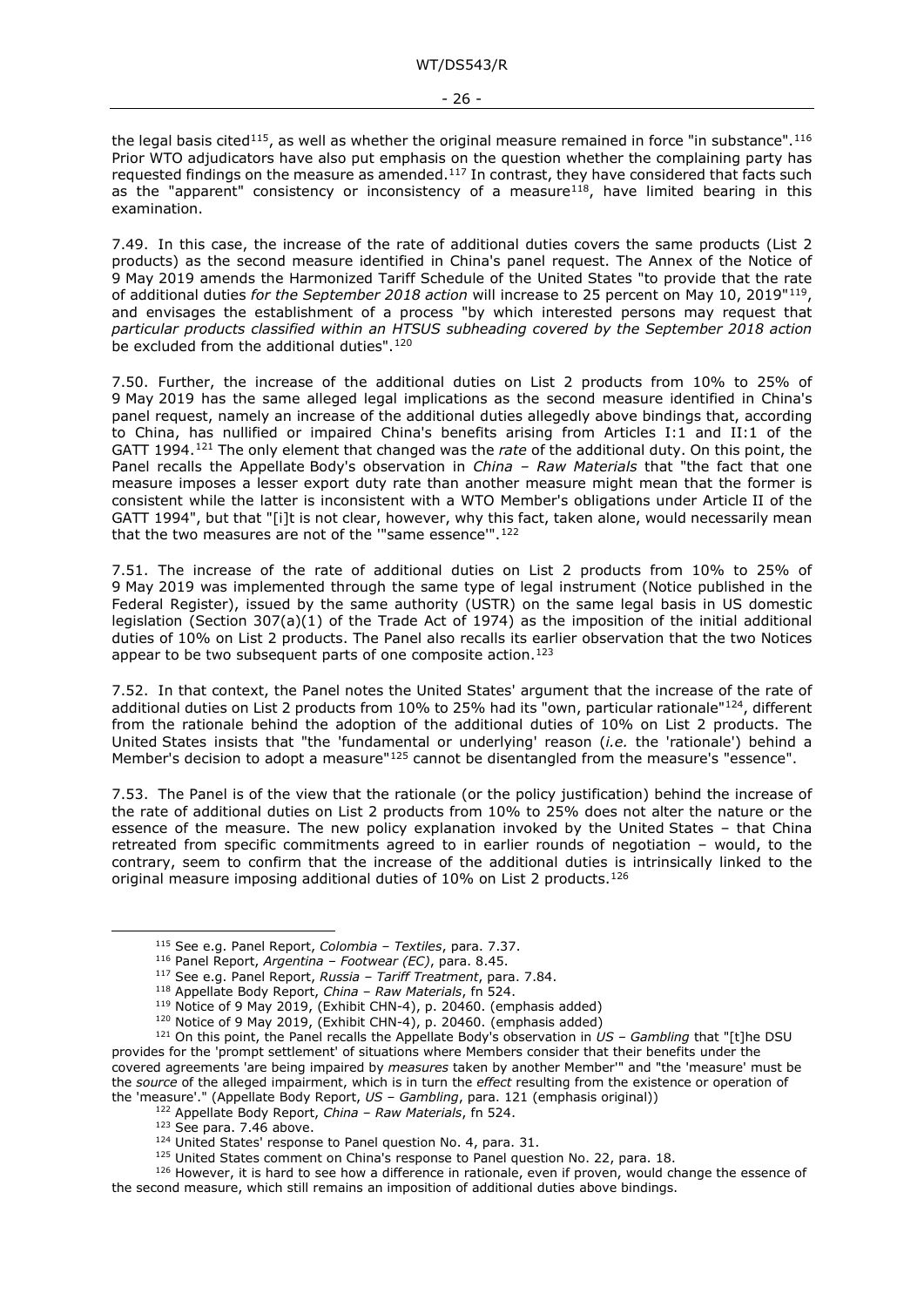the legal basis cited[115], as well as whether the original measure remained in force "in substance".[116] Prior WTO adjudicators have also put emphasis on the question whether the complaining party has requested findings on the measure as amended.[117] In contrast, they have considered that facts such as the "apparent" consistency or inconsistency of a measure[118], have limited bearing in this examination.

7.49. In this case, the increase of the rate of additional duties covers the same products (List 2 products) as the second measure identified in China's panel request. The Annex of the Notice of 9 May 2019 amends the Harmonized Tariff Schedule of the United States "to provide that the rate of additional duties *for the September 2018 action* will increase to 25 percent on May 10, 2019"[119], and envisages the establishment of a process "by which interested persons may request that *particular products classified within an HTSUS subheading covered by the September 2018 action* be excluded from the additional duties".[120]

7.50. Further, the increase of the additional duties on List 2 products from 10% to 25% of 9 May 2019 has the same alleged legal implications as the second measure identified in China's panel request, namely an increase of the additional duties allegedly above bindings that, according to China, has nullified or impaired China's benefits arising from Articles I:1 and II:1 of the GATT 1994.[121] The only element that changed was the *rate* of the additional duty. On this point, the Panel recalls the Appellate Body's observation in *China – Raw Materials* that "the fact that one measure imposes a lesser export duty rate than another measure might mean that the former is consistent while the latter is inconsistent with a WTO Member's obligations under Article II of the GATT 1994", but that "[i]t is not clear, however, why this fact, taken alone, would necessarily mean that the two measures are not of the '"same essence'".[122]

7.51. The increase of the rate of additional duties on List 2 products from 10% to 25% of 9 May 2019 was implemented through the same type of legal instrument (Notice published in the Federal Register), issued by the same authority (USTR) on the same legal basis in US domestic legislation (Section 307(a)(1) of the Trade Act of 1974) as the imposition of the initial additional duties of 10% on List 2 products. The Panel also recalls its earlier observation that the two Notices appear to be two subsequent parts of one composite action.[123]

7.52. In that context, the Panel notes the United States' argument that the increase of the rate of additional duties on List 2 products from 10% to 25% had its "own, particular rationale"[124], different from the rationale behind the adoption of the additional duties of 10% on List 2 products. The United States insists that "the 'fundamental or underlying' reason (*i.e.* the 'rationale') behind a Member's decision to adopt a measure"[125] cannot be disentangled from the measure's "essence".

7.53. The Panel is of the view that the rationale (or the policy justification) behind the increase of the rate of additional duties on List 2 products from 10% to 25% does not alter the nature or the essence of the measure. The new policy explanation invoked by the United States – that China retreated from specific commitments agreed to in earlier rounds of negotiation – would, to the contrary, seem to confirm that the increase of the additional duties is intrinsically linked to the original measure imposing additional duties of 10% on List 2 products.[126]

---

[115] See e.g. Panel Report, *Colombia – Textiles*, para. 7.37.

[116] Panel Report, *Argentina – Footwear (EC)*, para. 8.45.

[117] See e.g. Panel Report, *Russia – Tariff Treatment*, para. 7.84.

[118] Appellate Body Report, *China – Raw Materials*, fn 524.

[119] Notice of 9 May 2019, (Exhibit CHN-4), p. 20460. (emphasis added)

[120] Notice of 9 May 2019, (Exhibit CHN-4), p. 20460. (emphasis added)

[121] On this point, the Panel recalls the Appellate Body's observation in *US – Gambling* that "[t]he DSU provides for the 'prompt settlement' of situations where Members consider that their benefits under the covered agreements 'are being impaired by *measures* taken by another Member'" and "the 'measure' must be the *source* of the alleged impairment, which is in turn the *effect* resulting from the existence or operation of the 'measure'." (Appellate Body Report, *US – Gambling*, para. 121 (emphasis original))

[122] Appellate Body Report, *China – Raw Materials*, fn 524.

[123] See para. 7.46 above.

[124] United States' response to Panel question No. 4, para. 31.

[125] United States comment on China's response to Panel question No. 22, para. 18.

[126] However, it is hard to see how a difference in rationale, even if proven, would change the essence of the second measure, which still remains an imposition of additional duties above bindings.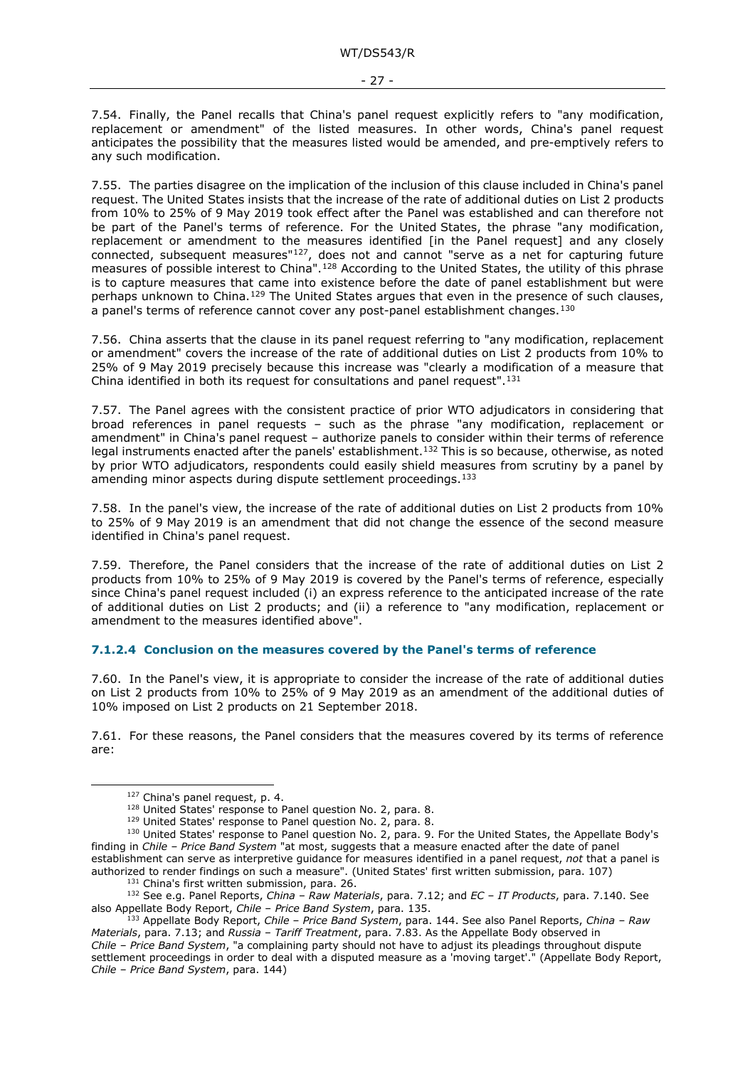7.54. Finally, the Panel recalls that China's panel request explicitly refers to "any modification, replacement or amendment" of the listed measures. In other words, China's panel request anticipates the possibility that the measures listed would be amended, and pre-emptively refers to any such modification.

7.55. The parties disagree on the implication of the inclusion of this clause included in China's panel request. The United States insists that the increase of the rate of additional duties on List 2 products from 10% to 25% of 9 May 2019 took effect after the Panel was established and can therefore not be part of the Panel's terms of reference. For the United States, the phrase "any modification, replacement or amendment to the measures identified [in the Panel request] and any closely connected, subsequent measures"[127], does not and cannot "serve as a net for capturing future measures of possible interest to China".[128] According to the United States, the utility of this phrase is to capture measures that came into existence before the date of panel establishment but were perhaps unknown to China.[129] The United States argues that even in the presence of such clauses, a panel's terms of reference cannot cover any post-panel establishment changes.[130]

7.56. China asserts that the clause in its panel request referring to "any modification, replacement or amendment" covers the increase of the rate of additional duties on List 2 products from 10% to 25% of 9 May 2019 precisely because this increase was "clearly a modification of a measure that China identified in both its request for consultations and panel request".[131]

7.57. The Panel agrees with the consistent practice of prior WTO adjudicators in considering that broad references in panel requests – such as the phrase "any modification, replacement or amendment" in China's panel request – authorize panels to consider within their terms of reference legal instruments enacted after the panels' establishment.[132] This is so because, otherwise, as noted by prior WTO adjudicators, respondents could easily shield measures from scrutiny by a panel by amending minor aspects during dispute settlement proceedings.[133]

7.58. In the panel's view, the increase of the rate of additional duties on List 2 products from 10% to 25% of 9 May 2019 is an amendment that did not change the essence of the second measure identified in China's panel request.

7.59. Therefore, the Panel considers that the increase of the rate of additional duties on List 2 products from 10% to 25% of 9 May 2019 is covered by the Panel's terms of reference, especially since China's panel request included (i) an express reference to the anticipated increase of the rate of additional duties on List 2 products; and (ii) a reference to "any modification, replacement or amendment to the measures identified above".

#### 7.1.2.4 Conclusion on the measures covered by the Panel's terms of reference

7.60. In the Panel's view, it is appropriate to consider the increase of the rate of additional duties on List 2 products from 10% to 25% of 9 May 2019 as an amendment of the additional duties of 10% imposed on List 2 products on 21 September 2018.

7.61. For these reasons, the Panel considers that the measures covered by its terms of reference are:

---

[127] China's panel request, p. 4.

[128] United States' response to Panel question No. 2, para. 8.

[129] United States' response to Panel question No. 2, para. 8.

[130] United States' response to Panel question No. 2, para. 9. For the United States, the Appellate Body's finding in *Chile – Price Band System* "at most, suggests that a measure enacted after the date of panel establishment can serve as interpretive guidance for measures identified in a panel request, *not* that a panel is authorized to render findings on such a measure". (United States' first written submission, para. 107)

[131] China's first written submission, para. 26.

[132] See e.g. Panel Reports, *China – Raw Materials*, para. 7.12; and *EC – IT Products*, para. 7.140. See also Appellate Body Report, *Chile – Price Band System*, para. 135.

[133] Appellate Body Report, *Chile – Price Band System*, para. 144. See also Panel Reports, *China – Raw Materials*, para. 7.13; and *Russia – Tariff Treatment*, para. 7.83. As the Appellate Body observed in *Chile – Price Band System*, "a complaining party should not have to adjust its pleadings throughout dispute settlement proceedings in order to deal with a disputed measure as a 'moving target'." (Appellate Body Report, *Chile – Price Band System*, para. 144)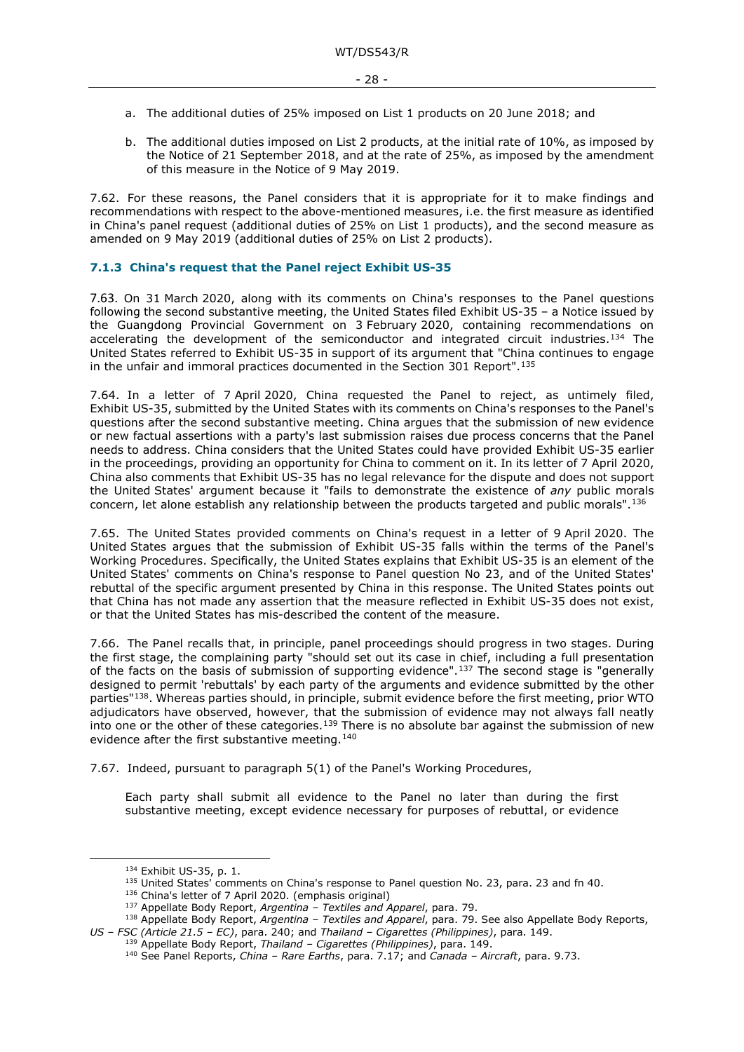a. The additional duties of 25% imposed on List 1 products on 20 June 2018; and

b. The additional duties imposed on List 2 products, at the initial rate of 10%, as imposed by the Notice of 21 September 2018, and at the rate of 25%, as imposed by the amendment of this measure in the Notice of 9 May 2019.

7.62. For these reasons, the Panel considers that it is appropriate for it to make findings and recommendations with respect to the above-mentioned measures, i.e. the first measure as identified in China's panel request (additional duties of 25% on List 1 products), and the second measure as amended on 9 May 2019 (additional duties of 25% on List 2 products).

### 7.1.3 China's request that the Panel reject Exhibit US-35

7.63. On 31 March 2020, along with its comments on China's responses to the Panel questions following the second substantive meeting, the United States filed Exhibit US-35 – a Notice issued by the Guangdong Provincial Government on 3 February 2020, containing recommendations on accelerating the development of the semiconductor and integrated circuit industries.[134] The United States referred to Exhibit US-35 in support of its argument that "China continues to engage in the unfair and immoral practices documented in the Section 301 Report".[135]

7.64. In a letter of 7 April 2020, China requested the Panel to reject, as untimely filed, Exhibit US-35, submitted by the United States with its comments on China's responses to the Panel's questions after the second substantive meeting. China argues that the submission of new evidence or new factual assertions with a party's last submission raises due process concerns that the Panel needs to address. China considers that the United States could have provided Exhibit US-35 earlier in the proceedings, providing an opportunity for China to comment on it. In its letter of 7 April 2020, China also comments that Exhibit US-35 has no legal relevance for the dispute and does not support the United States' argument because it "fails to demonstrate the existence of *any* public morals concern, let alone establish any relationship between the products targeted and public morals".[136]

7.65. The United States provided comments on China's request in a letter of 9 April 2020. The United States argues that the submission of Exhibit US-35 falls within the terms of the Panel's Working Procedures. Specifically, the United States explains that Exhibit US-35 is an element of the United States' comments on China's response to Panel question No 23, and of the United States' rebuttal of the specific argument presented by China in this response. The United States points out that China has not made any assertion that the measure reflected in Exhibit US-35 does not exist, or that the United States has mis-described the content of the measure.

7.66. The Panel recalls that, in principle, panel proceedings should progress in two stages. During the first stage, the complaining party "should set out its case in chief, including a full presentation of the facts on the basis of submission of supporting evidence".[137] The second stage is "generally designed to permit 'rebuttals' by each party of the arguments and evidence submitted by the other parties"[138]. Whereas parties should, in principle, submit evidence before the first meeting, prior WTO adjudicators have observed, however, that the submission of evidence may not always fall neatly into one or the other of these categories.[139] There is no absolute bar against the submission of new evidence after the first substantive meeting.[140]

7.67. Indeed, pursuant to paragraph 5(1) of the Panel's Working Procedures,

> Each party shall submit all evidence to the Panel no later than during the first substantive meeting, except evidence necessary for purposes of rebuttal, or evidence

---

[134] Exhibit US-35, p. 1.

[135] United States' comments on China's response to Panel question No. 23, para. 23 and fn 40.

[136] China's letter of 7 April 2020. (emphasis original)

[137] Appellate Body Report, *Argentina – Textiles and Apparel*, para. 79.

[138] Appellate Body Report, *Argentina – Textiles and Apparel*, para. 79. See also Appellate Body Reports, *US – FSC (Article 21.5 – EC)*, para. 240; and *Thailand – Cigarettes (Philippines)*, para. 149.

[139] Appellate Body Report, *Thailand – Cigarettes (Philippines)*, para. 149.

[140] See Panel Reports, *China – Rare Earths*, para. 7.17; and *Canada – Aircraft*, para. 9.73.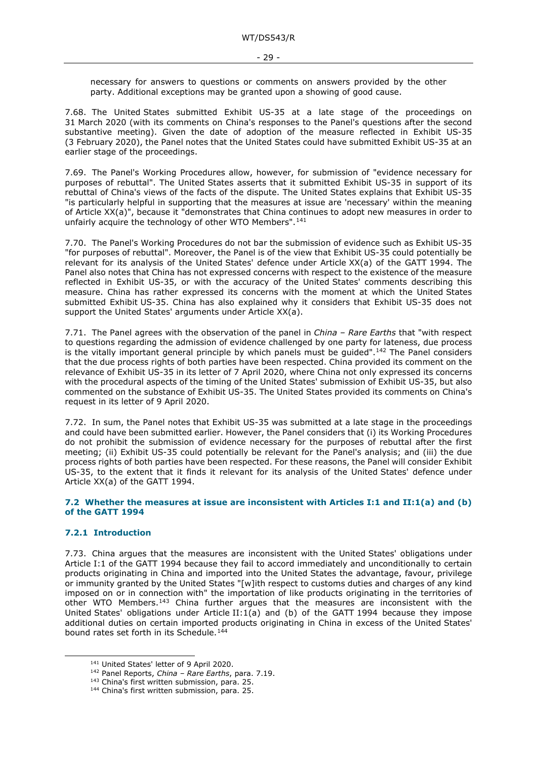necessary for answers to questions or comments on answers provided by the other party. Additional exceptions may be granted upon a showing of good cause.

7.68. The United States submitted Exhibit US-35 at a late stage of the proceedings on 31 March 2020 (with its comments on China's responses to the Panel's questions after the second substantive meeting). Given the date of adoption of the measure reflected in Exhibit US-35 (3 February 2020), the Panel notes that the United States could have submitted Exhibit US-35 at an earlier stage of the proceedings.

7.69. The Panel's Working Procedures allow, however, for submission of "evidence necessary for purposes of rebuttal". The United States asserts that it submitted Exhibit US-35 in support of its rebuttal of China's views of the facts of the dispute. The United States explains that Exhibit US-35 "is particularly helpful in supporting that the measures at issue are 'necessary' within the meaning of Article XX(a)", because it "demonstrates that China continues to adopt new measures in order to unfairly acquire the technology of other WTO Members".[141]

7.70. The Panel's Working Procedures do not bar the submission of evidence such as Exhibit US-35 "for purposes of rebuttal". Moreover, the Panel is of the view that Exhibit US-35 could potentially be relevant for its analysis of the United States' defence under Article XX(a) of the GATT 1994. The Panel also notes that China has not expressed concerns with respect to the existence of the measure reflected in Exhibit US-35, or with the accuracy of the United States' comments describing this measure. China has rather expressed its concerns with the moment at which the United States submitted Exhibit US-35. China has also explained why it considers that Exhibit US-35 does not support the United States' arguments under Article XX(a).

7.71. The Panel agrees with the observation of the panel in *China – Rare Earths* that "with respect to questions regarding the admission of evidence challenged by one party for lateness, due process is the vitally important general principle by which panels must be guided".[142] The Panel considers that the due process rights of both parties have been respected. China provided its comment on the relevance of Exhibit US-35 in its letter of 7 April 2020, where China not only expressed its concerns with the procedural aspects of the timing of the United States' submission of Exhibit US-35, but also commented on the substance of Exhibit US-35. The United States provided its comments on China's request in its letter of 9 April 2020.

7.72. In sum, the Panel notes that Exhibit US-35 was submitted at a late stage in the proceedings and could have been submitted earlier. However, the Panel considers that (i) its Working Procedures do not prohibit the submission of evidence necessary for the purposes of rebuttal after the first meeting; (ii) Exhibit US-35 could potentially be relevant for the Panel's analysis; and (iii) the due process rights of both parties have been respected. For these reasons, the Panel will consider Exhibit US-35, to the extent that it finds it relevant for its analysis of the United States' defence under Article XX(a) of the GATT 1994.

### 7.2 Whether the measures at issue are inconsistent with Articles I:1 and II:1(a) and (b) of the GATT 1994

#### 7.2.1 Introduction

7.73. China argues that the measures are inconsistent with the United States' obligations under Article I:1 of the GATT 1994 because they fail to accord immediately and unconditionally to certain products originating in China and imported into the United States the advantage, favour, privilege or immunity granted by the United States "[w]ith respect to customs duties and charges of any kind imposed on or in connection with" the importation of like products originating in the territories of other WTO Members.[143] China further argues that the measures are inconsistent with the United States' obligations under Article II:1(a) and (b) of the GATT 1994 because they impose additional duties on certain imported products originating in China in excess of the United States' bound rates set forth in its Schedule.[144]

---

[141] United States' letter of 9 April 2020.

[142] Panel Reports, *China – Rare Earths*, para. 7.19.

[143] China's first written submission, para. 25.

[144] China's first written submission, para. 25.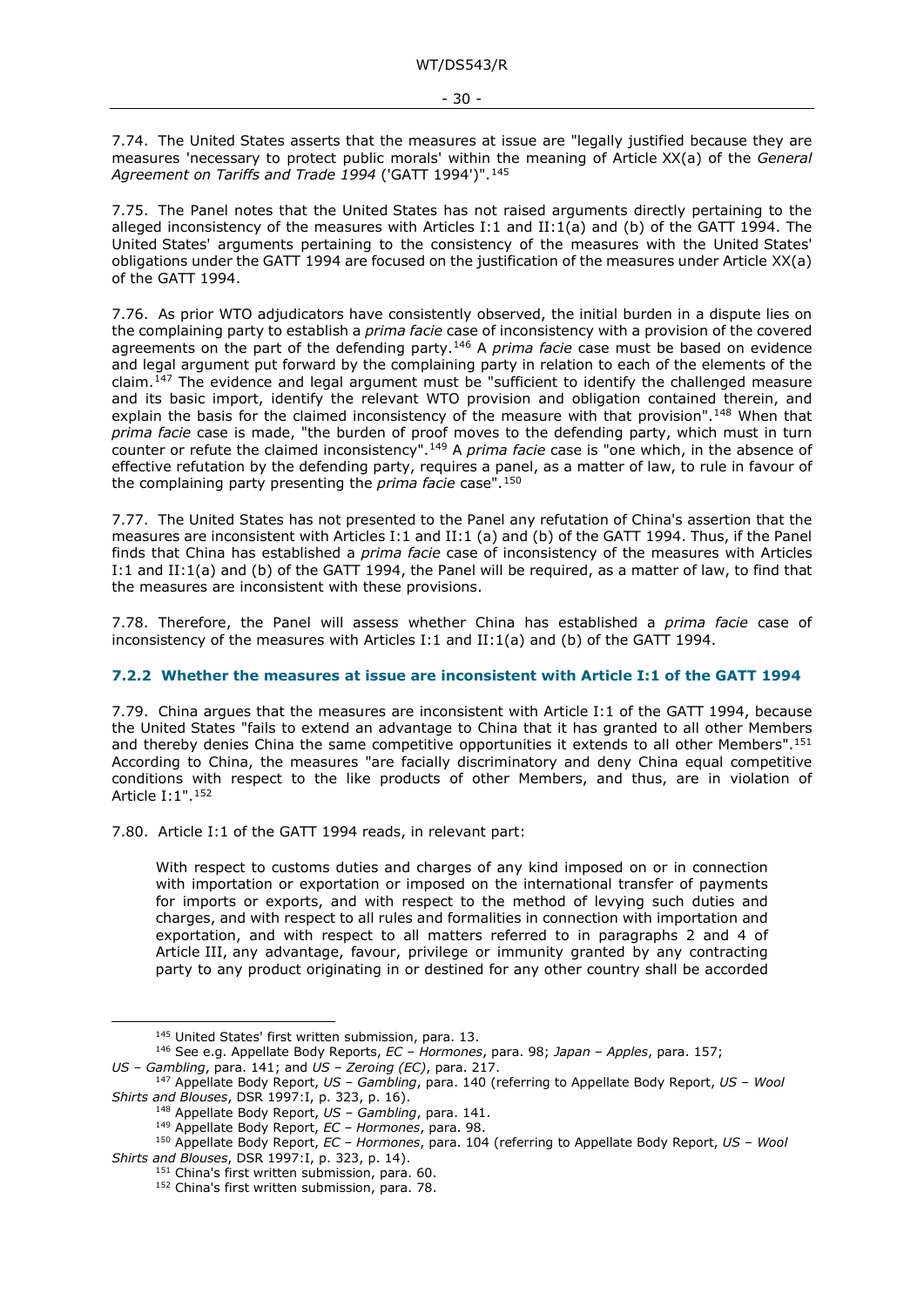7.74. The United States asserts that the measures at issue are "legally justified because they are measures 'necessary to protect public morals' within the meaning of Article XX(a) of the *General Agreement on Tariffs and Trade 1994* ('GATT 1994')".[145]

7.75. The Panel notes that the United States has not raised arguments directly pertaining to the alleged inconsistency of the measures with Articles I:1 and II:1(a) and (b) of the GATT 1994. The United States' arguments pertaining to the consistency of the measures with the United States' obligations under the GATT 1994 are focused on the justification of the measures under Article XX(a) of the GATT 1994.

7.76. As prior WTO adjudicators have consistently observed, the initial burden in a dispute lies on the complaining party to establish a *prima facie* case of inconsistency with a provision of the covered agreements on the part of the defending party.[146] A *prima facie* case must be based on evidence and legal argument put forward by the complaining party in relation to each of the elements of the claim.[147] The evidence and legal argument must be "sufficient to identify the challenged measure and its basic import, identify the relevant WTO provision and obligation contained therein, and explain the basis for the claimed inconsistency of the measure with that provision".[148] When that *prima facie* case is made, "the burden of proof moves to the defending party, which must in turn counter or refute the claimed inconsistency".[149] A *prima facie* case is "one which, in the absence of effective refutation by the defending party, requires a panel, as a matter of law, to rule in favour of the complaining party presenting the *prima facie* case".[150]

7.77. The United States has not presented to the Panel any refutation of China's assertion that the measures are inconsistent with Articles I:1 and II:1 (a) and (b) of the GATT 1994. Thus, if the Panel finds that China has established a *prima facie* case of inconsistency of the measures with Articles I:1 and II:1(a) and (b) of the GATT 1994, the Panel will be required, as a matter of law, to find that the measures are inconsistent with these provisions.

7.78. Therefore, the Panel will assess whether China has established a *prima facie* case of inconsistency of the measures with Articles I:1 and II:1(a) and (b) of the GATT 1994.

### 7.2.2 Whether the measures at issue are inconsistent with Article I:1 of the GATT 1994

7.79. China argues that the measures are inconsistent with Article I:1 of the GATT 1994, because the United States "fails to extend an advantage to China that it has granted to all other Members and thereby denies China the same competitive opportunities it extends to all other Members".[151] According to China, the measures "are facially discriminatory and deny China equal competitive conditions with respect to the like products of other Members, and thus, are in violation of Article I:1".[152]

7.80. Article I:1 of the GATT 1994 reads, in relevant part:

> With respect to customs duties and charges of any kind imposed on or in connection with importation or exportation or imposed on the international transfer of payments for imports or exports, and with respect to the method of levying such duties and charges, and with respect to all rules and formalities in connection with importation and exportation, and with respect to all matters referred to in paragraphs 2 and 4 of Article III, any advantage, favour, privilege or immunity granted by any contracting party to any product originating in or destined for any other country shall be accorded

---

[145] United States' first written submission, para. 13.

[146] See e.g. Appellate Body Reports, *EC – Hormones*, para. 98; *Japan – Apples*, para. 157; *US – Gambling*, para. 141; and *US – Zeroing (EC)*, para. 217.

[147] Appellate Body Report, *US – Gambling*, para. 140 (referring to Appellate Body Report, *US – Wool Shirts and Blouses*, DSR 1997:I, p. 323, p. 16).

[148] Appellate Body Report, *US – Gambling*, para. 141.

[149] Appellate Body Report, *EC – Hormones*, para. 98.

[150] Appellate Body Report, *EC – Hormones*, para. 104 (referring to Appellate Body Report, *US – Wool Shirts and Blouses*, DSR 1997:I, p. 323, p. 14).

[151] China's first written submission, para. 60.

[152] China's first written submission, para. 78.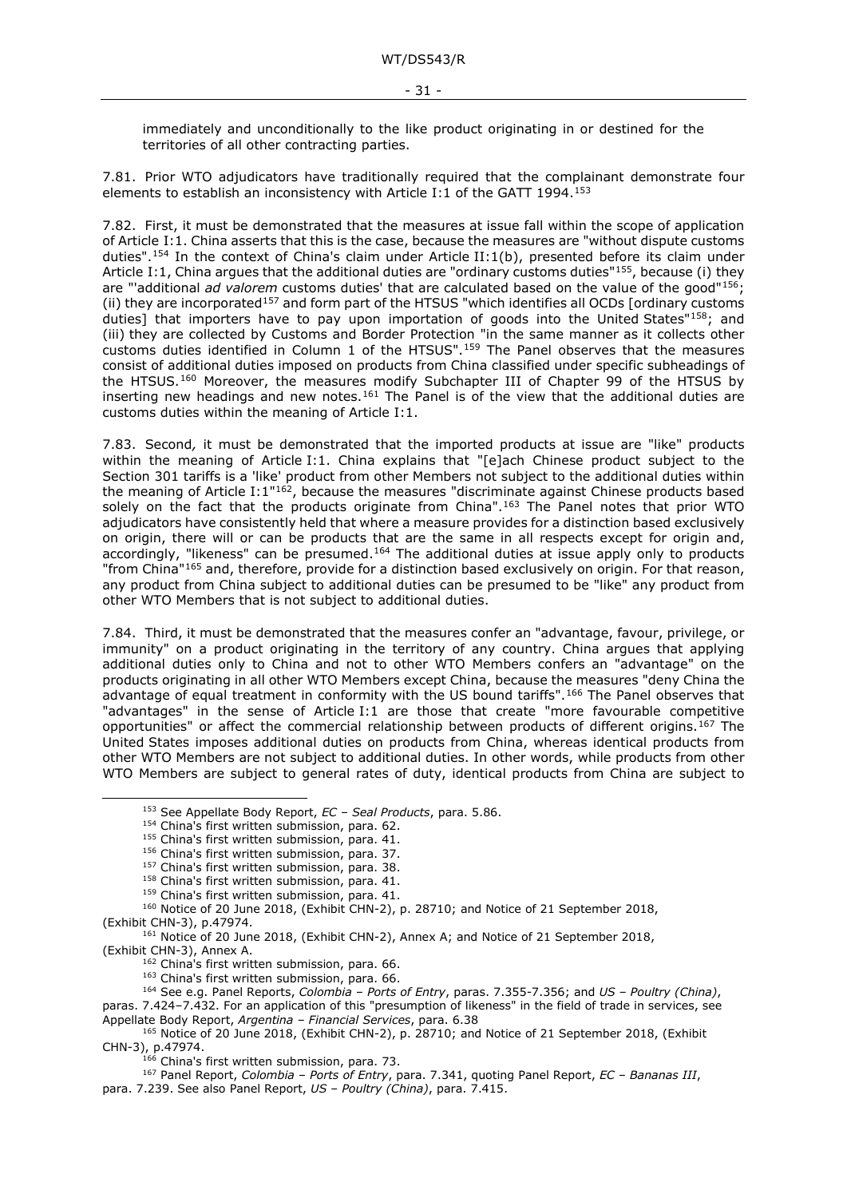immediately and unconditionally to the like product originating in or destined for the territories of all other contracting parties.

7.81. Prior WTO adjudicators have traditionally required that the complainant demonstrate four elements to establish an inconsistency with Article I:1 of the GATT 1994.[153]

7.82. First, it must be demonstrated that the measures at issue fall within the scope of application of Article I:1. China asserts that this is the case, because the measures are "without dispute customs duties".[154] In the context of China's claim under Article II:1(b), presented before its claim under Article I:1, China argues that the additional duties are "ordinary customs duties"[155], because (i) they are "'additional *ad valorem* customs duties' that are calculated based on the value of the good"[156]; (ii) they are incorporated[157] and form part of the HTSUS "which identifies all OCDs [ordinary customs duties] that importers have to pay upon importation of goods into the United States"[158]; and (iii) they are collected by Customs and Border Protection "in the same manner as it collects other customs duties identified in Column 1 of the HTSUS".[159] The Panel observes that the measures consist of additional duties imposed on products from China classified under specific subheadings of the HTSUS.[160] Moreover, the measures modify Subchapter III of Chapter 99 of the HTSUS by inserting new headings and new notes.[161] The Panel is of the view that the additional duties are customs duties within the meaning of Article I:1.

7.83. Second*,* it must be demonstrated that the imported products at issue are "like" products within the meaning of Article I:1. China explains that "[e]ach Chinese product subject to the Section 301 tariffs is a 'like' product from other Members not subject to the additional duties within the meaning of Article I:1"[162], because the measures "discriminate against Chinese products based solely on the fact that the products originate from China".[163] The Panel notes that prior WTO adjudicators have consistently held that where a measure provides for a distinction based exclusively on origin, there will or can be products that are the same in all respects except for origin and, accordingly, "likeness" can be presumed.[164] The additional duties at issue apply only to products "from China"[165] and, therefore, provide for a distinction based exclusively on origin. For that reason, any product from China subject to additional duties can be presumed to be "like" any product from other WTO Members that is not subject to additional duties.

7.84. Third, it must be demonstrated that the measures confer an "advantage, favour, privilege, or immunity" on a product originating in the territory of any country. China argues that applying additional duties only to China and not to other WTO Members confers an "advantage" on the products originating in all other WTO Members except China, because the measures "deny China the advantage of equal treatment in conformity with the US bound tariffs".[166] The Panel observes that "advantages" in the sense of Article I:1 are those that create "more favourable competitive opportunities" or affect the commercial relationship between products of different origins.[167] The United States imposes additional duties on products from China, whereas identical products from other WTO Members are not subject to additional duties. In other words, while products from other WTO Members are subject to general rates of duty, identical products from China are subject to

---

[153] See Appellate Body Report, *EC – Seal Products*, para. 5.86.

[154] China's first written submission, para. 62.

[155] China's first written submission, para. 41.

[156] China's first written submission, para. 37.

[157] China's first written submission, para. 38.

[158] China's first written submission, para. 41.

[159] China's first written submission, para. 41.

[160] Notice of 20 June 2018, (Exhibit CHN-2), p. 28710; and Notice of 21 September 2018, (Exhibit CHN-3), p.47974.

[161] Notice of 20 June 2018, (Exhibit CHN-2), Annex A; and Notice of 21 September 2018, (Exhibit CHN-3), Annex A.

[162] China's first written submission, para. 66.

[163] China's first written submission, para. 66.

[164] See e.g. Panel Reports, *Colombia – Ports of Entry*, paras. 7.355-7.356; and *US – Poultry (China)*, paras. 7.424–7.432. For an application of this "presumption of likeness" in the field of trade in services, see Appellate Body Report, *Argentina – Financial Services*, para. 6.38

[165] Notice of 20 June 2018, (Exhibit CHN-2), p. 28710; and Notice of 21 September 2018, (Exhibit CHN-3), p.47974.

[166] China's first written submission, para. 73.

[167] Panel Report, *Colombia – Ports of Entry*, para. 7.341, quoting Panel Report, *EC – Bananas III*, para. 7.239. See also Panel Report, *US – Poultry (China)*, para. 7.415.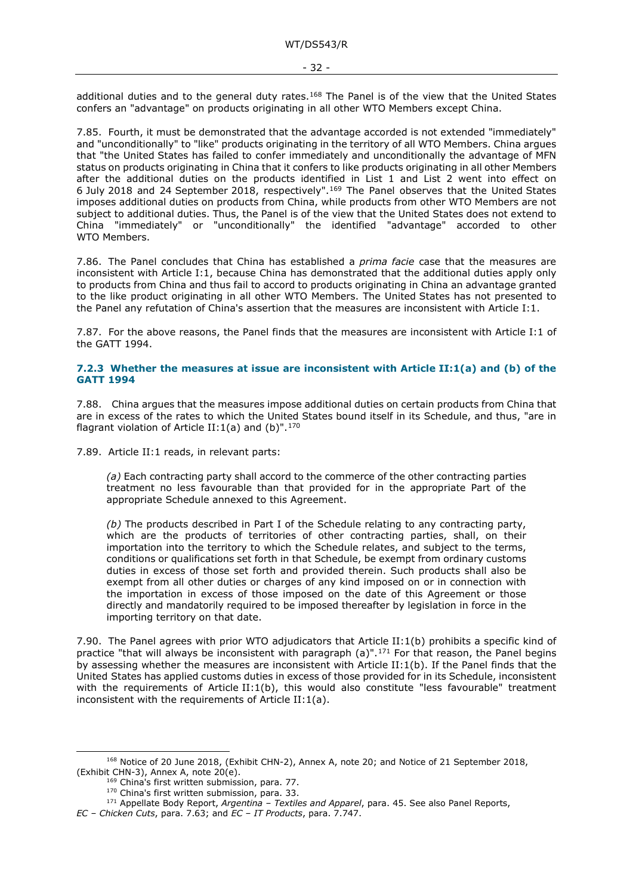additional duties and to the general duty rates.[168] The Panel is of the view that the United States confers an "advantage" on products originating in all other WTO Members except China.

7.85. Fourth, it must be demonstrated that the advantage accorded is not extended "immediately" and "unconditionally" to "like" products originating in the territory of all WTO Members. China argues that "the United States has failed to confer immediately and unconditionally the advantage of MFN status on products originating in China that it confers to like products originating in all other Members after the additional duties on the products identified in List 1 and List 2 went into effect on 6 July 2018 and 24 September 2018, respectively".[169] The Panel observes that the United States imposes additional duties on products from China, while products from other WTO Members are not subject to additional duties. Thus, the Panel is of the view that the United States does not extend to China "immediately" or "unconditionally" the identified "advantage" accorded to other WTO Members.

7.86. The Panel concludes that China has established a *prima facie* case that the measures are inconsistent with Article I:1, because China has demonstrated that the additional duties apply only to products from China and thus fail to accord to products originating in China an advantage granted to the like product originating in all other WTO Members. The United States has not presented to the Panel any refutation of China's assertion that the measures are inconsistent with Article I:1.

7.87. For the above reasons, the Panel finds that the measures are inconsistent with Article I:1 of the GATT 1994.

### 7.2.3 Whether the measures at issue are inconsistent with Article II:1(a) and (b) of the GATT 1994

7.88. China argues that the measures impose additional duties on certain products from China that are in excess of the rates to which the United States bound itself in its Schedule, and thus, "are in flagrant violation of Article II:1(a) and (b)".[170]

7.89. Article II:1 reads, in relevant parts:

> *(a)* Each contracting party shall accord to the commerce of the other contracting parties treatment no less favourable than that provided for in the appropriate Part of the appropriate Schedule annexed to this Agreement.
>
> *(b)* The products described in Part I of the Schedule relating to any contracting party, which are the products of territories of other contracting parties, shall, on their importation into the territory to which the Schedule relates, and subject to the terms, conditions or qualifications set forth in that Schedule, be exempt from ordinary customs duties in excess of those set forth and provided therein. Such products shall also be exempt from all other duties or charges of any kind imposed on or in connection with the importation in excess of those imposed on the date of this Agreement or those directly and mandatorily required to be imposed thereafter by legislation in force in the importing territory on that date.

7.90. The Panel agrees with prior WTO adjudicators that Article II:1(b) prohibits a specific kind of practice "that will always be inconsistent with paragraph (a)".[171] For that reason, the Panel begins by assessing whether the measures are inconsistent with Article II:1(b). If the Panel finds that the United States has applied customs duties in excess of those provided for in its Schedule, inconsistent with the requirements of Article II:1(b), this would also constitute "less favourable" treatment inconsistent with the requirements of Article II:1(a).

---

[168] Notice of 20 June 2018, (Exhibit CHN-2), Annex A, note 20; and Notice of 21 September 2018, (Exhibit CHN-3), Annex A, note 20(e).

[169] China's first written submission, para. 77.

[170] China's first written submission, para. 33.

[171] Appellate Body Report, *Argentina – Textiles and Apparel*, para. 45. See also Panel Reports, *EC – Chicken Cuts*, para. 7.63; and *EC – IT Products*, para. 7.747.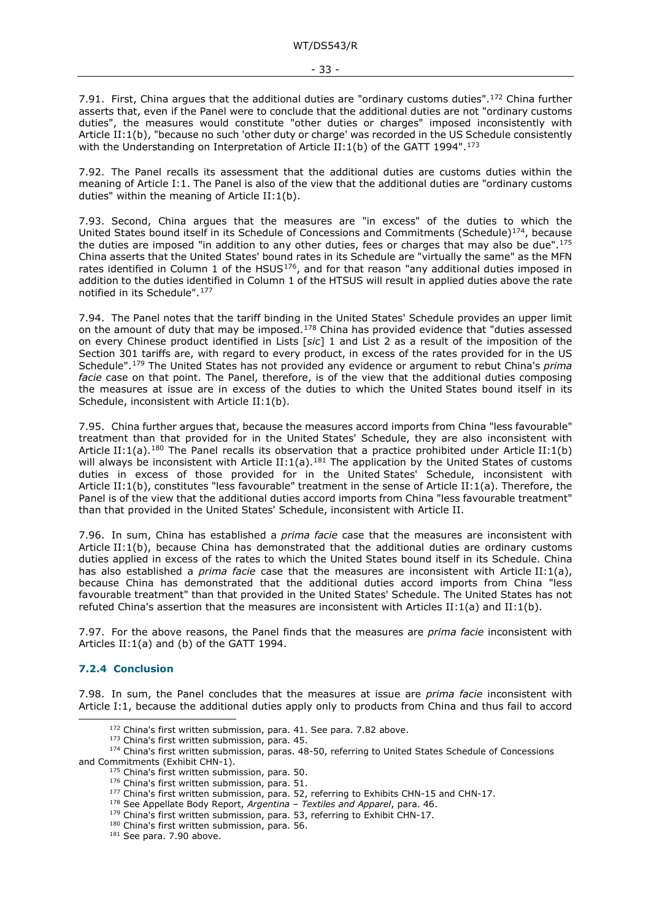7.91. First, China argues that the additional duties are "ordinary customs duties".[172] China further asserts that, even if the Panel were to conclude that the additional duties are not "ordinary customs duties", the measures would constitute "other duties or charges" imposed inconsistently with Article II:1(b), "because no such 'other duty or charge' was recorded in the US Schedule consistently with the Understanding on Interpretation of Article II:1(b) of the GATT 1994".[173]

7.92. The Panel recalls its assessment that the additional duties are customs duties within the meaning of Article I:1. The Panel is also of the view that the additional duties are "ordinary customs duties" within the meaning of Article II:1(b).

7.93. Second, China argues that the measures are "in excess" of the duties to which the United States bound itself in its Schedule of Concessions and Commitments (Schedule)[174], because the duties are imposed "in addition to any other duties, fees or charges that may also be due".[175] China asserts that the United States' bound rates in its Schedule are "virtually the same" as the MFN rates identified in Column 1 of the HSUS[176], and for that reason "any additional duties imposed in addition to the duties identified in Column 1 of the HTSUS will result in applied duties above the rate notified in its Schedule".[177]

7.94. The Panel notes that the tariff binding in the United States' Schedule provides an upper limit on the amount of duty that may be imposed.[178] China has provided evidence that "duties assessed on every Chinese product identified in Lists [*sic*] 1 and List 2 as a result of the imposition of the Section 301 tariffs are, with regard to every product, in excess of the rates provided for in the US Schedule".[179] The United States has not provided any evidence or argument to rebut China's *prima facie* case on that point. The Panel, therefore, is of the view that the additional duties composing the measures at issue are in excess of the duties to which the United States bound itself in its Schedule, inconsistent with Article II:1(b).

7.95. China further argues that, because the measures accord imports from China "less favourable" treatment than that provided for in the United States' Schedule, they are also inconsistent with Article II:1(a).[180] The Panel recalls its observation that a practice prohibited under Article II:1(b) will always be inconsistent with Article II:1(a).[181] The application by the United States of customs duties in excess of those provided for in the United States' Schedule, inconsistent with Article II:1(b), constitutes "less favourable" treatment in the sense of Article II:1(a). Therefore, the Panel is of the view that the additional duties accord imports from China "less favourable treatment" than that provided in the United States' Schedule, inconsistent with Article II.

7.96. In sum, China has established a *prima facie* case that the measures are inconsistent with Article II:1(b), because China has demonstrated that the additional duties are ordinary customs duties applied in excess of the rates to which the United States bound itself in its Schedule. China has also established a *prima facie* case that the measures are inconsistent with Article II:1(a), because China has demonstrated that the additional duties accord imports from China "less favourable treatment" than that provided in the United States' Schedule. The United States has not refuted China's assertion that the measures are inconsistent with Articles II:1(a) and II:1(b).

7.97. For the above reasons, the Panel finds that the measures are *prima facie* inconsistent with Articles II:1(a) and (b) of the GATT 1994.

### 7.2.4 Conclusion

7.98. In sum, the Panel concludes that the measures at issue are *prima facie* inconsistent with Article I:1, because the additional duties apply only to products from China and thus fail to accord

---

[172] China's first written submission, para. 41. See para. 7.82 above.

[173] China's first written submission, para. 45.

[174] China's first written submission, paras. 48-50, referring to United States Schedule of Concessions and Commitments (Exhibit CHN-1).

[175] China's first written submission, para. 50.

[176] China's first written submission, para. 51.

[177] China's first written submission, para. 52, referring to Exhibits CHN-15 and CHN-17.

[178] See Appellate Body Report, *Argentina – Textiles and Apparel*, para. 46.

[179] China's first written submission, para. 53, referring to Exhibit CHN-17.

[180] China's first written submission, para. 56.

[181] See para. 7.90 above.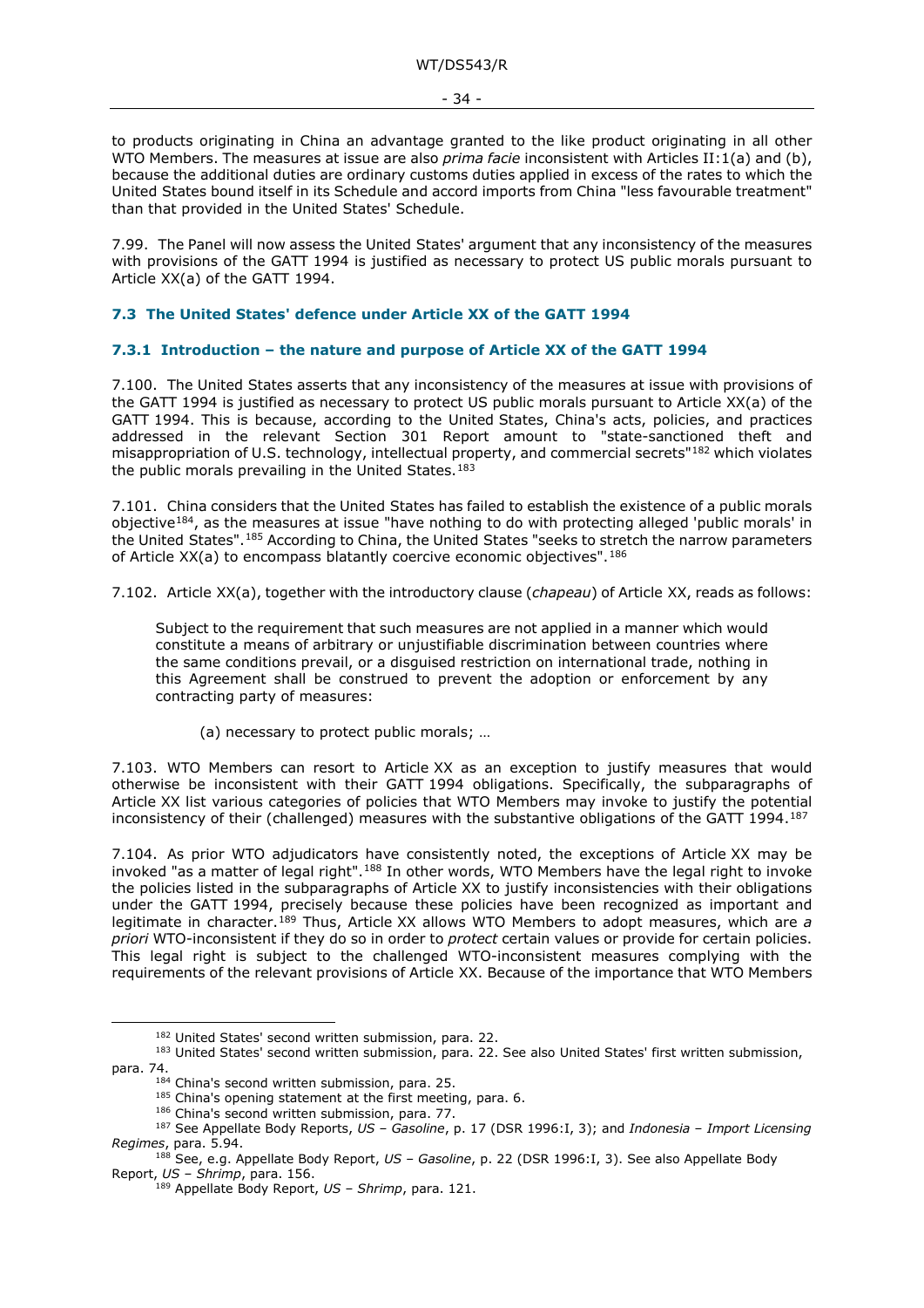to products originating in China an advantage granted to the like product originating in all other WTO Members. The measures at issue are also *prima facie* inconsistent with Articles II:1(a) and (b), because the additional duties are ordinary customs duties applied in excess of the rates to which the United States bound itself in its Schedule and accord imports from China "less favourable treatment" than that provided in the United States' Schedule.

7.99. The Panel will now assess the United States' argument that any inconsistency of the measures with provisions of the GATT 1994 is justified as necessary to protect US public morals pursuant to Article XX(a) of the GATT 1994.

## 7.3 The United States' defence under Article XX of the GATT 1994

### 7.3.1 Introduction – the nature and purpose of Article XX of the GATT 1994

7.100. The United States asserts that any inconsistency of the measures at issue with provisions of the GATT 1994 is justified as necessary to protect US public morals pursuant to Article XX(a) of the GATT 1994. This is because, according to the United States, China's acts, policies, and practices addressed in the relevant Section 301 Report amount to "state-sanctioned theft and misappropriation of U.S. technology, intellectual property, and commercial secrets"[182] which violates the public morals prevailing in the United States.[183]

7.101. China considers that the United States has failed to establish the existence of a public morals objective[184], as the measures at issue "have nothing to do with protecting alleged 'public morals' in the United States".[185] According to China, the United States "seeks to stretch the narrow parameters of Article XX(a) to encompass blatantly coercive economic objectives".[186]

7.102. Article XX(a), together with the introductory clause (*chapeau*) of Article XX, reads as follows:

> Subject to the requirement that such measures are not applied in a manner which would constitute a means of arbitrary or unjustifiable discrimination between countries where the same conditions prevail, or a disguised restriction on international trade, nothing in this Agreement shall be construed to prevent the adoption or enforcement by any contracting party of measures:
>
> (a) necessary to protect public morals; …

7.103. WTO Members can resort to Article XX as an exception to justify measures that would otherwise be inconsistent with their GATT 1994 obligations. Specifically, the subparagraphs of Article XX list various categories of policies that WTO Members may invoke to justify the potential inconsistency of their (challenged) measures with the substantive obligations of the GATT 1994.[187]

7.104. As prior WTO adjudicators have consistently noted, the exceptions of Article XX may be invoked "as a matter of legal right".[188] In other words, WTO Members have the legal right to invoke the policies listed in the subparagraphs of Article XX to justify inconsistencies with their obligations under the GATT 1994, precisely because these policies have been recognized as important and legitimate in character.[189] Thus, Article XX allows WTO Members to adopt measures, which are *a priori* WTO-inconsistent if they do so in order to *protect* certain values or provide for certain policies. This legal right is subject to the challenged WTO-inconsistent measures complying with the requirements of the relevant provisions of Article XX. Because of the importance that WTO Members

---

[182] United States' second written submission, para. 22.

[183] United States' second written submission, para. 22. See also United States' first written submission, para. 74.

[184] China's second written submission, para. 25.

[185] China's opening statement at the first meeting, para. 6.

[186] China's second written submission, para. 77.

[187] See Appellate Body Reports, *US – Gasoline*, p. 17 (DSR 1996:I, 3); and *Indonesia – Import Licensing Regimes*, para. 5.94.

[188] See, e.g. Appellate Body Report, *US – Gasoline*, p. 22 (DSR 1996:I, 3). See also Appellate Body Report, *US – Shrimp*, para. 156.

[189] Appellate Body Report, *US – Shrimp*, para. 121.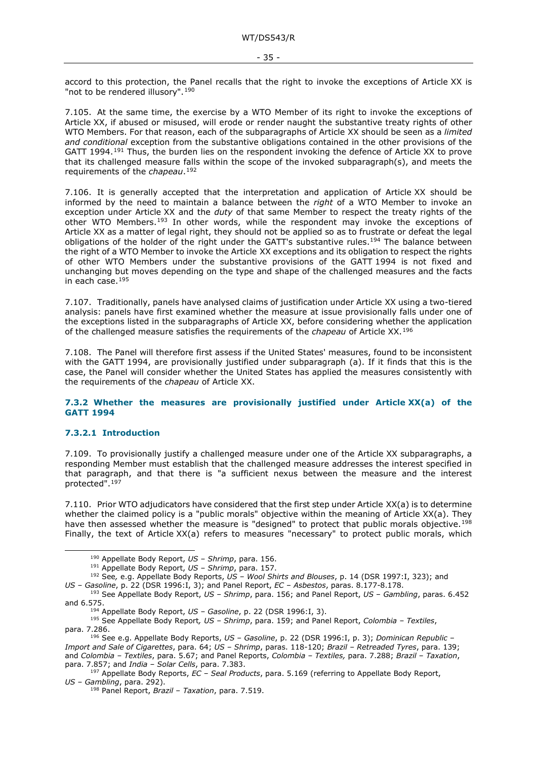accord to this protection, the Panel recalls that the right to invoke the exceptions of Article XX is "not to be rendered illusory".[190]

7.105. At the same time, the exercise by a WTO Member of its right to invoke the exceptions of Article XX, if abused or misused, will erode or render naught the substantive treaty rights of other WTO Members. For that reason, each of the subparagraphs of Article XX should be seen as a *limited and conditional* exception from the substantive obligations contained in the other provisions of the GATT 1994.[191] Thus, the burden lies on the respondent invoking the defence of Article XX to prove that its challenged measure falls within the scope of the invoked subparagraph(s), and meets the requirements of the *chapeau*.[192]

7.106. It is generally accepted that the interpretation and application of Article XX should be informed by the need to maintain a balance between the *right* of a WTO Member to invoke an exception under Article XX and the *duty* of that same Member to respect the treaty rights of the other WTO Members.[193] In other words, while the respondent may invoke the exceptions of Article XX as a matter of legal right, they should not be applied so as to frustrate or defeat the legal obligations of the holder of the right under the GATT's substantive rules.[194] The balance between the right of a WTO Member to invoke the Article XX exceptions and its obligation to respect the rights of other WTO Members under the substantive provisions of the GATT 1994 is not fixed and unchanging but moves depending on the type and shape of the challenged measures and the facts in each case.[195]

7.107. Traditionally, panels have analysed claims of justification under Article XX using a two-tiered analysis: panels have first examined whether the measure at issue provisionally falls under one of the exceptions listed in the subparagraphs of Article XX, before considering whether the application of the challenged measure satisfies the requirements of the *chapeau* of Article XX.[196]

7.108. The Panel will therefore first assess if the United States' measures, found to be inconsistent with the GATT 1994, are provisionally justified under subparagraph (a). If it finds that this is the case, the Panel will consider whether the United States has applied the measures consistently with the requirements of the *chapeau* of Article XX.

### 7.3.2 Whether the measures are provisionally justified under Article XX(a) of the GATT 1994

#### 7.3.2.1 Introduction

7.109. To provisionally justify a challenged measure under one of the Article XX subparagraphs, a responding Member must establish that the challenged measure addresses the interest specified in that paragraph, and that there is "a sufficient nexus between the measure and the interest protected".[197]

7.110. Prior WTO adjudicators have considered that the first step under Article XX(a) is to determine whether the claimed policy is a "public morals" objective within the meaning of Article XX(a). They have then assessed whether the measure is "designed" to protect that public morals objective.[198] Finally, the text of Article XX(a) refers to measures "necessary" to protect public morals, which

---

[190] Appellate Body Report, *US – Shrimp*, para. 156.

[191] Appellate Body Report, *US – Shrimp*, para. 157.

[192] See, e.g. Appellate Body Reports, *US – Wool Shirts and Blouses*, p. 14 (DSR 1997:I, 323); and *US – Gasoline*, p. 22 (DSR 1996:I, 3); and Panel Report, *EC – Asbestos*, paras. 8.177-8.178.

[193] See Appellate Body Report, *US – Shrimp*, para. 156; and Panel Report, *US – Gambling*, paras. 6.452 and 6.575.

[194] Appellate Body Report, *US – Gasoline*, p. 22 (DSR 1996:I, 3).

[195] See Appellate Body Report, *US – Shrimp*, para. 159; and Panel Report, *Colombia – Textiles*, para. 7.286.

[196] See e.g. Appellate Body Reports, *US – Gasoline*, p. 22 (DSR 1996:I, p. 3); *Dominican Republic – Import and Sale of Cigarettes*, para. 64; *US – Shrimp*, paras. 118-120; *Brazil – Retreaded Tyres*, para. 139; and *Colombia – Textiles*, para. 5.67; and Panel Reports, *Colombia – Textiles,* para. 7.288; *Brazil – Taxation*, para. 7.857; and *India – Solar Cells*, para. 7.383.

[197] Appellate Body Reports, *EC – Seal Products*, para. 5.169 (referring to Appellate Body Report, *US – Gambling*, para. 292).

[198] Panel Report, *Brazil – Taxation*, para. 7.519.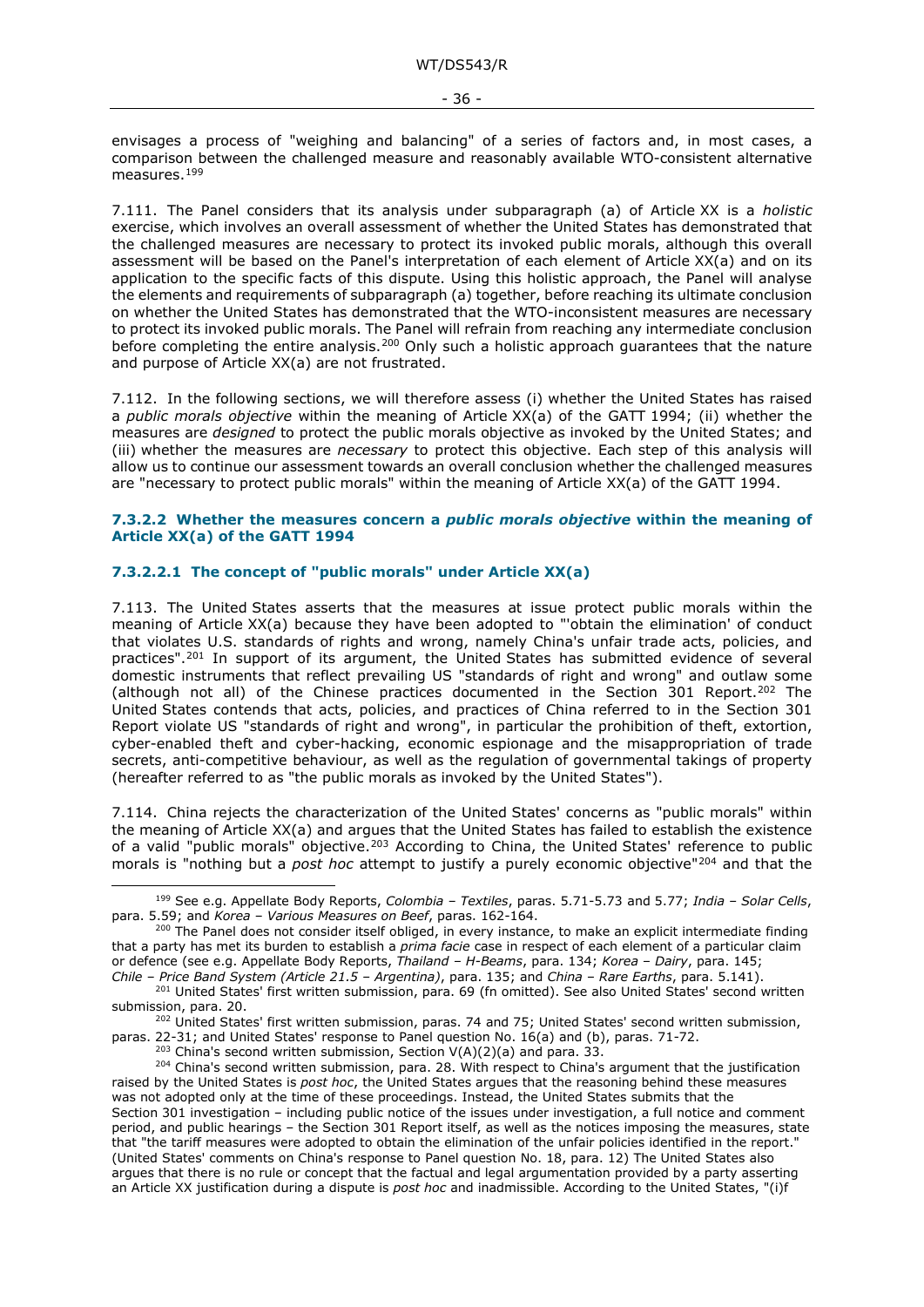envisages a process of "weighing and balancing" of a series of factors and, in most cases, a comparison between the challenged measure and reasonably available WTO-consistent alternative measures.[199]

7.111. The Panel considers that its analysis under subparagraph (a) of Article XX is a *holistic* exercise, which involves an overall assessment of whether the United States has demonstrated that the challenged measures are necessary to protect its invoked public morals, although this overall assessment will be based on the Panel's interpretation of each element of Article XX(a) and on its application to the specific facts of this dispute. Using this holistic approach, the Panel will analyse the elements and requirements of subparagraph (a) together, before reaching its ultimate conclusion on whether the United States has demonstrated that the WTO-inconsistent measures are necessary to protect its invoked public morals. The Panel will refrain from reaching any intermediate conclusion before completing the entire analysis.[200] Only such a holistic approach guarantees that the nature and purpose of Article XX(a) are not frustrated.

7.112. In the following sections, we will therefore assess (i) whether the United States has raised a *public morals objective* within the meaning of Article XX(a) of the GATT 1994; (ii) whether the measures are *designed* to protect the public morals objective as invoked by the United States; and (iii) whether the measures are *necessary* to protect this objective. Each step of this analysis will allow us to continue our assessment towards an overall conclusion whether the challenged measures are "necessary to protect public morals" within the meaning of Article XX(a) of the GATT 1994.

### 7.3.2.2 Whether the measures concern a *public morals objective* within the meaning of Article XX(a) of the GATT 1994

#### 7.3.2.2.1 The concept of "public morals" under Article XX(a)

7.113. The United States asserts that the measures at issue protect public morals within the meaning of Article XX(a) because they have been adopted to "'obtain the elimination' of conduct that violates U.S. standards of rights and wrong, namely China's unfair trade acts, policies, and practices".[201] In support of its argument, the United States has submitted evidence of several domestic instruments that reflect prevailing US "standards of right and wrong" and outlaw some (although not all) of the Chinese practices documented in the Section 301 Report.[202] The United States contends that acts, policies, and practices of China referred to in the Section 301 Report violate US "standards of right and wrong", in particular the prohibition of theft, extortion, cyber-enabled theft and cyber-hacking, economic espionage and the misappropriation of trade secrets, anti-competitive behaviour, as well as the regulation of governmental takings of property (hereafter referred to as "the public morals as invoked by the United States").

7.114. China rejects the characterization of the United States' concerns as "public morals" within the meaning of Article XX(a) and argues that the United States has failed to establish the existence of a valid "public morals" objective.[203] According to China, the United States' reference to public morals is "nothing but a *post hoc* attempt to justify a purely economic objective"[204] and that the

---

[199] See e.g. Appellate Body Reports, *Colombia – Textiles*, paras. 5.71-5.73 and 5.77; *India – Solar Cells*, para. 5.59; and *Korea – Various Measures on Beef*, paras. 162-164.

[200] The Panel does not consider itself obliged, in every instance, to make an explicit intermediate finding that a party has met its burden to establish a *prima facie* case in respect of each element of a particular claim or defence (see e.g. Appellate Body Reports, *Thailand – H-Beams*, para. 134; *Korea – Dairy*, para. 145; *Chile – Price Band System (Article 21.5 – Argentina)*, para. 135; and *China – Rare Earths*, para. 5.141).

[201] United States' first written submission, para. 69 (fn omitted). See also United States' second written submission, para. 20.

[202] United States' first written submission, paras. 74 and 75; United States' second written submission, paras. 22-31; and United States' response to Panel question No. 16(a) and (b), paras. 71-72.

[203] China's second written submission, Section V(A)(2)(a) and para. 33.

[204] China's second written submission, para. 28. With respect to China's argument that the justification raised by the United States is *post hoc*, the United States argues that the reasoning behind these measures was not adopted only at the time of these proceedings. Instead, the United States submits that the Section 301 investigation – including public notice of the issues under investigation, a full notice and comment period, and public hearings – the Section 301 Report itself, as well as the notices imposing the measures, state that "the tariff measures were adopted to obtain the elimination of the unfair policies identified in the report." (United States' comments on China's response to Panel question No. 18, para. 12) The United States also argues that there is no rule or concept that the factual and legal argumentation provided by a party asserting an Article XX justification during a dispute is *post hoc* and inadmissible. According to the United States, "(i)f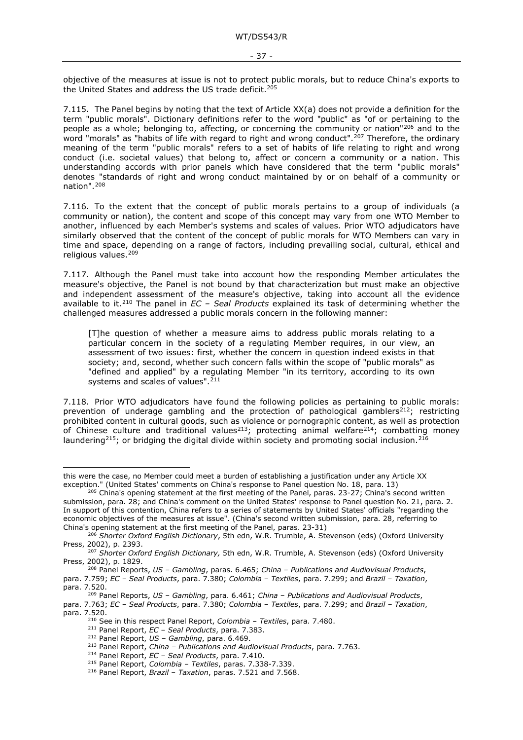objective of the measures at issue is not to protect public morals, but to reduce China's exports to the United States and address the US trade deficit.[205]

7.115. The Panel begins by noting that the text of Article XX(a) does not provide a definition for the term "public morals". Dictionary definitions refer to the word "public" as "of or pertaining to the people as a whole; belonging to, affecting, or concerning the community or nation"[206] and to the word "morals" as "habits of life with regard to right and wrong conduct".[207] Therefore, the ordinary meaning of the term "public morals" refers to a set of habits of life relating to right and wrong conduct (i.e. societal values) that belong to, affect or concern a community or a nation. This understanding accords with prior panels which have considered that the term "public morals" denotes "standards of right and wrong conduct maintained by or on behalf of a community or nation".[208]

7.116. To the extent that the concept of public morals pertains to a group of individuals (a community or nation), the content and scope of this concept may vary from one WTO Member to another, influenced by each Member's systems and scales of values. Prior WTO adjudicators have similarly observed that the content of the concept of public morals for WTO Members can vary in time and space, depending on a range of factors, including prevailing social, cultural, ethical and religious values.[209]

7.117. Although the Panel must take into account how the responding Member articulates the measure's objective, the Panel is not bound by that characterization but must make an objective and independent assessment of the measure's objective, taking into account all the evidence available to it.[210] The panel in *EC – Seal Products* explained its task of determining whether the challenged measures addressed a public morals concern in the following manner:

> [T]he question of whether a measure aims to address public morals relating to a particular concern in the society of a regulating Member requires, in our view, an assessment of two issues: first, whether the concern in question indeed exists in that society; and, second, whether such concern falls within the scope of "public morals" as "defined and applied" by a regulating Member "in its territory, according to its own systems and scales of values".[211]

7.118. Prior WTO adjudicators have found the following policies as pertaining to public morals: prevention of underage gambling and the protection of pathological gamblers[212]; restricting prohibited content in cultural goods, such as violence or pornographic content, as well as protection of Chinese culture and traditional values[213]; protecting animal welfare[214]; combatting money laundering[215]; or bridging the digital divide within society and promoting social inclusion.[216]

---

this were the case, no Member could meet a burden of establishing a justification under any Article XX exception." (United States' comments on China's response to Panel question No. 18, para. 13)

[205] China's opening statement at the first meeting of the Panel, paras. 23-27; China's second written submission, para. 28; and China's comment on the United States' response to Panel question No. 21, para. 2. In support of this contention, China refers to a series of statements by United States' officials "regarding the economic objectives of the measures at issue". (China's second written submission, para. 28, referring to China's opening statement at the first meeting of the Panel, paras. 23-31)

[206] *Shorter Oxford English Dictionary*, 5th edn, W.R. Trumble, A. Stevenson (eds) (Oxford University Press, 2002), p. 2393.

[207] *Shorter Oxford English Dictionary,* 5th edn, W.R. Trumble, A. Stevenson (eds) (Oxford University Press, 2002), p. 1829.

[208] Panel Reports, *US – Gambling*, paras. 6.465; *China – Publications and Audiovisual Products*, para. 7.759; *EC – Seal Products*, para. 7.380; *Colombia – Textiles*, para. 7.299; and *Brazil – Taxation*, para. 7.520.

[209] Panel Reports, *US – Gambling*, para. 6.461; *China – Publications and Audiovisual Products*, para. 7.763; *EC – Seal Products*, para. 7.380; *Colombia – Textiles*, para. 7.299; and *Brazil – Taxation*, para. 7.520.

[210] See in this respect Panel Report, *Colombia – Textiles*, para. 7.480.

[211] Panel Report, *EC – Seal Products*, para. 7.383.

[212] Panel Report, *US – Gambling*, para. 6.469.

[213] Panel Report, *China – Publications and Audiovisual Products*, para. 7.763.

[214] Panel Report, *EC – Seal Products*, para. 7.410.

[215] Panel Report, *Colombia – Textiles*, paras. 7.338-7.339.

[216] Panel Report, *Brazil – Taxation*, paras. 7.521 and 7.568.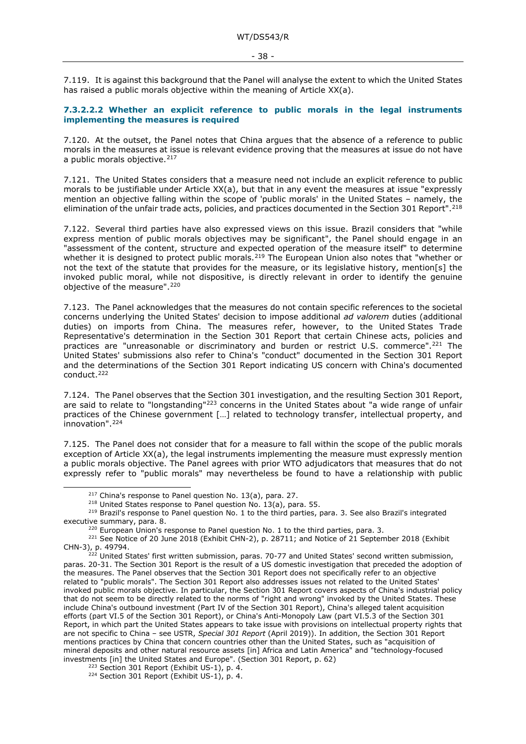7.119. It is against this background that the Panel will analyse the extent to which the United States has raised a public morals objective within the meaning of Article XX(a).

#### 7.3.2.2.2 Whether an explicit reference to public morals in the legal instruments implementing the measures is required

7.120. At the outset, the Panel notes that China argues that the absence of a reference to public morals in the measures at issue is relevant evidence proving that the measures at issue do not have a public morals objective.[217]

7.121. The United States considers that a measure need not include an explicit reference to public morals to be justifiable under Article XX(a), but that in any event the measures at issue "expressly mention an objective falling within the scope of 'public morals' in the United States – namely, the elimination of the unfair trade acts, policies, and practices documented in the Section 301 Report".[218]

7.122. Several third parties have also expressed views on this issue. Brazil considers that "while express mention of public morals objectives may be significant", the Panel should engage in an "assessment of the content, structure and expected operation of the measure itself" to determine whether it is designed to protect public morals.[219] The European Union also notes that "whether or not the text of the statute that provides for the measure, or its legislative history, mention[s] the invoked public moral, while not dispositive, is directly relevant in order to identify the genuine objective of the measure".[220]

7.123. The Panel acknowledges that the measures do not contain specific references to the societal concerns underlying the United States' decision to impose additional *ad valorem* duties (additional duties) on imports from China. The measures refer, however, to the United States Trade Representative's determination in the Section 301 Report that certain Chinese acts, policies and practices are "unreasonable or discriminatory and burden or restrict U.S. commerce".[221] The United States' submissions also refer to China's "conduct" documented in the Section 301 Report and the determinations of the Section 301 Report indicating US concern with China's documented conduct.[222]

7.124. The Panel observes that the Section 301 investigation, and the resulting Section 301 Report, are said to relate to "longstanding"[223] concerns in the United States about "a wide range of unfair practices of the Chinese government […] related to technology transfer, intellectual property, and innovation".[224]

7.125. The Panel does not consider that for a measure to fall within the scope of the public morals exception of Article XX(a), the legal instruments implementing the measure must expressly mention a public morals objective. The Panel agrees with prior WTO adjudicators that measures that do not expressly refer to "public morals" may nevertheless be found to have a relationship with public

---

[217] China's response to Panel question No. 13(a), para. 27.

[218] United States response to Panel question No. 13(a), para. 55.

[219] Brazil's response to Panel question No. 1 to the third parties, para. 3. See also Brazil's integrated executive summary, para. 8.

[220] European Union's response to Panel question No. 1 to the third parties, para. 3.

[221] See Notice of 20 June 2018 (Exhibit CHN-2), p. 28711; and Notice of 21 September 2018 (Exhibit CHN-3), p. 49794.

[222] United States' first written submission, paras. 70-77 and United States' second written submission, paras. 20-31. The Section 301 Report is the result of a US domestic investigation that preceded the adoption of the measures. The Panel observes that the Section 301 Report does not specifically refer to an objective related to "public morals". The Section 301 Report also addresses issues not related to the United States' invoked public morals objective. In particular, the Section 301 Report covers aspects of China's industrial policy that do not seem to be directly related to the norms of "right and wrong" invoked by the United States. These include China's outbound investment (Part IV of the Section 301 Report), China's alleged talent acquisition efforts (part VI.5 of the Section 301 Report), or China's Anti-Monopoly Law (part VI.5.3 of the Section 301 Report, in which part the United States appears to take issue with provisions on intellectual property rights that are not specific to China – see USTR, *Special 301 Report* (April 2019)). In addition, the Section 301 Report mentions practices by China that concern countries other than the United States, such as "acquisition of mineral deposits and other natural resource assets [in] Africa and Latin America" and "technology-focused investments [in] the United States and Europe". (Section 301 Report, p. 62)

[223] Section 301 Report (Exhibit US-1), p. 4.

[224] Section 301 Report (Exhibit US-1), p. 4.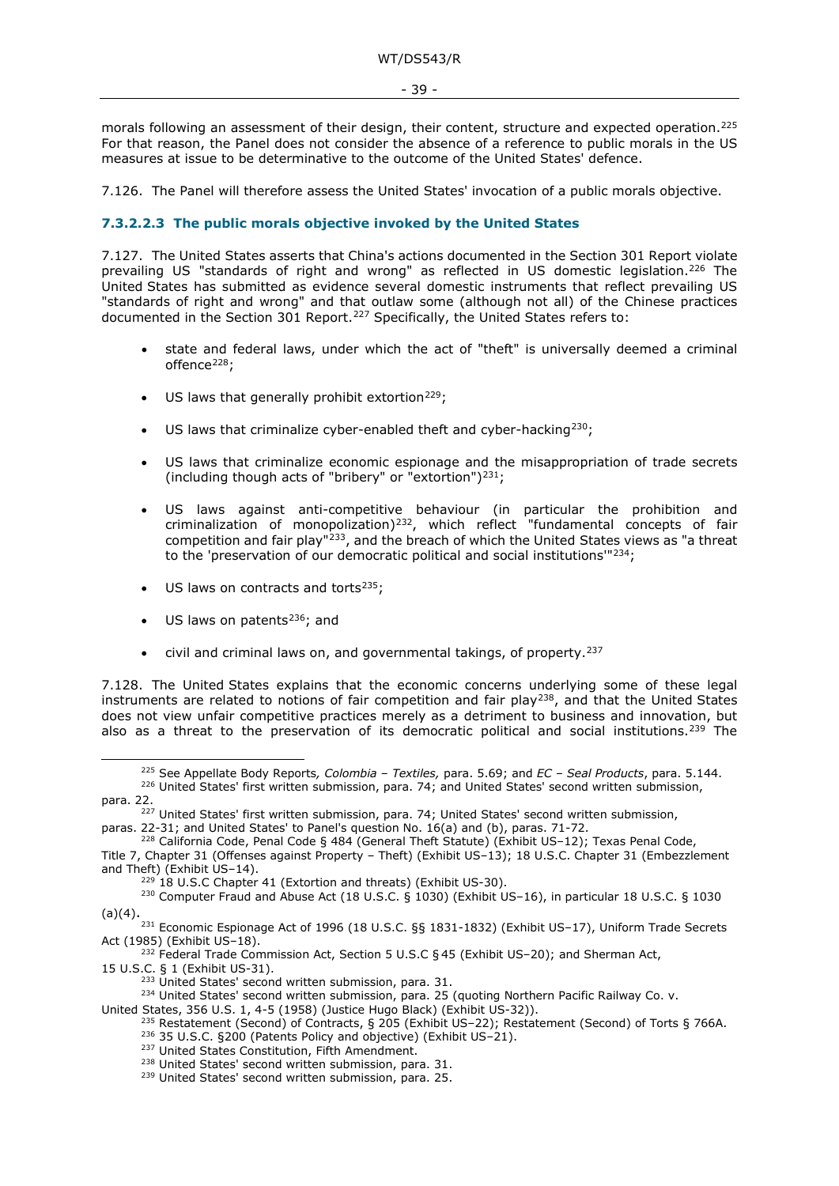morals following an assessment of their design, their content, structure and expected operation.[225] For that reason, the Panel does not consider the absence of a reference to public morals in the US measures at issue to be determinative to the outcome of the United States' defence.

7.126. The Panel will therefore assess the United States' invocation of a public morals objective.

#### 7.3.2.2.3 The public morals objective invoked by the United States

7.127. The United States asserts that China's actions documented in the Section 301 Report violate prevailing US "standards of right and wrong" as reflected in US domestic legislation.[226] The United States has submitted as evidence several domestic instruments that reflect prevailing US "standards of right and wrong" and that outlaw some (although not all) of the Chinese practices documented in the Section 301 Report.[227] Specifically, the United States refers to:

- state and federal laws, under which the act of "theft" is universally deemed a criminal offence[228];
- US laws that generally prohibit extortion[229];
- US laws that criminalize cyber-enabled theft and cyber-hacking[230];
- US laws that criminalize economic espionage and the misappropriation of trade secrets (including though acts of "bribery" or "extortion")[231];
- US laws against anti-competitive behaviour (in particular the prohibition and criminalization of monopolization)[232], which reflect "fundamental concepts of fair competition and fair play"[233], and the breach of which the United States views as "a threat to the 'preservation of our democratic political and social institutions'"[234];
- US laws on contracts and torts[235];
- US laws on patents[236]; and
- civil and criminal laws on, and governmental takings, of property.[237]

7.128. The United States explains that the economic concerns underlying some of these legal instruments are related to notions of fair competition and fair play[238], and that the United States does not view unfair competitive practices merely as a detriment to business and innovation, but also as a threat to the preservation of its democratic political and social institutions.[239] The

---

[225] See Appellate Body Reports*, Colombia – Textiles,* para. 5.69; and *EC – Seal Products*, para. 5.144.

[226] United States' first written submission, para. 74; and United States' second written submission, para. 22.

[227] United States' first written submission, para. 74; United States' second written submission, paras. 22-31; and United States' to Panel's question No. 16(a) and (b), paras. 71-72.

[228] California Code, Penal Code § 484 (General Theft Statute) (Exhibit US–12); Texas Penal Code, Title 7, Chapter 31 (Offenses against Property – Theft) (Exhibit US–13); 18 U.S.C. Chapter 31 (Embezzlement and Theft) (Exhibit US–14).

[229] 18 U.S.C Chapter 41 (Extortion and threats) (Exhibit US-30).

[230] Computer Fraud and Abuse Act (18 U.S.C. § 1030) (Exhibit US–16), in particular 18 U.S.C. § 1030 (a)(4).

[231] Economic Espionage Act of 1996 (18 U.S.C. §§ 1831-1832) (Exhibit US–17), Uniform Trade Secrets Act (1985) (Exhibit US–18).

[232] Federal Trade Commission Act, Section 5 U.S.C § 45 (Exhibit US–20); and Sherman Act, 15 U.S.C. § 1 (Exhibit US-31).

[233] United States' second written submission, para. 31.

[234] United States' second written submission, para. 25 (quoting Northern Pacific Railway Co. v. United States, 356 U.S. 1, 4-5 (1958) (Justice Hugo Black) (Exhibit US-32)).

[235] Restatement (Second) of Contracts, § 205 (Exhibit US–22); Restatement (Second) of Torts § 766A.

[236] 35 U.S.C. §200 (Patents Policy and objective) (Exhibit US–21).

[237] United States Constitution, Fifth Amendment.

[238] United States' second written submission, para. 31.

[239] United States' second written submission, para. 25.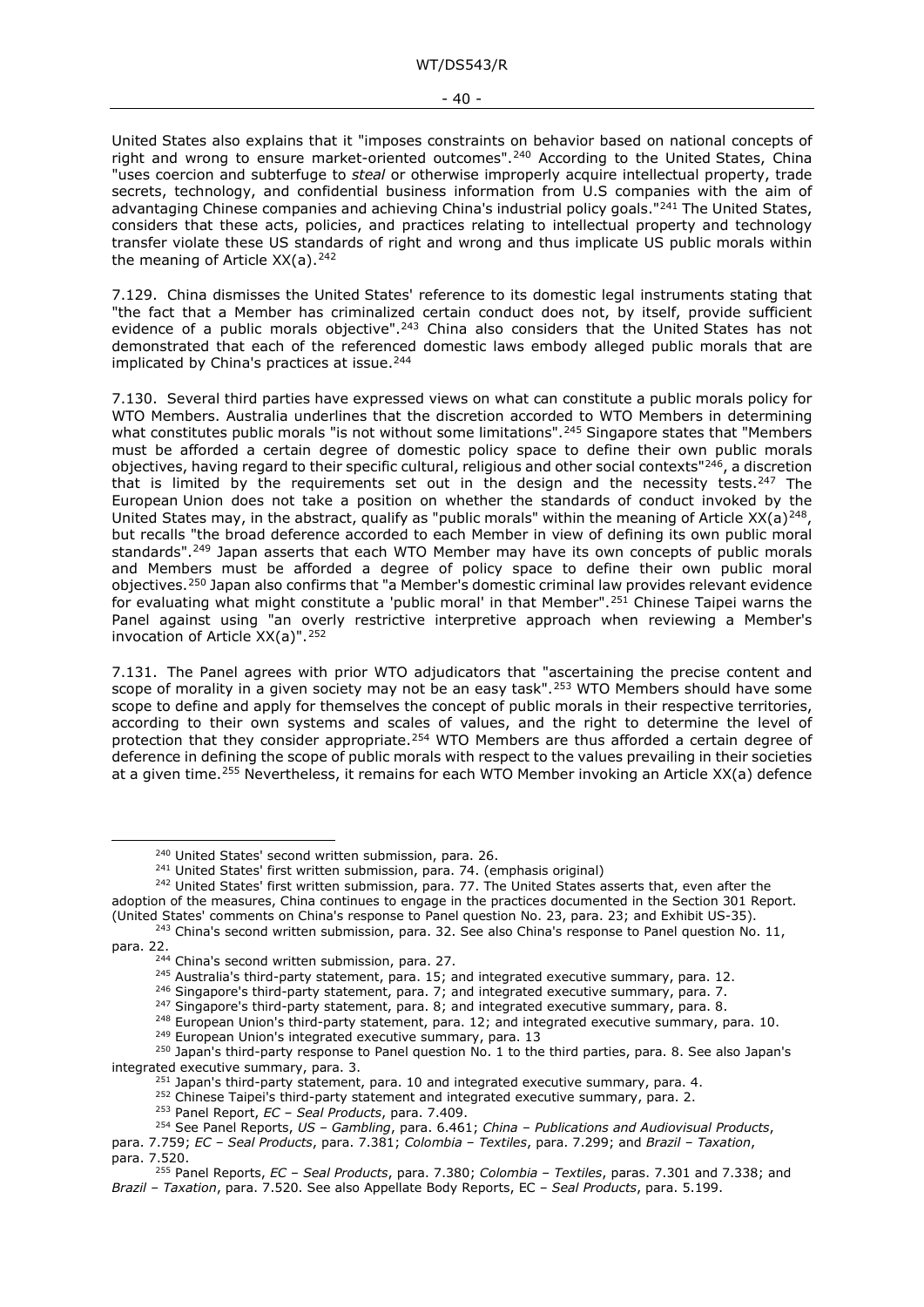United States also explains that it "imposes constraints on behavior based on national concepts of right and wrong to ensure market-oriented outcomes".[240] According to the United States, China "uses coercion and subterfuge to *steal* or otherwise improperly acquire intellectual property, trade secrets, technology, and confidential business information from U.S companies with the aim of advantaging Chinese companies and achieving China's industrial policy goals."[241] The United States, considers that these acts, policies, and practices relating to intellectual property and technology transfer violate these US standards of right and wrong and thus implicate US public morals within the meaning of Article XX(a).[242]

7.129. China dismisses the United States' reference to its domestic legal instruments stating that "the fact that a Member has criminalized certain conduct does not, by itself, provide sufficient evidence of a public morals objective".[243] China also considers that the United States has not demonstrated that each of the referenced domestic laws embody alleged public morals that are implicated by China's practices at issue.[244]

7.130. Several third parties have expressed views on what can constitute a public morals policy for WTO Members. Australia underlines that the discretion accorded to WTO Members in determining what constitutes public morals "is not without some limitations".[245] Singapore states that "Members must be afforded a certain degree of domestic policy space to define their own public morals objectives, having regard to their specific cultural, religious and other social contexts"[246], a discretion that is limited by the requirements set out in the design and the necessity tests.[247] The European Union does not take a position on whether the standards of conduct invoked by the United States may, in the abstract, qualify as "public morals" within the meaning of Article XX(a)[248], but recalls "the broad deference accorded to each Member in view of defining its own public moral standards".[249] Japan asserts that each WTO Member may have its own concepts of public morals and Members must be afforded a degree of policy space to define their own public moral objectives.[250] Japan also confirms that "a Member's domestic criminal law provides relevant evidence for evaluating what might constitute a 'public moral' in that Member".[251] Chinese Taipei warns the Panel against using "an overly restrictive interpretive approach when reviewing a Member's invocation of Article XX(a)".[252]

7.131. The Panel agrees with prior WTO adjudicators that "ascertaining the precise content and scope of morality in a given society may not be an easy task".[253] WTO Members should have some scope to define and apply for themselves the concept of public morals in their respective territories, according to their own systems and scales of values, and the right to determine the level of protection that they consider appropriate.[254] WTO Members are thus afforded a certain degree of deference in defining the scope of public morals with respect to the values prevailing in their societies at a given time.[255] Nevertheless, it remains for each WTO Member invoking an Article XX(a) defence

---

[240] United States' second written submission, para. 26.

[241] United States' first written submission, para. 74. (emphasis original)

[242] United States' first written submission, para. 77. The United States asserts that, even after the adoption of the measures, China continues to engage in the practices documented in the Section 301 Report. (United States' comments on China's response to Panel question No. 23, para. 23; and Exhibit US-35).

[243] China's second written submission, para. 32. See also China's response to Panel question No. 11, para. 22.

[244] China's second written submission, para. 27.

[245] Australia's third-party statement, para. 15; and integrated executive summary, para. 12.

[246] Singapore's third-party statement, para. 7; and integrated executive summary, para. 7.

[247] Singapore's third-party statement, para. 8; and integrated executive summary, para. 8.

[248] European Union's third-party statement, para. 12; and integrated executive summary, para. 10.

[249] European Union's integrated executive summary, para. 13

[250] Japan's third-party response to Panel question No. 1 to the third parties, para. 8. See also Japan's integrated executive summary, para. 3.

[251] Japan's third-party statement, para. 10 and integrated executive summary, para. 4.

[252] Chinese Taipei's third-party statement and integrated executive summary, para. 2.

[253] Panel Report, *EC – Seal Products*, para. 7.409.

[254] See Panel Reports, *US – Gambling*, para. 6.461; *China – Publications and Audiovisual Products*, para. 7.759; *EC – Seal Products*, para. 7.381; *Colombia – Textiles*, para. 7.299; and *Brazil – Taxation*, para. 7.520.

[255] Panel Reports, *EC – Seal Products*, para. 7.380; *Colombia – Textiles*, paras. 7.301 and 7.338; and *Brazil – Taxation*, para. 7.520. See also Appellate Body Reports, EC – *Seal Products*, para. 5.199.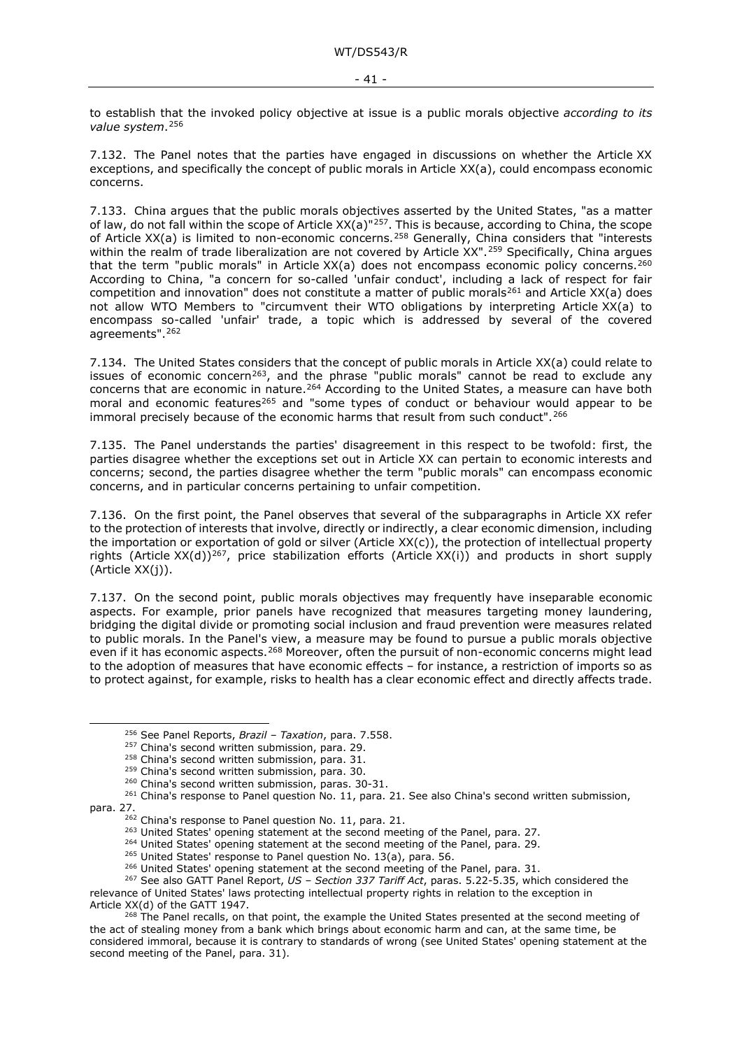to establish that the invoked policy objective at issue is a public morals objective *according to its value system*.[256]

7.132. The Panel notes that the parties have engaged in discussions on whether the Article XX exceptions, and specifically the concept of public morals in Article XX(a), could encompass economic concerns.

7.133. China argues that the public morals objectives asserted by the United States, "as a matter of law, do not fall within the scope of Article XX(a)"[257]. This is because, according to China, the scope of Article XX(a) is limited to non-economic concerns.[258] Generally, China considers that "interests within the realm of trade liberalization are not covered by Article XX".[259] Specifically, China argues that the term "public morals" in Article XX(a) does not encompass economic policy concerns.[260] According to China, "a concern for so-called 'unfair conduct', including a lack of respect for fair competition and innovation" does not constitute a matter of public morals[261] and Article XX(a) does not allow WTO Members to "circumvent their WTO obligations by interpreting Article XX(a) to encompass so-called 'unfair' trade, a topic which is addressed by several of the covered agreements".[262]

7.134. The United States considers that the concept of public morals in Article XX(a) could relate to issues of economic concern[263], and the phrase "public morals" cannot be read to exclude any concerns that are economic in nature.[264] According to the United States, a measure can have both moral and economic features[265] and "some types of conduct or behaviour would appear to be immoral precisely because of the economic harms that result from such conduct".[266]

7.135. The Panel understands the parties' disagreement in this respect to be twofold: first, the parties disagree whether the exceptions set out in Article XX can pertain to economic interests and concerns; second, the parties disagree whether the term "public morals" can encompass economic concerns, and in particular concerns pertaining to unfair competition.

7.136. On the first point, the Panel observes that several of the subparagraphs in Article XX refer to the protection of interests that involve, directly or indirectly, a clear economic dimension, including the importation or exportation of gold or silver (Article XX(c)), the protection of intellectual property rights (Article XX(d))[267], price stabilization efforts (Article XX(i)) and products in short supply (Article XX(j)).

7.137. On the second point, public morals objectives may frequently have inseparable economic aspects. For example, prior panels have recognized that measures targeting money laundering, bridging the digital divide or promoting social inclusion and fraud prevention were measures related to public morals. In the Panel's view, a measure may be found to pursue a public morals objective even if it has economic aspects.[268] Moreover, often the pursuit of non-economic concerns might lead to the adoption of measures that have economic effects – for instance, a restriction of imports so as to protect against, for example, risks to health has a clear economic effect and directly affects trade.

---

[256] See Panel Reports, *Brazil – Taxation*, para. 7.558.

[257] China's second written submission, para. 29.

[258] China's second written submission, para. 31.

[259] China's second written submission, para. 30.

[260] China's second written submission, paras. 30-31.

[261] China's response to Panel question No. 11, para. 21. See also China's second written submission, para. 27.

[262] China's response to Panel question No. 11, para. 21.

[263] United States' opening statement at the second meeting of the Panel, para. 27.

[264] United States' opening statement at the second meeting of the Panel, para. 29.

[265] United States' response to Panel question No. 13(a), para. 56.

[266] United States' opening statement at the second meeting of the Panel, para. 31.

[267] See also GATT Panel Report, *US – Section 337 Tariff Act*, paras. 5.22-5.35, which considered the relevance of United States' laws protecting intellectual property rights in relation to the exception in Article XX(d) of the GATT 1947.

[268] The Panel recalls, on that point, the example the United States presented at the second meeting of the act of stealing money from a bank which brings about economic harm and can, at the same time, be considered immoral, because it is contrary to standards of wrong (see United States' opening statement at the second meeting of the Panel, para. 31).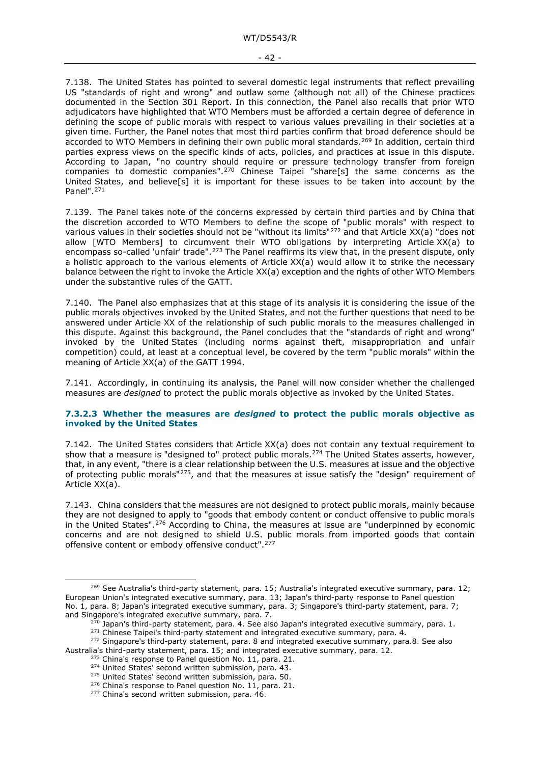7.138. The United States has pointed to several domestic legal instruments that reflect prevailing US "standards of right and wrong" and outlaw some (although not all) of the Chinese practices documented in the Section 301 Report. In this connection, the Panel also recalls that prior WTO adjudicators have highlighted that WTO Members must be afforded a certain degree of deference in defining the scope of public morals with respect to various values prevailing in their societies at a given time. Further, the Panel notes that most third parties confirm that broad deference should be accorded to WTO Members in defining their own public moral standards.[269] In addition, certain third parties express views on the specific kinds of acts, policies, and practices at issue in this dispute. According to Japan, "no country should require or pressure technology transfer from foreign companies to domestic companies".[270] Chinese Taipei "share[s] the same concerns as the United States, and believe[s] it is important for these issues to be taken into account by the Panel".[271]

7.139. The Panel takes note of the concerns expressed by certain third parties and by China that the discretion accorded to WTO Members to define the scope of "public morals" with respect to various values in their societies should not be "without its limits"[272] and that Article XX(a) "does not allow [WTO Members] to circumvent their WTO obligations by interpreting Article XX(a) to encompass so-called 'unfair' trade".[273] The Panel reaffirms its view that, in the present dispute, only a holistic approach to the various elements of Article XX(a) would allow it to strike the necessary balance between the right to invoke the Article XX(a) exception and the rights of other WTO Members under the substantive rules of the GATT.

7.140. The Panel also emphasizes that at this stage of its analysis it is considering the issue of the public morals objectives invoked by the United States, and not the further questions that need to be answered under Article XX of the relationship of such public morals to the measures challenged in this dispute. Against this background, the Panel concludes that the "standards of right and wrong" invoked by the United States (including norms against theft, misappropriation and unfair competition) could, at least at a conceptual level, be covered by the term "public morals" within the meaning of Article XX(a) of the GATT 1994.

7.141. Accordingly, in continuing its analysis, the Panel will now consider whether the challenged measures are *designed* to protect the public morals objective as invoked by the United States.

#### 7.3.2.3 Whether the measures are *designed* to protect the public morals objective as invoked by the United States

7.142. The United States considers that Article XX(a) does not contain any textual requirement to show that a measure is "designed to" protect public morals.[274] The United States asserts, however, that, in any event, "there is a clear relationship between the U.S. measures at issue and the objective of protecting public morals"[275], and that the measures at issue satisfy the "design" requirement of Article XX(a).

7.143. China considers that the measures are not designed to protect public morals, mainly because they are not designed to apply to "goods that embody content or conduct offensive to public morals in the United States".[276] According to China, the measures at issue are "underpinned by economic concerns and are not designed to shield U.S. public morals from imported goods that contain offensive content or embody offensive conduct".[277]

---

[269] See Australia's third-party statement, para. 15; Australia's integrated executive summary, para. 12; European Union's integrated executive summary, para. 13; Japan's third-party response to Panel question No. 1, para. 8; Japan's integrated executive summary, para. 3; Singapore's third-party statement, para. 7; and Singapore's integrated executive summary, para. 7.

[270] Japan's third-party statement, para. 4. See also Japan's integrated executive summary, para. 1.

[271] Chinese Taipei's third-party statement and integrated executive summary, para. 4.

[272] Singapore's third-party statement, para. 8 and integrated executive summary, para.8. See also Australia's third-party statement, para. 15; and integrated executive summary, para. 12.

[273] China's response to Panel question No. 11, para. 21.

[274] United States' second written submission, para. 43.

[275] United States' second written submission, para. 50.

[276] China's response to Panel question No. 11, para. 21.

[277] China's second written submission, para. 46.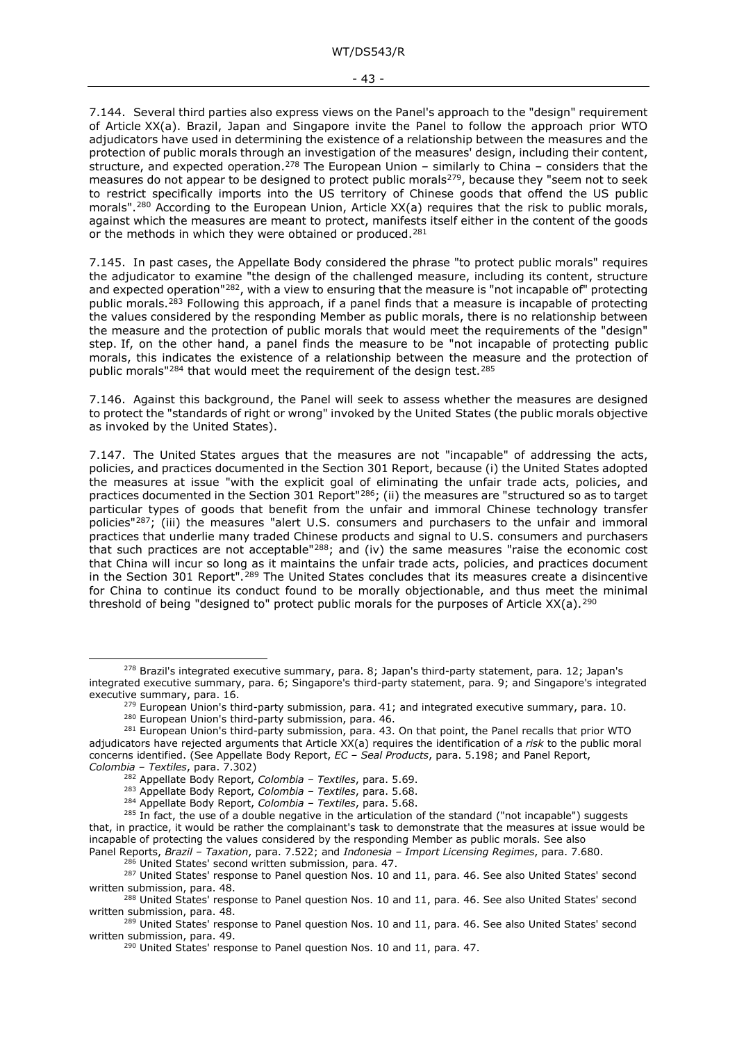7.144. Several third parties also express views on the Panel's approach to the "design" requirement of Article XX(a). Brazil, Japan and Singapore invite the Panel to follow the approach prior WTO adjudicators have used in determining the existence of a relationship between the measures and the protection of public morals through an investigation of the measures' design, including their content, structure, and expected operation.[278] The European Union – similarly to China – considers that the measures do not appear to be designed to protect public morals[279], because they "seem not to seek to restrict specifically imports into the US territory of Chinese goods that offend the US public morals".[280] According to the European Union, Article XX(a) requires that the risk to public morals, against which the measures are meant to protect, manifests itself either in the content of the goods or the methods in which they were obtained or produced.[281]

7.145. In past cases, the Appellate Body considered the phrase "to protect public morals" requires the adjudicator to examine "the design of the challenged measure, including its content, structure and expected operation"[282], with a view to ensuring that the measure is "not incapable of" protecting public morals.[283] Following this approach, if a panel finds that a measure is incapable of protecting the values considered by the responding Member as public morals, there is no relationship between the measure and the protection of public morals that would meet the requirements of the "design" step. If, on the other hand, a panel finds the measure to be "not incapable of protecting public morals, this indicates the existence of a relationship between the measure and the protection of public morals"[284] that would meet the requirement of the design test.[285]

7.146. Against this background, the Panel will seek to assess whether the measures are designed to protect the "standards of right or wrong" invoked by the United States (the public morals objective as invoked by the United States).

7.147. The United States argues that the measures are not "incapable" of addressing the acts, policies, and practices documented in the Section 301 Report, because (i) the United States adopted the measures at issue "with the explicit goal of eliminating the unfair trade acts, policies, and practices documented in the Section 301 Report"[286]; (ii) the measures are "structured so as to target particular types of goods that benefit from the unfair and immoral Chinese technology transfer policies"[287]; (iii) the measures "alert U.S. consumers and purchasers to the unfair and immoral practices that underlie many traded Chinese products and signal to U.S. consumers and purchasers that such practices are not acceptable"[288]; and (iv) the same measures "raise the economic cost that China will incur so long as it maintains the unfair trade acts, policies, and practices document in the Section 301 Report".[289] The United States concludes that its measures create a disincentive for China to continue its conduct found to be morally objectionable, and thus meet the minimal threshold of being "designed to" protect public morals for the purposes of Article XX(a).[290]

---

[278] Brazil's integrated executive summary, para. 8; Japan's third-party statement, para. 12; Japan's integrated executive summary, para. 6; Singapore's third-party statement, para. 9; and Singapore's integrated executive summary, para. 16.

[279] European Union's third-party submission, para. 41; and integrated executive summary, para. 10.

[280] European Union's third-party submission, para. 46.

[281] European Union's third-party submission, para. 43. On that point, the Panel recalls that prior WTO adjudicators have rejected arguments that Article XX(a) requires the identification of a *risk* to the public moral concerns identified. (See Appellate Body Report, *EC – Seal Products*, para. 5.198; and Panel Report, *Colombia – Textiles*, para. 7.302)

[282] Appellate Body Report, *Colombia – Textiles*, para. 5.69.

[283] Appellate Body Report, *Colombia – Textiles*, para. 5.68.

[284] Appellate Body Report, *Colombia – Textiles*, para. 5.68.

[285] In fact, the use of a double negative in the articulation of the standard ("not incapable") suggests that, in practice, it would be rather the complainant's task to demonstrate that the measures at issue would be incapable of protecting the values considered by the responding Member as public morals. See also Panel Reports, *Brazil – Taxation*, para. 7.522; and *Indonesia – Import Licensing Regimes*, para. 7.680.

[286] United States' second written submission, para. 47.

[287] United States' response to Panel question Nos. 10 and 11, para. 46. See also United States' second written submission, para. 48.

[288] United States' response to Panel question Nos. 10 and 11, para. 46. See also United States' second written submission, para. 48.

[289] United States' response to Panel question Nos. 10 and 11, para. 46. See also United States' second written submission, para. 49.

[290] United States' response to Panel question Nos. 10 and 11, para. 47.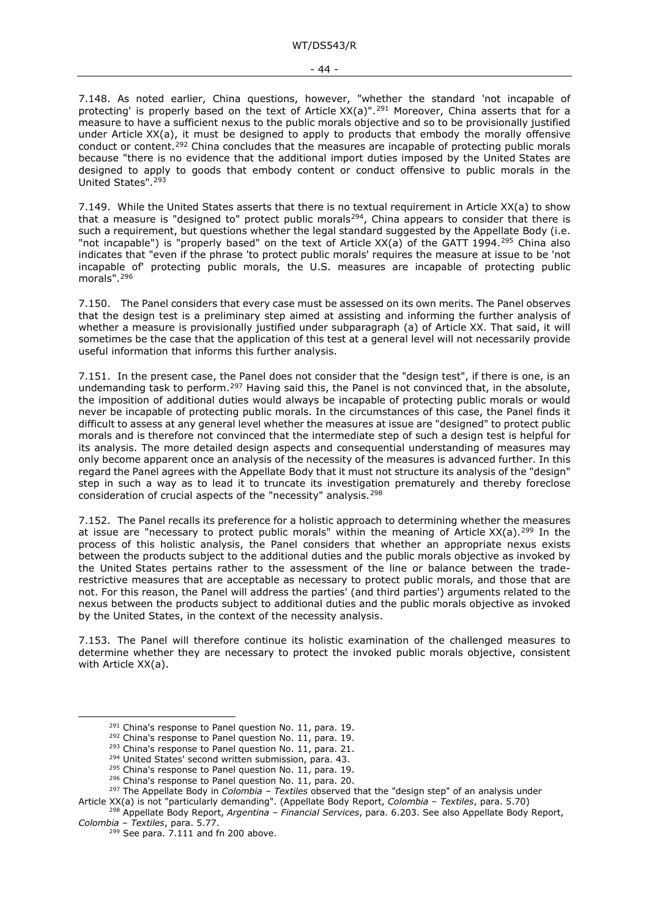7.148. As noted earlier, China questions, however, "whether the standard 'not incapable of protecting' is properly based on the text of Article XX(a)".[291] Moreover, China asserts that for a measure to have a sufficient nexus to the public morals objective and so to be provisionally justified under Article XX(a), it must be designed to apply to products that embody the morally offensive conduct or content.[292] China concludes that the measures are incapable of protecting public morals because "there is no evidence that the additional import duties imposed by the United States are designed to apply to goods that embody content or conduct offensive to public morals in the United States".[293]

7.149. While the United States asserts that there is no textual requirement in Article XX(a) to show that a measure is "designed to" protect public morals[294], China appears to consider that there is such a requirement, but questions whether the legal standard suggested by the Appellate Body (i.e. "not incapable") is "properly based" on the text of Article XX(a) of the GATT 1994.[295] China also indicates that "even if the phrase 'to protect public morals' requires the measure at issue to be 'not incapable of' protecting public morals, the U.S. measures are incapable of protecting public morals".[296]

7.150. The Panel considers that every case must be assessed on its own merits. The Panel observes that the design test is a preliminary step aimed at assisting and informing the further analysis of whether a measure is provisionally justified under subparagraph (a) of Article XX. That said, it will sometimes be the case that the application of this test at a general level will not necessarily provide useful information that informs this further analysis.

7.151. In the present case, the Panel does not consider that the "design test", if there is one, is an undemanding task to perform.[297] Having said this, the Panel is not convinced that, in the absolute, the imposition of additional duties would always be incapable of protecting public morals or would never be incapable of protecting public morals. In the circumstances of this case, the Panel finds it difficult to assess at any general level whether the measures at issue are "designed" to protect public morals and is therefore not convinced that the intermediate step of such a design test is helpful for its analysis. The more detailed design aspects and consequential understanding of measures may only become apparent once an analysis of the necessity of the measures is advanced further. In this regard the Panel agrees with the Appellate Body that it must not structure its analysis of the "design" step in such a way as to lead it to truncate its investigation prematurely and thereby foreclose consideration of crucial aspects of the "necessity" analysis.[298]

7.152. The Panel recalls its preference for a holistic approach to determining whether the measures at issue are "necessary to protect public morals" within the meaning of Article XX(a).[299] In the process of this holistic analysis, the Panel considers that whether an appropriate nexus exists between the products subject to the additional duties and the public morals objective as invoked by the United States pertains rather to the assessment of the line or balance between the trade-restrictive measures that are acceptable as necessary to protect public morals, and those that are not. For this reason, the Panel will address the parties' (and third parties') arguments related to the nexus between the products subject to additional duties and the public morals objective as invoked by the United States, in the context of the necessity analysis.

7.153. The Panel will therefore continue its holistic examination of the challenged measures to determine whether they are necessary to protect the invoked public morals objective, consistent with Article XX(a).

---

[291] China's response to Panel question No. 11, para. 19.

[292] China's response to Panel question No. 11, para. 19.

[293] China's response to Panel question No. 11, para. 21.

[294] United States' second written submission, para. 43.

[295] China's response to Panel question No. 11, para. 19.

[296] China's response to Panel question No. 11, para. 20.

[297] The Appellate Body in *Colombia – Textiles* observed that the "design step" of an analysis under Article XX(a) is not "particularly demanding". (Appellate Body Report, *Colombia – Textiles*, para. 5.70)

[298] Appellate Body Report, *Argentina – Financial Services*, para. 6.203. See also Appellate Body Report, *Colombia – Textiles*, para. 5.77.

[299] See para. 7.111 and fn 200 above.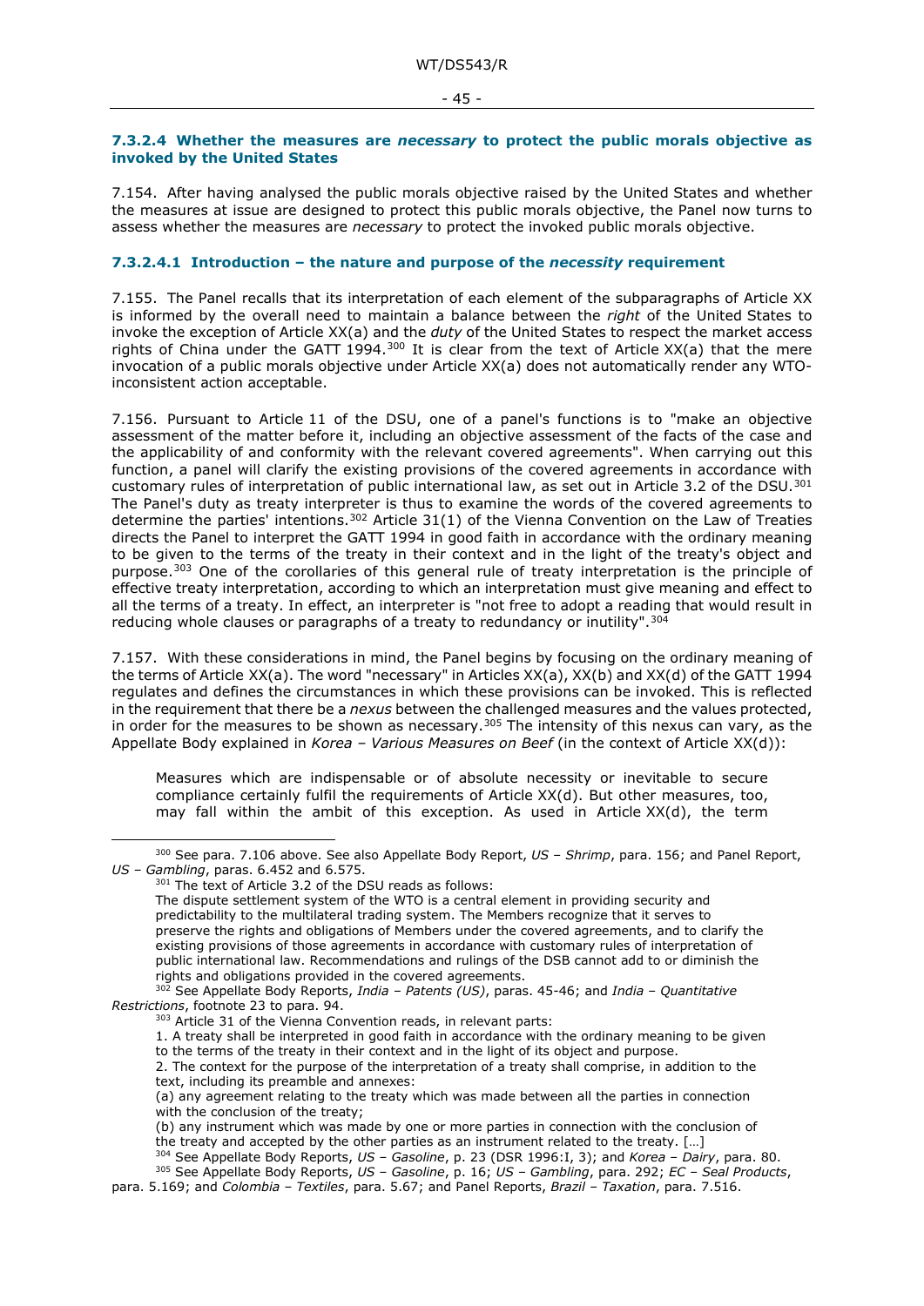#### 7.3.2.4 Whether the measures are *necessary* to protect the public morals objective as invoked by the United States

7.154. After having analysed the public morals objective raised by the United States and whether the measures at issue are designed to protect this public morals objective, the Panel now turns to assess whether the measures are *necessary* to protect the invoked public morals objective.

##### 7.3.2.4.1 Introduction – the nature and purpose of the *necessity* requirement

7.155. The Panel recalls that its interpretation of each element of the subparagraphs of Article XX is informed by the overall need to maintain a balance between the *right* of the United States to invoke the exception of Article XX(a) and the *duty* of the United States to respect the market access rights of China under the GATT 1994.[300] It is clear from the text of Article XX(a) that the mere invocation of a public morals objective under Article XX(a) does not automatically render any WTO-inconsistent action acceptable.

7.156. Pursuant to Article 11 of the DSU, one of a panel's functions is to "make an objective assessment of the matter before it, including an objective assessment of the facts of the case and the applicability of and conformity with the relevant covered agreements". When carrying out this function, a panel will clarify the existing provisions of the covered agreements in accordance with customary rules of interpretation of public international law, as set out in Article 3.2 of the DSU.[301] The Panel's duty as treaty interpreter is thus to examine the words of the covered agreements to determine the parties' intentions.[302] Article 31(1) of the Vienna Convention on the Law of Treaties directs the Panel to interpret the GATT 1994 in good faith in accordance with the ordinary meaning to be given to the terms of the treaty in their context and in the light of the treaty's object and purpose.[303] One of the corollaries of this general rule of treaty interpretation is the principle of effective treaty interpretation, according to which an interpretation must give meaning and effect to all the terms of a treaty. In effect, an interpreter is "not free to adopt a reading that would result in reducing whole clauses or paragraphs of a treaty to redundancy or inutility".[304]

7.157. With these considerations in mind, the Panel begins by focusing on the ordinary meaning of the terms of Article XX(a). The word "necessary" in Articles XX(a), XX(b) and XX(d) of the GATT 1994 regulates and defines the circumstances in which these provisions can be invoked. This is reflected in the requirement that there be a *nexus* between the challenged measures and the values protected, in order for the measures to be shown as necessary.[305] The intensity of this nexus can vary, as the Appellate Body explained in *Korea – Various Measures on Beef* (in the context of Article XX(d)):

> Measures which are indispensable or of absolute necessity or inevitable to secure compliance certainly fulfil the requirements of Article XX(d). But other measures, too, may fall within the ambit of this exception. As used in Article XX(d), the term

---

[300] See para. 7.106 above. See also Appellate Body Report, *US – Shrimp*, para. 156; and Panel Report, *US – Gambling*, paras. 6.452 and 6.575.

[301] The text of Article 3.2 of the DSU reads as follows:

> The dispute settlement system of the WTO is a central element in providing security and predictability to the multilateral trading system. The Members recognize that it serves to preserve the rights and obligations of Members under the covered agreements, and to clarify the existing provisions of those agreements in accordance with customary rules of interpretation of public international law. Recommendations and rulings of the DSB cannot add to or diminish the rights and obligations provided in the covered agreements.

[302] See Appellate Body Reports, *India – Patents (US)*, paras. 45-46; and *India – Quantitative Restrictions*, footnote 23 to para. 94.

[303] Article 31 of the Vienna Convention reads, in relevant parts:

> 1. A treaty shall be interpreted in good faith in accordance with the ordinary meaning to be given to the terms of the treaty in their context and in the light of its object and purpose.
>
> 2. The context for the purpose of the interpretation of a treaty shall comprise, in addition to the text, including its preamble and annexes:
>
> (a) any agreement relating to the treaty which was made between all the parties in connection with the conclusion of the treaty;
>
> (b) any instrument which was made by one or more parties in connection with the conclusion of the treaty and accepted by the other parties as an instrument related to the treaty. […]

[304] See Appellate Body Reports, *US – Gasoline*, p. 23 (DSR 1996:I, 3); and *Korea – Dairy*, para. 80.

[305] See Appellate Body Reports, *US – Gasoline*, p. 16; *US – Gambling*, para. 292; *EC – Seal Products*, para. 5.169; and *Colombia – Textiles*, para. 5.67; and Panel Reports, *Brazil – Taxation*, para. 7.516.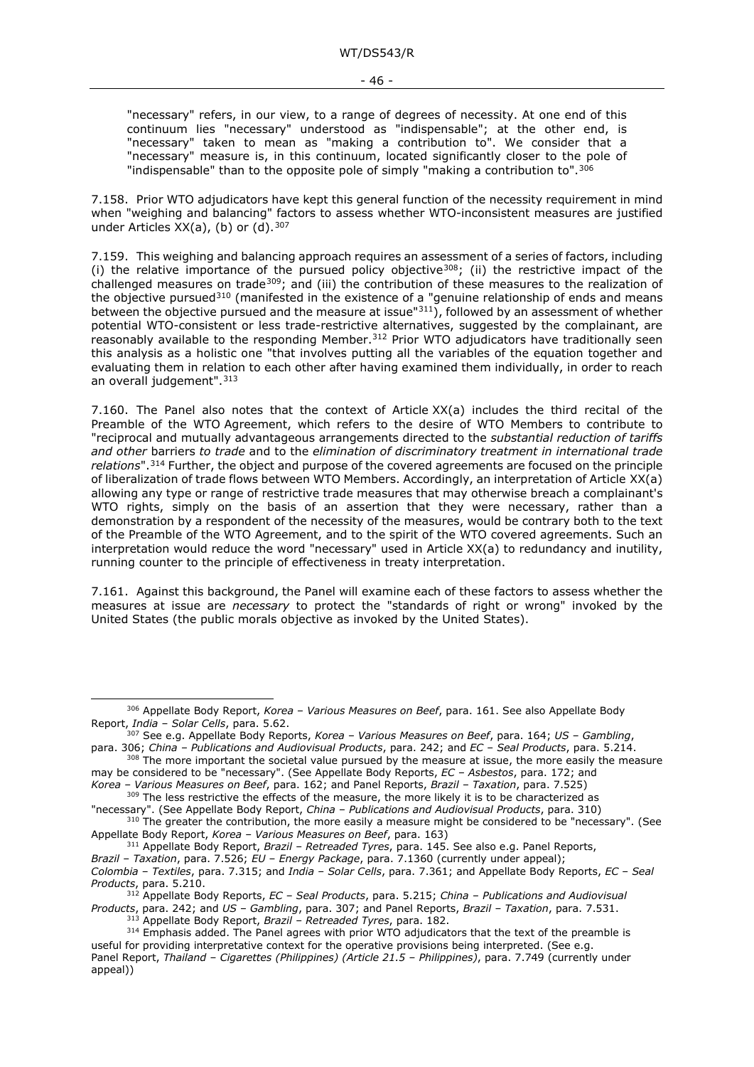"necessary" refers, in our view, to a range of degrees of necessity. At one end of this continuum lies "necessary" understood as "indispensable"; at the other end, is "necessary" taken to mean as "making a contribution to". We consider that a "necessary" measure is, in this continuum, located significantly closer to the pole of "indispensable" than to the opposite pole of simply "making a contribution to".[306]

7.158. Prior WTO adjudicators have kept this general function of the necessity requirement in mind when "weighing and balancing" factors to assess whether WTO-inconsistent measures are justified under Articles XX(a), (b) or (d).[307]

7.159. This weighing and balancing approach requires an assessment of a series of factors, including (i) the relative importance of the pursued policy objective[308]; (ii) the restrictive impact of the challenged measures on trade[309]; and (iii) the contribution of these measures to the realization of the objective pursued[310] (manifested in the existence of a "genuine relationship of ends and means between the objective pursued and the measure at issue"[311]), followed by an assessment of whether potential WTO-consistent or less trade-restrictive alternatives, suggested by the complainant, are reasonably available to the responding Member.[312] Prior WTO adjudicators have traditionally seen this analysis as a holistic one "that involves putting all the variables of the equation together and evaluating them in relation to each other after having examined them individually, in order to reach an overall judgement".[313]

7.160. The Panel also notes that the context of Article XX(a) includes the third recital of the Preamble of the WTO Agreement, which refers to the desire of WTO Members to contribute to "reciprocal and mutually advantageous arrangements directed to the *substantial reduction of tariffs and other* barriers *to trade* and to the *elimination of discriminatory treatment in international trade relations*".[314] Further, the object and purpose of the covered agreements are focused on the principle of liberalization of trade flows between WTO Members. Accordingly, an interpretation of Article XX(a) allowing any type or range of restrictive trade measures that may otherwise breach a complainant's WTO rights, simply on the basis of an assertion that they were necessary, rather than a demonstration by a respondent of the necessity of the measures, would be contrary both to the text of the Preamble of the WTO Agreement, and to the spirit of the WTO covered agreements. Such an interpretation would reduce the word "necessary" used in Article XX(a) to redundancy and inutility, running counter to the principle of effectiveness in treaty interpretation.

7.161. Against this background, the Panel will examine each of these factors to assess whether the measures at issue are *necessary* to protect the "standards of right or wrong" invoked by the United States (the public morals objective as invoked by the United States).

---

[306] Appellate Body Report, *Korea – Various Measures on Beef*, para. 161. See also Appellate Body Report, *India – Solar Cells*, para. 5.62.

[307] See e.g. Appellate Body Reports, *Korea – Various Measures on Beef*, para. 164; *US – Gambling*, para. 306; *China – Publications and Audiovisual Products*, para. 242; and *EC – Seal Products*, para. 5.214.

[308] The more important the societal value pursued by the measure at issue, the more easily the measure may be considered to be "necessary". (See Appellate Body Reports, *EC – Asbestos*, para. 172; and *Korea – Various Measures on Beef*, para. 162; and Panel Reports, *Brazil – Taxation*, para. 7.525)

[309] The less restrictive the effects of the measure, the more likely it is to be characterized as "necessary". (See Appellate Body Report, *China – Publications and Audiovisual Products*, para. 310)

[310] The greater the contribution, the more easily a measure might be considered to be "necessary". (See Appellate Body Report, *Korea – Various Measures on Beef*, para. 163)

[311] Appellate Body Report, *Brazil – Retreaded Tyres*, para. 145. See also e.g. Panel Reports, *Brazil – Taxation*, para. 7.526; *EU – Energy Package*, para. 7.1360 (currently under appeal); *Colombia – Textiles*, para. 7.315; and *India – Solar Cells*, para. 7.361; and Appellate Body Reports, *EC – Seal Products*, para. 5.210.

[312] Appellate Body Reports, *EC – Seal Products*, para. 5.215; *China – Publications and Audiovisual Products*, para. 242; and *US – Gambling*, para. 307; and Panel Reports, *Brazil – Taxation*, para. 7.531.

[313] Appellate Body Report, *Brazil – Retreaded Tyres*, para. 182.

[314] Emphasis added. The Panel agrees with prior WTO adjudicators that the text of the preamble is useful for providing interpretative context for the operative provisions being interpreted. (See e.g. Panel Report, *Thailand – Cigarettes (Philippines) (Article 21.5 – Philippines)*, para. 7.749 (currently under appeal))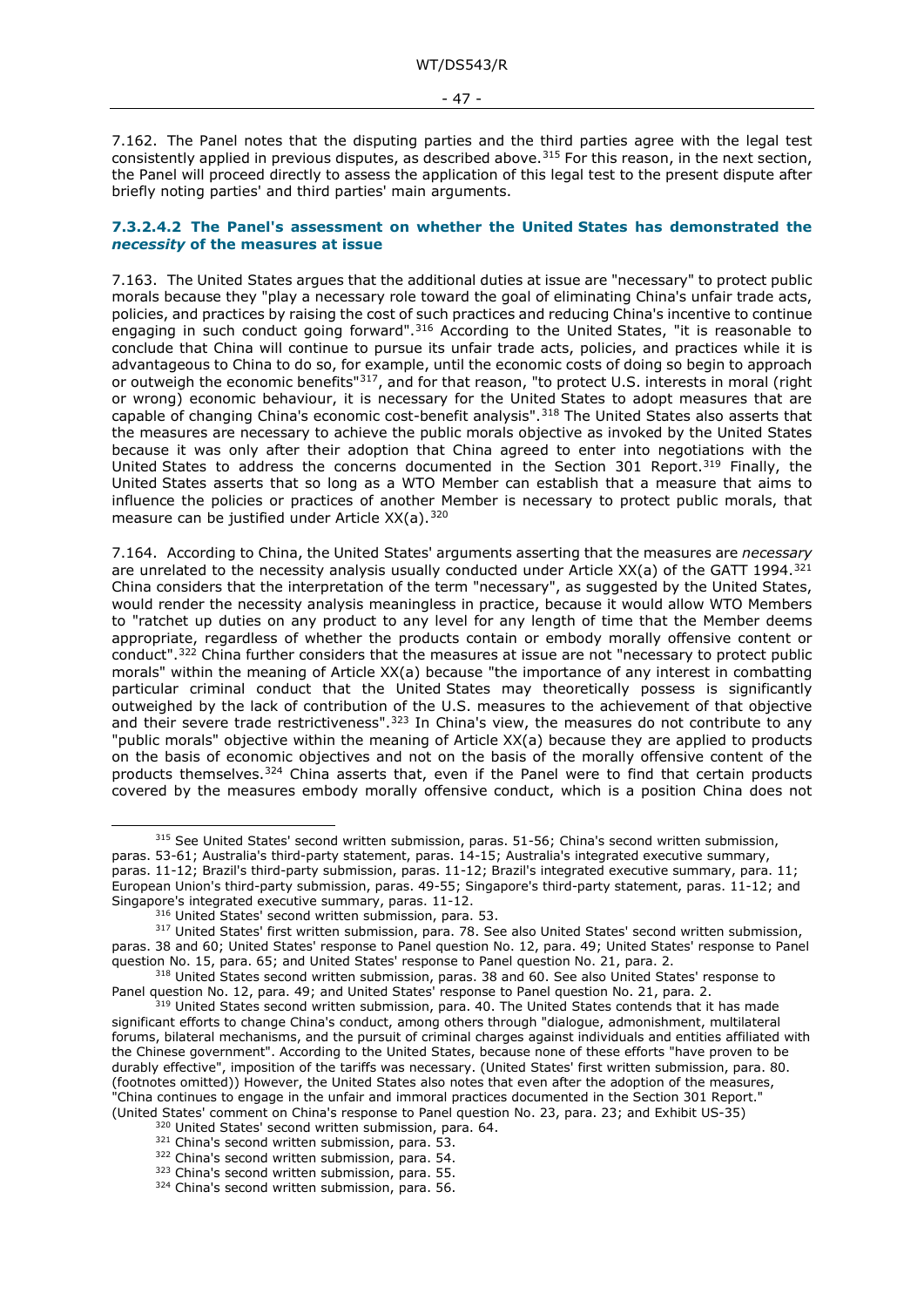7.162. The Panel notes that the disputing parties and the third parties agree with the legal test consistently applied in previous disputes, as described above.[315] For this reason, in the next section, the Panel will proceed directly to assess the application of this legal test to the present dispute after briefly noting parties' and third parties' main arguments.

#### 7.3.2.4.2 The Panel's assessment on whether the United States has demonstrated the *necessity* of the measures at issue

7.163. The United States argues that the additional duties at issue are "necessary" to protect public morals because they "play a necessary role toward the goal of eliminating China's unfair trade acts, policies, and practices by raising the cost of such practices and reducing China's incentive to continue engaging in such conduct going forward".[316] According to the United States, "it is reasonable to conclude that China will continue to pursue its unfair trade acts, policies, and practices while it is advantageous to China to do so, for example, until the economic costs of doing so begin to approach or outweigh the economic benefits"[317], and for that reason, "to protect U.S. interests in moral (right or wrong) economic behaviour, it is necessary for the United States to adopt measures that are capable of changing China's economic cost-benefit analysis".[318] The United States also asserts that the measures are necessary to achieve the public morals objective as invoked by the United States because it was only after their adoption that China agreed to enter into negotiations with the United States to address the concerns documented in the Section 301 Report.[319] Finally, the United States asserts that so long as a WTO Member can establish that a measure that aims to influence the policies or practices of another Member is necessary to protect public morals, that measure can be justified under Article XX(a).[320]

7.164. According to China, the United States' arguments asserting that the measures are *necessary* are unrelated to the necessity analysis usually conducted under Article XX(a) of the GATT 1994.[321] China considers that the interpretation of the term "necessary", as suggested by the United States, would render the necessity analysis meaningless in practice, because it would allow WTO Members to "ratchet up duties on any product to any level for any length of time that the Member deems appropriate, regardless of whether the products contain or embody morally offensive content or conduct".[322] China further considers that the measures at issue are not "necessary to protect public morals" within the meaning of Article XX(a) because "the importance of any interest in combatting particular criminal conduct that the United States may theoretically possess is significantly outweighed by the lack of contribution of the U.S. measures to the achievement of that objective and their severe trade restrictiveness".[323] In China's view, the measures do not contribute to any "public morals" objective within the meaning of Article XX(a) because they are applied to products on the basis of economic objectives and not on the basis of the morally offensive content of the products themselves.[324] China asserts that, even if the Panel were to find that certain products covered by the measures embody morally offensive conduct, which is a position China does not

---

[315] See United States' second written submission, paras. 51-56; China's second written submission, paras. 53-61; Australia's third-party statement, paras. 14-15; Australia's integrated executive summary, paras. 11-12; Brazil's third-party submission, paras. 11-12; Brazil's integrated executive summary, para. 11; European Union's third-party submission, paras. 49-55; Singapore's third-party statement, paras. 11-12; and Singapore's integrated executive summary, paras. 11-12.

[316] United States' second written submission, para. 53.

[317] United States' first written submission, para. 78. See also United States' second written submission, paras. 38 and 60; United States' response to Panel question No. 12, para. 49; United States' response to Panel question No. 15, para. 65; and United States' response to Panel question No. 21, para. 2.

[318] United States second written submission, paras. 38 and 60. See also United States' response to Panel question No. 12, para. 49; and United States' response to Panel question No. 21, para. 2.

[319] United States second written submission, para. 40. The United States contends that it has made significant efforts to change China's conduct, among others through "dialogue, admonishment, multilateral forums, bilateral mechanisms, and the pursuit of criminal charges against individuals and entities affiliated with the Chinese government". According to the United States, because none of these efforts "have proven to be durably effective", imposition of the tariffs was necessary. (United States' first written submission, para. 80. (footnotes omitted)) However, the United States also notes that even after the adoption of the measures, "China continues to engage in the unfair and immoral practices documented in the Section 301 Report." (United States' comment on China's response to Panel question No. 23, para. 23; and Exhibit US-35)

[320] United States' second written submission, para. 64.

[321] China's second written submission, para. 53.

[322] China's second written submission, para. 54.

[323] China's second written submission, para. 55.

[324] China's second written submission, para. 56.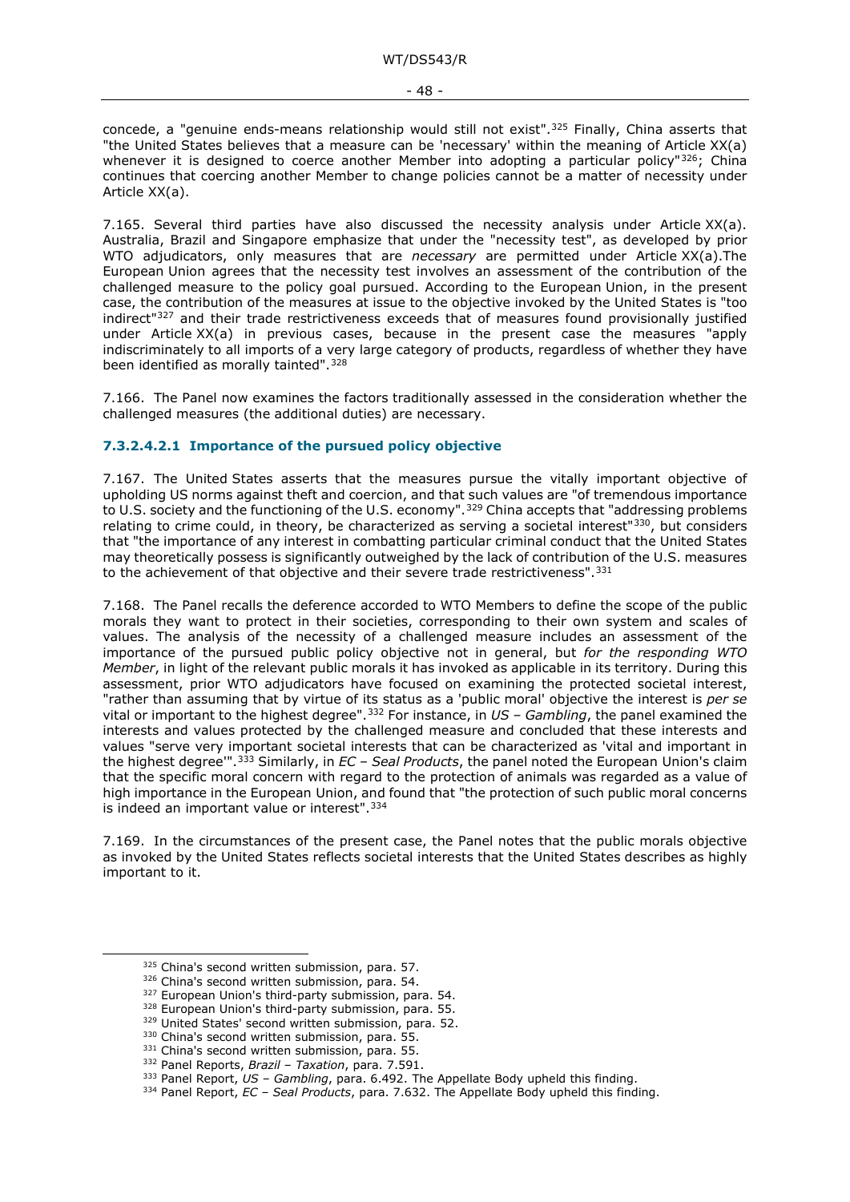concede, a "genuine ends-means relationship would still not exist".[325] Finally, China asserts that "the United States believes that a measure can be 'necessary' within the meaning of Article XX(a) whenever it is designed to coerce another Member into adopting a particular policy"[326]; China continues that coercing another Member to change policies cannot be a matter of necessity under Article XX(a).

7.165. Several third parties have also discussed the necessity analysis under Article XX(a). Australia, Brazil and Singapore emphasize that under the "necessity test", as developed by prior WTO adjudicators, only measures that are *necessary* are permitted under Article XX(a).The European Union agrees that the necessity test involves an assessment of the contribution of the challenged measure to the policy goal pursued. According to the European Union, in the present case, the contribution of the measures at issue to the objective invoked by the United States is "too indirect"[327] and their trade restrictiveness exceeds that of measures found provisionally justified under Article XX(a) in previous cases, because in the present case the measures "apply indiscriminately to all imports of a very large category of products, regardless of whether they have been identified as morally tainted".[328]

7.166. The Panel now examines the factors traditionally assessed in the consideration whether the challenged measures (the additional duties) are necessary.

#### 7.3.2.4.2.1 Importance of the pursued policy objective

7.167. The United States asserts that the measures pursue the vitally important objective of upholding US norms against theft and coercion, and that such values are "of tremendous importance to U.S. society and the functioning of the U.S. economy".[329] China accepts that "addressing problems relating to crime could, in theory, be characterized as serving a societal interest"[330], but considers that "the importance of any interest in combatting particular criminal conduct that the United States may theoretically possess is significantly outweighed by the lack of contribution of the U.S. measures to the achievement of that objective and their severe trade restrictiveness".[331]

7.168. The Panel recalls the deference accorded to WTO Members to define the scope of the public morals they want to protect in their societies, corresponding to their own system and scales of values. The analysis of the necessity of a challenged measure includes an assessment of the importance of the pursued public policy objective not in general, but *for the responding WTO Member*, in light of the relevant public morals it has invoked as applicable in its territory. During this assessment, prior WTO adjudicators have focused on examining the protected societal interest, "rather than assuming that by virtue of its status as a 'public moral' objective the interest is *per se* vital or important to the highest degree".[332] For instance, in *US – Gambling*, the panel examined the interests and values protected by the challenged measure and concluded that these interests and values "serve very important societal interests that can be characterized as 'vital and important in the highest degree'".[333] Similarly, in *EC – Seal Products*, the panel noted the European Union's claim that the specific moral concern with regard to the protection of animals was regarded as a value of high importance in the European Union, and found that "the protection of such public moral concerns is indeed an important value or interest".[334]

7.169. In the circumstances of the present case, the Panel notes that the public morals objective as invoked by the United States reflects societal interests that the United States describes as highly important to it.

---

[325] China's second written submission, para. 57.
[326] China's second written submission, para. 54.
[327] European Union's third-party submission, para. 54.
[328] European Union's third-party submission, para. 55.
[329] United States' second written submission, para. 52.
[330] China's second written submission, para. 55.
[331] China's second written submission, para. 55.
[332] Panel Reports, *Brazil – Taxation*, para. 7.591.
[333] Panel Report, *US – Gambling*, para. 6.492. The Appellate Body upheld this finding.
[334] Panel Report, *EC – Seal Products*, para. 7.632. The Appellate Body upheld this finding.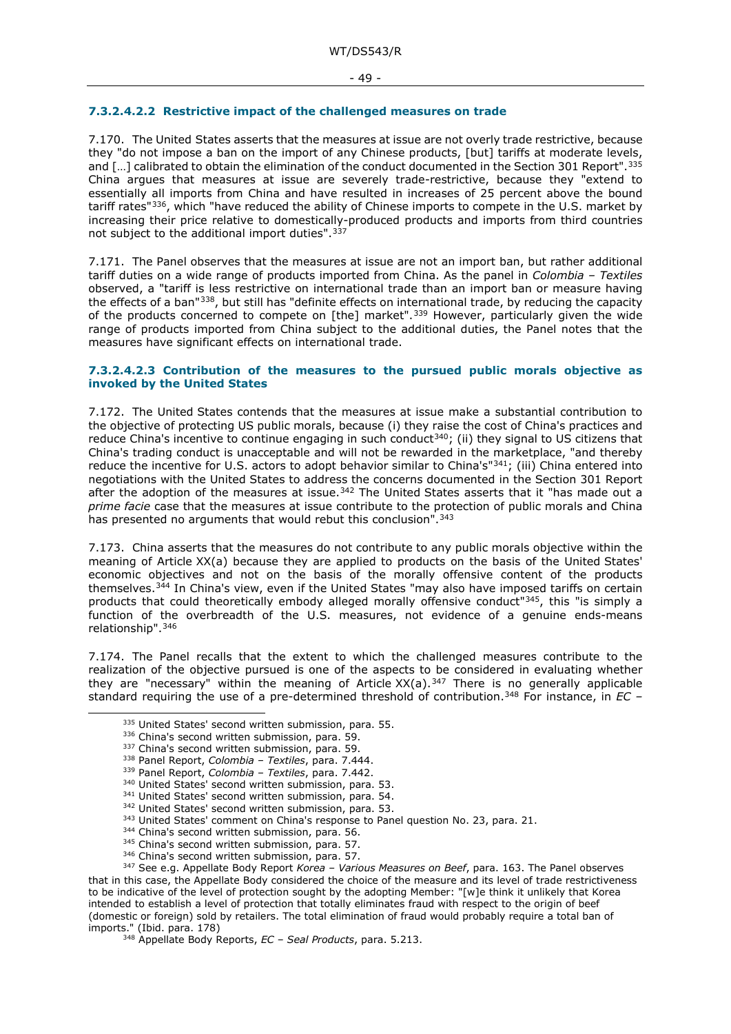#### 7.3.2.4.2.2 Restrictive impact of the challenged measures on trade

7.170. The United States asserts that the measures at issue are not overly trade restrictive, because they "do not impose a ban on the import of any Chinese products, [but] tariffs at moderate levels, and […] calibrated to obtain the elimination of the conduct documented in the Section 301 Report".[335] China argues that measures at issue are severely trade-restrictive, because they "extend to essentially all imports from China and have resulted in increases of 25 percent above the bound tariff rates"[336], which "have reduced the ability of Chinese imports to compete in the U.S. market by increasing their price relative to domestically-produced products and imports from third countries not subject to the additional import duties".[337]

7.171. The Panel observes that the measures at issue are not an import ban, but rather additional tariff duties on a wide range of products imported from China. As the panel in *Colombia – Textiles* observed, a "tariff is less restrictive on international trade than an import ban or measure having the effects of a ban"[338], but still has "definite effects on international trade, by reducing the capacity of the products concerned to compete on [the] market".[339] However, particularly given the wide range of products imported from China subject to the additional duties, the Panel notes that the measures have significant effects on international trade.

#### 7.3.2.4.2.3 Contribution of the measures to the pursued public morals objective as invoked by the United States

7.172. The United States contends that the measures at issue make a substantial contribution to the objective of protecting US public morals, because (i) they raise the cost of China's practices and reduce China's incentive to continue engaging in such conduct[340]; (ii) they signal to US citizens that China's trading conduct is unacceptable and will not be rewarded in the marketplace, "and thereby reduce the incentive for U.S. actors to adopt behavior similar to China's"[341]; (iii) China entered into negotiations with the United States to address the concerns documented in the Section 301 Report after the adoption of the measures at issue.[342] The United States asserts that it "has made out a *prime facie* case that the measures at issue contribute to the protection of public morals and China has presented no arguments that would rebut this conclusion".[343]

7.173. China asserts that the measures do not contribute to any public morals objective within the meaning of Article XX(a) because they are applied to products on the basis of the United States' economic objectives and not on the basis of the morally offensive content of the products themselves.[344] In China's view, even if the United States "may also have imposed tariffs on certain products that could theoretically embody alleged morally offensive conduct"[345], this "is simply a function of the overbreadth of the U.S. measures, not evidence of a genuine ends-means relationship".[346]

7.174. The Panel recalls that the extent to which the challenged measures contribute to the realization of the objective pursued is one of the aspects to be considered in evaluating whether they are "necessary" within the meaning of Article XX(a).[347] There is no generally applicable standard requiring the use of a pre-determined threshold of contribution.[348] For instance, in *EC –*

---

[335] United States' second written submission, para. 55.

[336] China's second written submission, para. 59.

[337] China's second written submission, para. 59.

[338] Panel Report, *Colombia – Textiles*, para. 7.444.

[339] Panel Report, *Colombia – Textiles*, para. 7.442.

[340] United States' second written submission, para. 53.

[341] United States' second written submission, para. 54.

[342] United States' second written submission, para. 53.

[343] United States' comment on China's response to Panel question No. 23, para. 21.

[344] China's second written submission, para. 56.

[345] China's second written submission, para. 57.

[346] China's second written submission, para. 57.

[347] See e.g. Appellate Body Report *Korea – Various Measures on Beef*, para. 163. The Panel observes that in this case, the Appellate Body considered the choice of the measure and its level of trade restrictiveness to be indicative of the level of protection sought by the adopting Member: "[w]e think it unlikely that Korea intended to establish a level of protection that totally eliminates fraud with respect to the origin of beef (domestic or foreign) sold by retailers. The total elimination of fraud would probably require a total ban of imports." (Ibid. para. 178)

[348] Appellate Body Reports, *EC – Seal Products*, para. 5.213.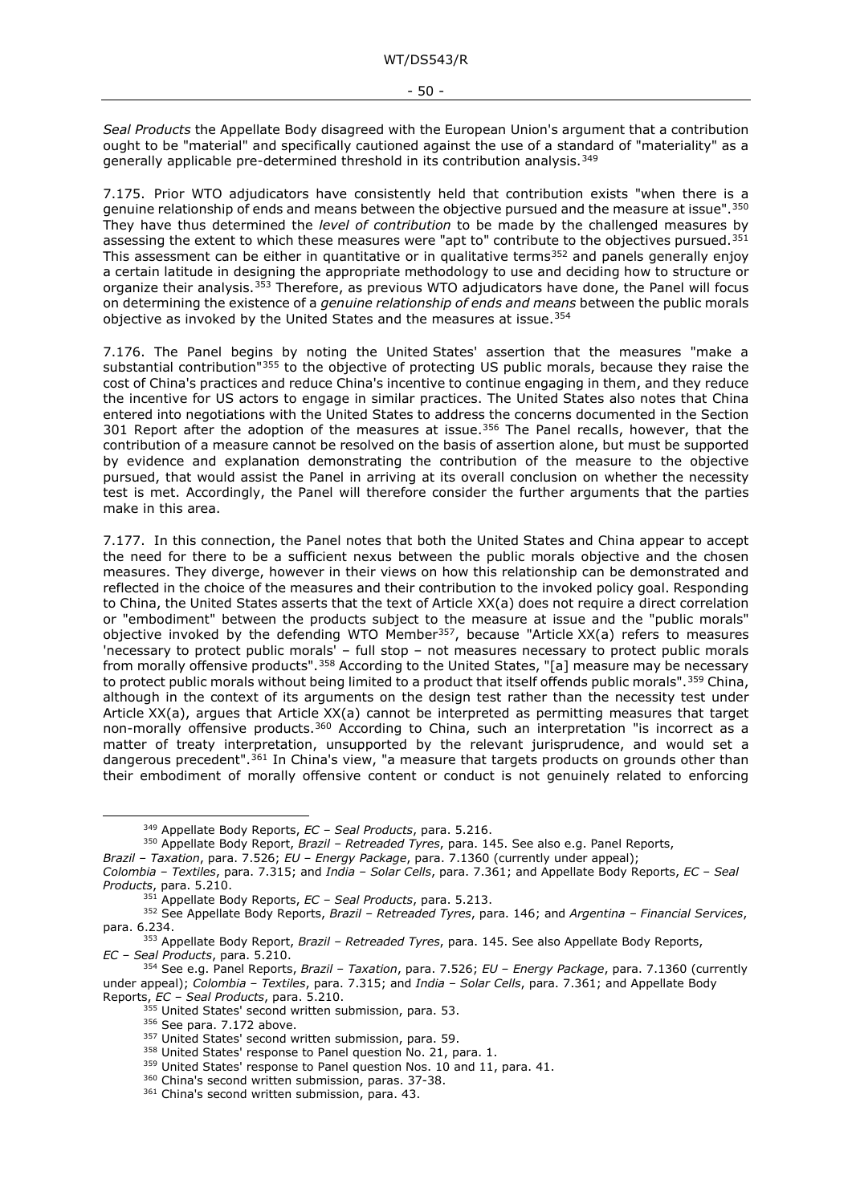*Seal Products* the Appellate Body disagreed with the European Union's argument that a contribution ought to be "material" and specifically cautioned against the use of a standard of "materiality" as a generally applicable pre-determined threshold in its contribution analysis.[349]

7.175. Prior WTO adjudicators have consistently held that contribution exists "when there is a genuine relationship of ends and means between the objective pursued and the measure at issue".[350] They have thus determined the *level of contribution* to be made by the challenged measures by assessing the extent to which these measures were "apt to" contribute to the objectives pursued.[351] This assessment can be either in quantitative or in qualitative terms[352] and panels generally enjoy a certain latitude in designing the appropriate methodology to use and deciding how to structure or organize their analysis.[353] Therefore, as previous WTO adjudicators have done, the Panel will focus on determining the existence of a *genuine relationship of ends and means* between the public morals objective as invoked by the United States and the measures at issue.[354]

7.176. The Panel begins by noting the United States' assertion that the measures "make a substantial contribution"[355] to the objective of protecting US public morals, because they raise the cost of China's practices and reduce China's incentive to continue engaging in them, and they reduce the incentive for US actors to engage in similar practices. The United States also notes that China entered into negotiations with the United States to address the concerns documented in the Section 301 Report after the adoption of the measures at issue.[356] The Panel recalls, however, that the contribution of a measure cannot be resolved on the basis of assertion alone, but must be supported by evidence and explanation demonstrating the contribution of the measure to the objective pursued, that would assist the Panel in arriving at its overall conclusion on whether the necessity test is met. Accordingly, the Panel will therefore consider the further arguments that the parties make in this area.

7.177. In this connection, the Panel notes that both the United States and China appear to accept the need for there to be a sufficient nexus between the public morals objective and the chosen measures. They diverge, however in their views on how this relationship can be demonstrated and reflected in the choice of the measures and their contribution to the invoked policy goal. Responding to China, the United States asserts that the text of Article XX(a) does not require a direct correlation or "embodiment" between the products subject to the measure at issue and the "public morals" objective invoked by the defending WTO Member[357], because "Article XX(a) refers to measures 'necessary to protect public morals' – full stop – not measures necessary to protect public morals from morally offensive products".[358] According to the United States, "[a] measure may be necessary to protect public morals without being limited to a product that itself offends public morals".[359] China, although in the context of its arguments on the design test rather than the necessity test under Article XX(a), argues that Article XX(a) cannot be interpreted as permitting measures that target non-morally offensive products.[360] According to China, such an interpretation "is incorrect as a matter of treaty interpretation, unsupported by the relevant jurisprudence, and would set a dangerous precedent".[361] In China's view, "a measure that targets products on grounds other than their embodiment of morally offensive content or conduct is not genuinely related to enforcing

---

[349] Appellate Body Reports, *EC – Seal Products*, para. 5.216.

[350] Appellate Body Report, *Brazil – Retreaded Tyres*, para. 145. See also e.g. Panel Reports, *Brazil – Taxation*, para. 7.526; *EU – Energy Package*, para. 7.1360 (currently under appeal); *Colombia – Textiles*, para. 7.315; and *India – Solar Cells*, para. 7.361; and Appellate Body Reports, *EC – Seal Products*, para. 5.210.

[351] Appellate Body Reports, *EC – Seal Products*, para. 5.213.

[352] See Appellate Body Reports, *Brazil – Retreaded Tyres*, para. 146; and *Argentina – Financial Services*, para. 6.234.

[353] Appellate Body Report, *Brazil – Retreaded Tyres*, para. 145. See also Appellate Body Reports, *EC – Seal Products*, para. 5.210.

[354] See e.g. Panel Reports, *Brazil – Taxation*, para. 7.526; *EU – Energy Package*, para. 7.1360 (currently under appeal); *Colombia – Textiles*, para. 7.315; and *India – Solar Cells*, para. 7.361; and Appellate Body Reports, *EC – Seal Products*, para. 5.210.

[355] United States' second written submission, para. 53.

[356] See para. 7.172 above.

[357] United States' second written submission, para. 59.

[358] United States' response to Panel question No. 21, para. 1.

[359] United States' response to Panel question Nos. 10 and 11, para. 41.

[360] China's second written submission, paras. 37-38.

[361] China's second written submission, para. 43.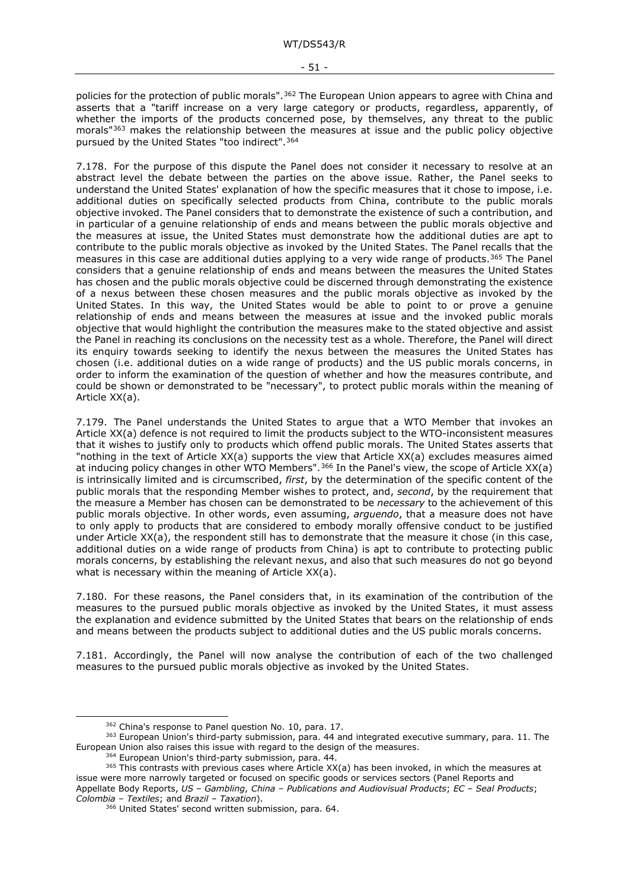policies for the protection of public morals".[362] The European Union appears to agree with China and asserts that a "tariff increase on a very large category or products, regardless, apparently, of whether the imports of the products concerned pose, by themselves, any threat to the public morals"[363] makes the relationship between the measures at issue and the public policy objective pursued by the United States "too indirect".[364]

7.178. For the purpose of this dispute the Panel does not consider it necessary to resolve at an abstract level the debate between the parties on the above issue. Rather, the Panel seeks to understand the United States' explanation of how the specific measures that it chose to impose, i.e. additional duties on specifically selected products from China, contribute to the public morals objective invoked. The Panel considers that to demonstrate the existence of such a contribution, and in particular of a genuine relationship of ends and means between the public morals objective and the measures at issue, the United States must demonstrate how the additional duties are apt to contribute to the public morals objective as invoked by the United States. The Panel recalls that the measures in this case are additional duties applying to a very wide range of products.[365] The Panel considers that a genuine relationship of ends and means between the measures the United States has chosen and the public morals objective could be discerned through demonstrating the existence of a nexus between these chosen measures and the public morals objective as invoked by the United States. In this way, the United States would be able to point to or prove a genuine relationship of ends and means between the measures at issue and the invoked public morals objective that would highlight the contribution the measures make to the stated objective and assist the Panel in reaching its conclusions on the necessity test as a whole. Therefore, the Panel will direct its enquiry towards seeking to identify the nexus between the measures the United States has chosen (i.e. additional duties on a wide range of products) and the US public morals concerns, in order to inform the examination of the question of whether and how the measures contribute, and could be shown or demonstrated to be "necessary", to protect public morals within the meaning of Article XX(a).

7.179. The Panel understands the United States to argue that a WTO Member that invokes an Article XX(a) defence is not required to limit the products subject to the WTO-inconsistent measures that it wishes to justify only to products which offend public morals. The United States asserts that "nothing in the text of Article XX(a) supports the view that Article XX(a) excludes measures aimed at inducing policy changes in other WTO Members".[366] In the Panel's view, the scope of Article XX(a) is intrinsically limited and is circumscribed, *first*, by the determination of the specific content of the public morals that the responding Member wishes to protect, and, *second*, by the requirement that the measure a Member has chosen can be demonstrated to be *necessary* to the achievement of this public morals objective. In other words, even assuming, *arguendo*, that a measure does not have to only apply to products that are considered to embody morally offensive conduct to be justified under Article XX(a), the respondent still has to demonstrate that the measure it chose (in this case, additional duties on a wide range of products from China) is apt to contribute to protecting public morals concerns, by establishing the relevant nexus, and also that such measures do not go beyond what is necessary within the meaning of Article XX(a).

7.180. For these reasons, the Panel considers that, in its examination of the contribution of the measures to the pursued public morals objective as invoked by the United States, it must assess the explanation and evidence submitted by the United States that bears on the relationship of ends and means between the products subject to additional duties and the US public morals concerns.

7.181. Accordingly, the Panel will now analyse the contribution of each of the two challenged measures to the pursued public morals objective as invoked by the United States.

---

[362] China's response to Panel question No. 10, para. 17.

[363] European Union's third-party submission, para. 44 and integrated executive summary, para. 11. The European Union also raises this issue with regard to the design of the measures.

[364] European Union's third-party submission, para. 44.

[365] This contrasts with previous cases where Article XX(a) has been invoked, in which the measures at issue were more narrowly targeted or focused on specific goods or services sectors (Panel Reports and Appellate Body Reports, *US – Gambling*, *China – Publications and Audiovisual Products*; *EC – Seal Products*; *Colombia – Textiles*; and *Brazil – Taxation*).

[366] United States' second written submission, para. 64.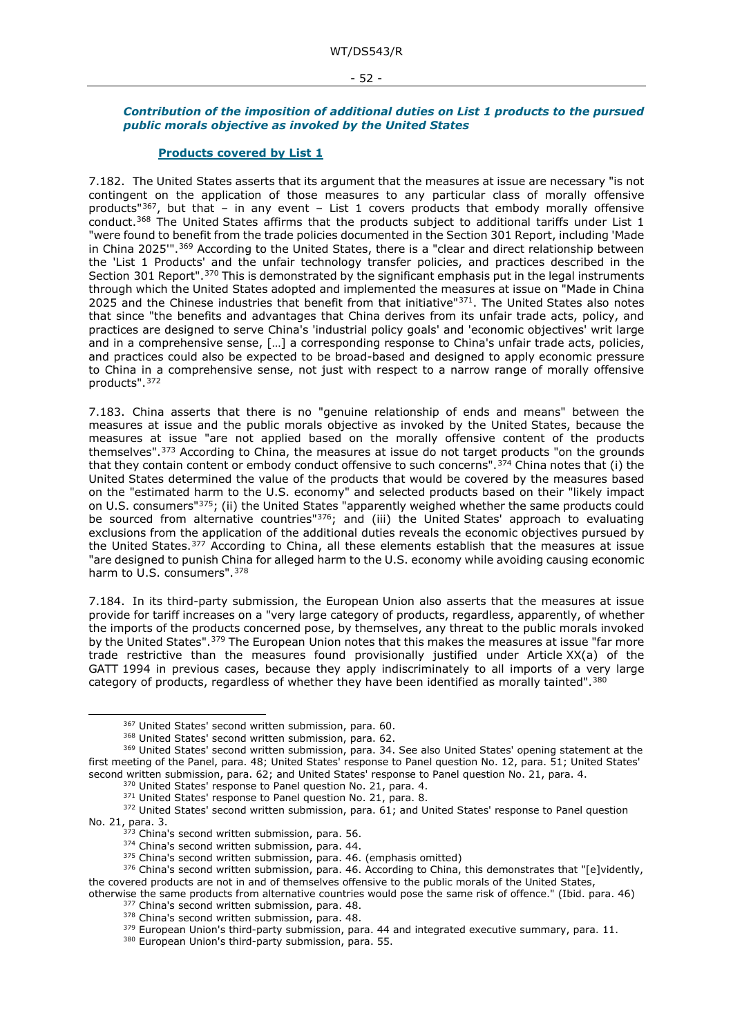### *Contribution of the imposition of additional duties on List 1 products to the pursued public morals objective as invoked by the United States*

#### Products covered by List 1

7.182. The United States asserts that its argument that the measures at issue are necessary "is not contingent on the application of those measures to any particular class of morally offensive products"[367], but that – in any event – List 1 covers products that embody morally offensive conduct.[368] The United States affirms that the products subject to additional tariffs under List 1 "were found to benefit from the trade policies documented in the Section 301 Report, including 'Made in China 2025'".[369] According to the United States, there is a "clear and direct relationship between the 'List 1 Products' and the unfair technology transfer policies, and practices described in the Section 301 Report".[370] This is demonstrated by the significant emphasis put in the legal instruments through which the United States adopted and implemented the measures at issue on "Made in China 2025 and the Chinese industries that benefit from that initiative"[371]. The United States also notes that since "the benefits and advantages that China derives from its unfair trade acts, policy, and practices are designed to serve China's 'industrial policy goals' and 'economic objectives' writ large and in a comprehensive sense, […] a corresponding response to China's unfair trade acts, policies, and practices could also be expected to be broad-based and designed to apply economic pressure to China in a comprehensive sense, not just with respect to a narrow range of morally offensive products".[372]

7.183. China asserts that there is no "genuine relationship of ends and means" between the measures at issue and the public morals objective as invoked by the United States, because the measures at issue "are not applied based on the morally offensive content of the products themselves".[373] According to China, the measures at issue do not target products "on the grounds that they contain content or embody conduct offensive to such concerns".[374] China notes that (i) the United States determined the value of the products that would be covered by the measures based on the "estimated harm to the U.S. economy" and selected products based on their "likely impact on U.S. consumers"[375]; (ii) the United States "apparently weighed whether the same products could be sourced from alternative countries"[376]; and (iii) the United States' approach to evaluating exclusions from the application of the additional duties reveals the economic objectives pursued by the United States.[377] According to China, all these elements establish that the measures at issue "are designed to punish China for alleged harm to the U.S. economy while avoiding causing economic harm to U.S. consumers".[378]

7.184. In its third-party submission, the European Union also asserts that the measures at issue provide for tariff increases on a "very large category of products, regardless, apparently, of whether the imports of the products concerned pose, by themselves, any threat to the public morals invoked by the United States".[379] The European Union notes that this makes the measures at issue "far more trade restrictive than the measures found provisionally justified under Article XX(a) of the GATT 1994 in previous cases, because they apply indiscriminately to all imports of a very large category of products, regardless of whether they have been identified as morally tainted".[380]

---

[367] United States' second written submission, para. 60.

[368] United States' second written submission, para. 62.

[369] United States' second written submission, para. 34. See also United States' opening statement at the first meeting of the Panel, para. 48; United States' response to Panel question No. 12, para. 51; United States' second written submission, para. 62; and United States' response to Panel question No. 21, para. 4.

[370] United States' response to Panel question No. 21, para. 4.

[371] United States' response to Panel question No. 21, para. 8.

[372] United States' second written submission, para. 61; and United States' response to Panel question No. 21, para. 3.

[373] China's second written submission, para. 56.

[374] China's second written submission, para. 44.

[375] China's second written submission, para. 46. (emphasis omitted)

[376] China's second written submission, para. 46. According to China, this demonstrates that "[e]vidently, the covered products are not in and of themselves offensive to the public morals of the United States, otherwise the same products from alternative countries would pose the same risk of offence." (Ibid. para. 46)

[377] China's second written submission, para. 48.

[378] China's second written submission, para. 48.

[379] European Union's third-party submission, para. 44 and integrated executive summary, para. 11.

[380] European Union's third-party submission, para. 55.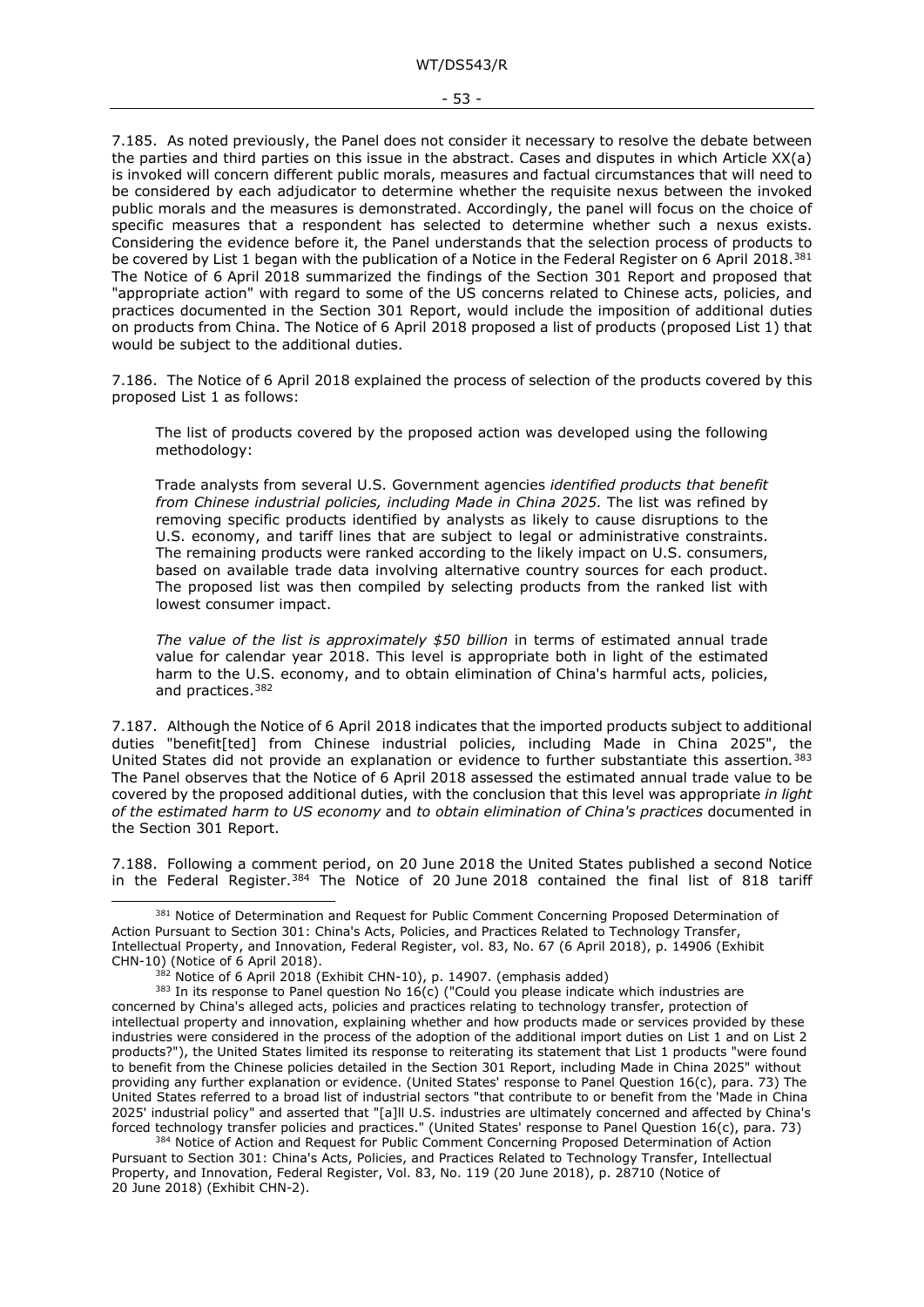7.185. As noted previously, the Panel does not consider it necessary to resolve the debate between the parties and third parties on this issue in the abstract. Cases and disputes in which Article XX(a) is invoked will concern different public morals, measures and factual circumstances that will need to be considered by each adjudicator to determine whether the requisite nexus between the invoked public morals and the measures is demonstrated. Accordingly, the panel will focus on the choice of specific measures that a respondent has selected to determine whether such a nexus exists. Considering the evidence before it, the Panel understands that the selection process of products to be covered by List 1 began with the publication of a Notice in the Federal Register on 6 April 2018.[381] The Notice of 6 April 2018 summarized the findings of the Section 301 Report and proposed that "appropriate action" with regard to some of the US concerns related to Chinese acts, policies, and practices documented in the Section 301 Report, would include the imposition of additional duties on products from China. The Notice of 6 April 2018 proposed a list of products (proposed List 1) that would be subject to the additional duties.

7.186. The Notice of 6 April 2018 explained the process of selection of the products covered by this proposed List 1 as follows:

> The list of products covered by the proposed action was developed using the following methodology:
>
> Trade analysts from several U.S. Government agencies *identified products that benefit from Chinese industrial policies, including Made in China 2025.* The list was refined by removing specific products identified by analysts as likely to cause disruptions to the U.S. economy, and tariff lines that are subject to legal or administrative constraints. The remaining products were ranked according to the likely impact on U.S. consumers, based on available trade data involving alternative country sources for each product. The proposed list was then compiled by selecting products from the ranked list with lowest consumer impact.
>
> *The value of the list is approximately $50 billion* in terms of estimated annual trade value for calendar year 2018. This level is appropriate both in light of the estimated harm to the U.S. economy, and to obtain elimination of China's harmful acts, policies, and practices.[382]

7.187. Although the Notice of 6 April 2018 indicates that the imported products subject to additional duties "benefit[ted] from Chinese industrial policies, including Made in China 2025", the United States did not provide an explanation or evidence to further substantiate this assertion.[383] The Panel observes that the Notice of 6 April 2018 assessed the estimated annual trade value to be covered by the proposed additional duties, with the conclusion that this level was appropriate *in light of the estimated harm to US economy* and *to obtain elimination of China's practices* documented in the Section 301 Report.

7.188. Following a comment period, on 20 June 2018 the United States published a second Notice in the Federal Register.[384] The Notice of 20 June 2018 contained the final list of 818 tariff

---

[381] Notice of Determination and Request for Public Comment Concerning Proposed Determination of Action Pursuant to Section 301: China's Acts, Policies, and Practices Related to Technology Transfer, Intellectual Property, and Innovation, Federal Register, vol. 83, No. 67 (6 April 2018), p. 14906 (Exhibit CHN-10) (Notice of 6 April 2018).

[382] Notice of 6 April 2018 (Exhibit CHN-10), p. 14907. (emphasis added)

[383] In its response to Panel question No 16(c) ("Could you please indicate which industries are concerned by China's alleged acts, policies and practices relating to technology transfer, protection of intellectual property and innovation, explaining whether and how products made or services provided by these industries were considered in the process of the adoption of the additional import duties on List 1 and on List 2 products?"), the United States limited its response to reiterating its statement that List 1 products "were found to benefit from the Chinese policies detailed in the Section 301 Report, including Made in China 2025" without providing any further explanation or evidence. (United States' response to Panel Question 16(c), para. 73) The United States referred to a broad list of industrial sectors "that contribute to or benefit from the 'Made in China 2025' industrial policy" and asserted that "[a]ll U.S. industries are ultimately concerned and affected by China's forced technology transfer policies and practices." (United States' response to Panel Question 16(c), para. 73)

[384] Notice of Action and Request for Public Comment Concerning Proposed Determination of Action Pursuant to Section 301: China's Acts, Policies, and Practices Related to Technology Transfer, Intellectual Property, and Innovation, Federal Register, Vol. 83, No. 119 (20 June 2018), p. 28710 (Notice of 20 June 2018) (Exhibit CHN-2).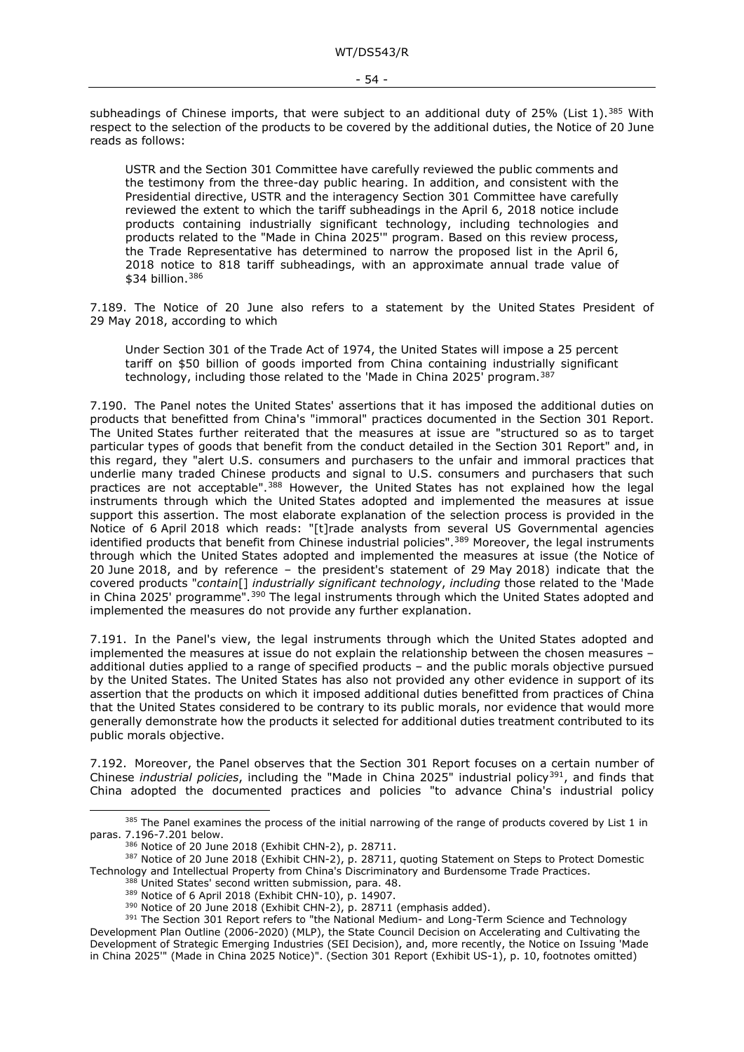subheadings of Chinese imports, that were subject to an additional duty of 25% (List 1).[385] With respect to the selection of the products to be covered by the additional duties, the Notice of 20 June reads as follows:

> USTR and the Section 301 Committee have carefully reviewed the public comments and the testimony from the three-day public hearing. In addition, and consistent with the Presidential directive, USTR and the interagency Section 301 Committee have carefully reviewed the extent to which the tariff subheadings in the April 6, 2018 notice include products containing industrially significant technology, including technologies and products related to the "Made in China 2025'" program. Based on this review process, the Trade Representative has determined to narrow the proposed list in the April 6, 2018 notice to 818 tariff subheadings, with an approximate annual trade value of $34 billion.[386]

7.189. The Notice of 20 June also refers to a statement by the United States President of 29 May 2018, according to which

> Under Section 301 of the Trade Act of 1974, the United States will impose a 25 percent tariff on $50 billion of goods imported from China containing industrially significant technology, including those related to the 'Made in China 2025' program.[387]

7.190. The Panel notes the United States' assertions that it has imposed the additional duties on products that benefitted from China's "immoral" practices documented in the Section 301 Report. The United States further reiterated that the measures at issue are "structured so as to target particular types of goods that benefit from the conduct detailed in the Section 301 Report" and, in this regard, they "alert U.S. consumers and purchasers to the unfair and immoral practices that underlie many traded Chinese products and signal to U.S. consumers and purchasers that such practices are not acceptable".[388] However, the United States has not explained how the legal instruments through which the United States adopted and implemented the measures at issue support this assertion. The most elaborate explanation of the selection process is provided in the Notice of 6 April 2018 which reads: "[t]rade analysts from several US Governmental agencies identified products that benefit from Chinese industrial policies".[389] Moreover, the legal instruments through which the United States adopted and implemented the measures at issue (the Notice of 20 June 2018, and by reference – the president's statement of 29 May 2018) indicate that the covered products "*contain*[] *industrially significant technology*, *including* those related to the 'Made in China 2025' programme".[390] The legal instruments through which the United States adopted and implemented the measures do not provide any further explanation.

7.191. In the Panel's view, the legal instruments through which the United States adopted and implemented the measures at issue do not explain the relationship between the chosen measures – additional duties applied to a range of specified products – and the public morals objective pursued by the United States. The United States has also not provided any other evidence in support of its assertion that the products on which it imposed additional duties benefitted from practices of China that the United States considered to be contrary to its public morals, nor evidence that would more generally demonstrate how the products it selected for additional duties treatment contributed to its public morals objective.

7.192. Moreover, the Panel observes that the Section 301 Report focuses on a certain number of Chinese *industrial policies*, including the "Made in China 2025" industrial policy[391], and finds that China adopted the documented practices and policies "to advance China's industrial policy

---

[385] The Panel examines the process of the initial narrowing of the range of products covered by List 1 in paras. 7.196-7.201 below.

[386] Notice of 20 June 2018 (Exhibit CHN-2), p. 28711.

[387] Notice of 20 June 2018 (Exhibit CHN-2), p. 28711, quoting Statement on Steps to Protect Domestic Technology and Intellectual Property from China's Discriminatory and Burdensome Trade Practices.

[388] United States' second written submission, para. 48.

[389] Notice of 6 April 2018 (Exhibit CHN-10), p. 14907.

[390] Notice of 20 June 2018 (Exhibit CHN-2), p. 28711 (emphasis added).

[391] The Section 301 Report refers to "the National Medium- and Long-Term Science and Technology Development Plan Outline (2006-2020) (MLP), the State Council Decision on Accelerating and Cultivating the Development of Strategic Emerging Industries (SEI Decision), and, more recently, the Notice on Issuing 'Made in China 2025'" (Made in China 2025 Notice)". (Section 301 Report (Exhibit US-1), p. 10, footnotes omitted)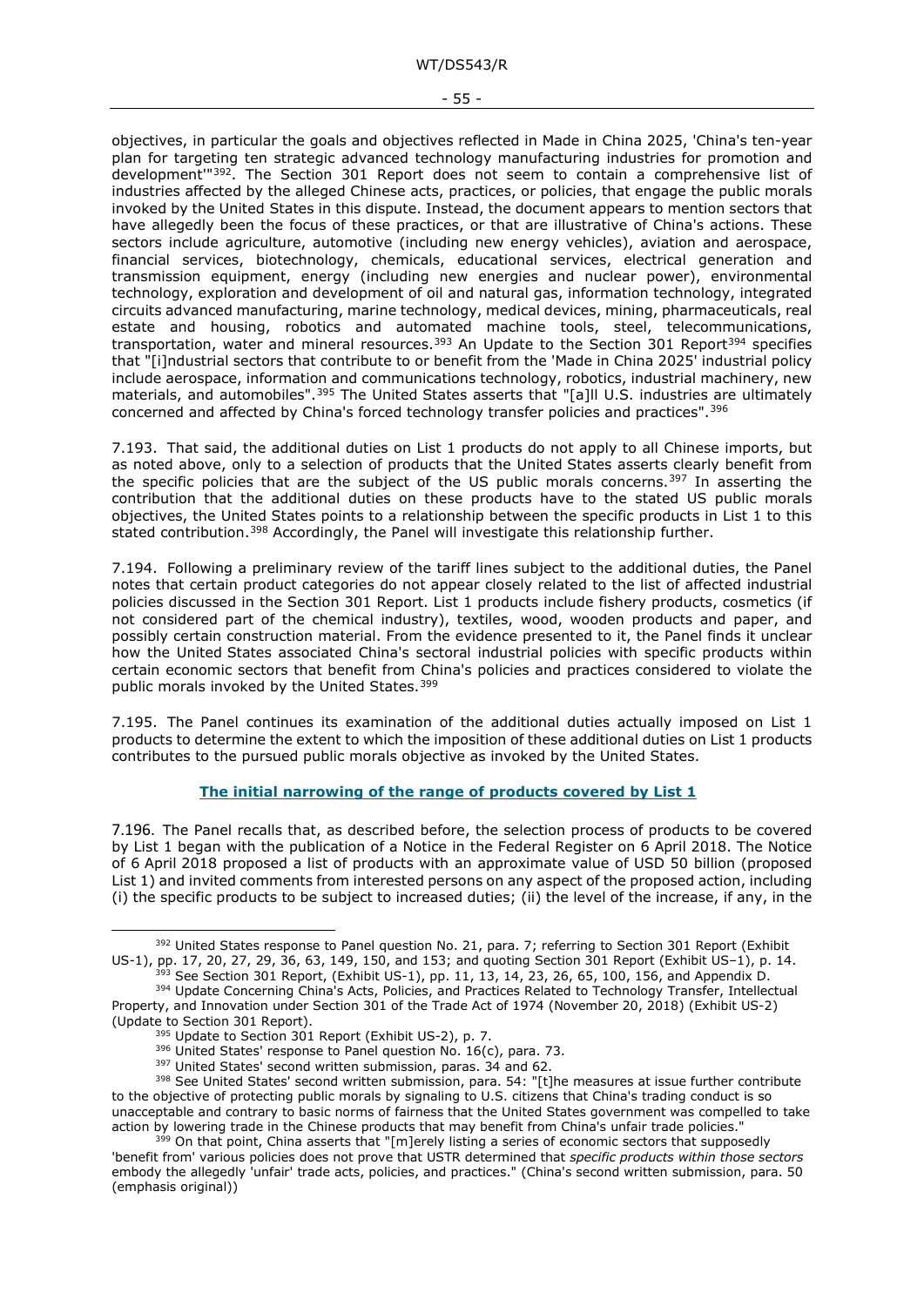objectives, in particular the goals and objectives reflected in Made in China 2025, 'China's ten-year plan for targeting ten strategic advanced technology manufacturing industries for promotion and development'"[392]. The Section 301 Report does not seem to contain a comprehensive list of industries affected by the alleged Chinese acts, practices, or policies, that engage the public morals invoked by the United States in this dispute. Instead, the document appears to mention sectors that have allegedly been the focus of these practices, or that are illustrative of China's actions. These sectors include agriculture, automotive (including new energy vehicles), aviation and aerospace, financial services, biotechnology, chemicals, educational services, electrical generation and transmission equipment, energy (including new energies and nuclear power), environmental technology, exploration and development of oil and natural gas, information technology, integrated circuits advanced manufacturing, marine technology, medical devices, mining, pharmaceuticals, real estate and housing, robotics and automated machine tools, steel, telecommunications, transportation, water and mineral resources.[393] An Update to the Section 301 Report[394] specifies that "[i]ndustrial sectors that contribute to or benefit from the 'Made in China 2025' industrial policy include aerospace, information and communications technology, robotics, industrial machinery, new materials, and automobiles".[395] The United States asserts that "[a]ll U.S. industries are ultimately concerned and affected by China's forced technology transfer policies and practices".[396]

7.193. That said, the additional duties on List 1 products do not apply to all Chinese imports, but as noted above, only to a selection of products that the United States asserts clearly benefit from the specific policies that are the subject of the US public morals concerns.[397] In asserting the contribution that the additional duties on these products have to the stated US public morals objectives, the United States points to a relationship between the specific products in List 1 to this stated contribution.[398] Accordingly, the Panel will investigate this relationship further.

7.194. Following a preliminary review of the tariff lines subject to the additional duties, the Panel notes that certain product categories do not appear closely related to the list of affected industrial policies discussed in the Section 301 Report. List 1 products include fishery products, cosmetics (if not considered part of the chemical industry), textiles, wood, wooden products and paper, and possibly certain construction material. From the evidence presented to it, the Panel finds it unclear how the United States associated China's sectoral industrial policies with specific products within certain economic sectors that benefit from China's policies and practices considered to violate the public morals invoked by the United States.[399]

7.195. The Panel continues its examination of the additional duties actually imposed on List 1 products to determine the extent to which the imposition of these additional duties on List 1 products contributes to the pursued public morals objective as invoked by the United States.

#### The initial narrowing of the range of products covered by List 1

7.196. The Panel recalls that, as described before, the selection process of products to be covered by List 1 began with the publication of a Notice in the Federal Register on 6 April 2018. The Notice of 6 April 2018 proposed a list of products with an approximate value of USD 50 billion (proposed List 1) and invited comments from interested persons on any aspect of the proposed action, including (i) the specific products to be subject to increased duties; (ii) the level of the increase, if any, in the

---

[392] United States response to Panel question No. 21, para. 7; referring to Section 301 Report (Exhibit US-1), pp. 17, 20, 27, 29, 36, 63, 149, 150, and 153; and quoting Section 301 Report (Exhibit US–1), p. 14.

[393] See Section 301 Report, (Exhibit US-1), pp. 11, 13, 14, 23, 26, 65, 100, 156, and Appendix D.

[394] Update Concerning China's Acts, Policies, and Practices Related to Technology Transfer, Intellectual Property, and Innovation under Section 301 of the Trade Act of 1974 (November 20, 2018) (Exhibit US-2) (Update to Section 301 Report).

[395] Update to Section 301 Report (Exhibit US-2), p. 7.

[396] United States' response to Panel question No. 16(c), para. 73.

[397] United States' second written submission, paras. 34 and 62.

[398] See United States' second written submission, para. 54: "[t]he measures at issue further contribute to the objective of protecting public morals by signaling to U.S. citizens that China's trading conduct is so unacceptable and contrary to basic norms of fairness that the United States government was compelled to take action by lowering trade in the Chinese products that may benefit from China's unfair trade policies."

[399] On that point, China asserts that "[m]erely listing a series of economic sectors that supposedly 'benefit from' various policies does not prove that USTR determined that *specific products within those sectors* embody the allegedly 'unfair' trade acts, policies, and practices." (China's second written submission, para. 50 (emphasis original))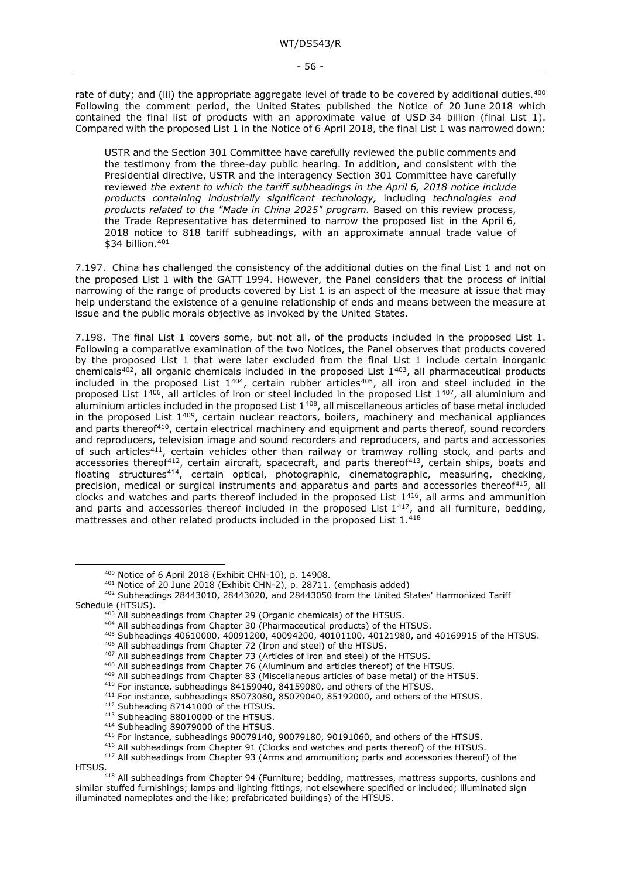rate of duty; and (iii) the appropriate aggregate level of trade to be covered by additional duties.[400] Following the comment period, the United States published the Notice of 20 June 2018 which contained the final list of products with an approximate value of USD 34 billion (final List 1). Compared with the proposed List 1 in the Notice of 6 April 2018, the final List 1 was narrowed down:

> USTR and the Section 301 Committee have carefully reviewed the public comments and the testimony from the three-day public hearing. In addition, and consistent with the Presidential directive, USTR and the interagency Section 301 Committee have carefully reviewed *the extent to which the tariff subheadings in the April 6, 2018 notice include products containing industrially significant technology,* including *technologies and products related to the "Made in China 2025" program.* Based on this review process, the Trade Representative has determined to narrow the proposed list in the April 6, 2018 notice to 818 tariff subheadings, with an approximate annual trade value of $34 billion.[401]

7.197. China has challenged the consistency of the additional duties on the final List 1 and not on the proposed List 1 with the GATT 1994. However, the Panel considers that the process of initial narrowing of the range of products covered by List 1 is an aspect of the measure at issue that may help understand the existence of a genuine relationship of ends and means between the measure at issue and the public morals objective as invoked by the United States.

7.198. The final List 1 covers some, but not all, of the products included in the proposed List 1. Following a comparative examination of the two Notices, the Panel observes that products covered by the proposed List 1 that were later excluded from the final List 1 include certain inorganic chemicals[402], all organic chemicals included in the proposed List 1[403], all pharmaceutical products included in the proposed List 1[404], certain rubber articles[405], all iron and steel included in the proposed List 1[406], all articles of iron or steel included in the proposed List 1[407], all aluminium and aluminium articles included in the proposed List 1[408], all miscellaneous articles of base metal included in the proposed List 1[409], certain nuclear reactors, boilers, machinery and mechanical appliances and parts thereof[410], certain electrical machinery and equipment and parts thereof, sound recorders and reproducers, television image and sound recorders and reproducers, and parts and accessories of such articles[411], certain vehicles other than railway or tramway rolling stock, and parts and accessories thereof[412], certain aircraft, spacecraft, and parts thereof[413], certain ships, boats and floating structures[414], certain optical, photographic, cinematographic, measuring, checking, precision, medical or surgical instruments and apparatus and parts and accessories thereof[415], all clocks and watches and parts thereof included in the proposed List 1[416], all arms and ammunition and parts and accessories thereof included in the proposed List 1[417], and all furniture, bedding, mattresses and other related products included in the proposed List 1.[418]

---

[400] Notice of 6 April 2018 (Exhibit CHN-10), p. 14908.

[401] Notice of 20 June 2018 (Exhibit CHN-2), p. 28711. (emphasis added)

[402] Subheadings 28443010, 28443020, and 28443050 from the United States' Harmonized Tariff Schedule (HTSUS).

[403] All subheadings from Chapter 29 (Organic chemicals) of the HTSUS.

[404] All subheadings from Chapter 30 (Pharmaceutical products) of the HTSUS.

[405] Subheadings 40610000, 40091200, 40094200, 40101100, 40121980, and 40169915 of the HTSUS.

[406] All subheadings from Chapter 72 (Iron and steel) of the HTSUS.

[407] All subheadings from Chapter 73 (Articles of iron and steel) of the HTSUS.

[408] All subheadings from Chapter 76 (Aluminum and articles thereof) of the HTSUS.

[409] All subheadings from Chapter 83 (Miscellaneous articles of base metal) of the HTSUS.

[410] For instance, subheadings 84159040, 84159080, and others of the HTSUS.

[411] For instance, subheadings 85073080, 85079040, 85192000, and others of the HTSUS.

[412] Subheading 87141000 of the HTSUS.

[413] Subheading 88010000 of the HTSUS.

[414] Subheading 89079000 of the HTSUS.

[415] For instance, subheadings 90079140, 90079180, 90191060, and others of the HTSUS.

[416] All subheadings from Chapter 91 (Clocks and watches and parts thereof) of the HTSUS.

[417] All subheadings from Chapter 93 (Arms and ammunition; parts and accessories thereof) of the HTSUS.

[418] All subheadings from Chapter 94 (Furniture; bedding, mattresses, mattress supports, cushions and similar stuffed furnishings; lamps and lighting fittings, not elsewhere specified or included; illuminated sign illuminated nameplates and the like; prefabricated buildings) of the HTSUS.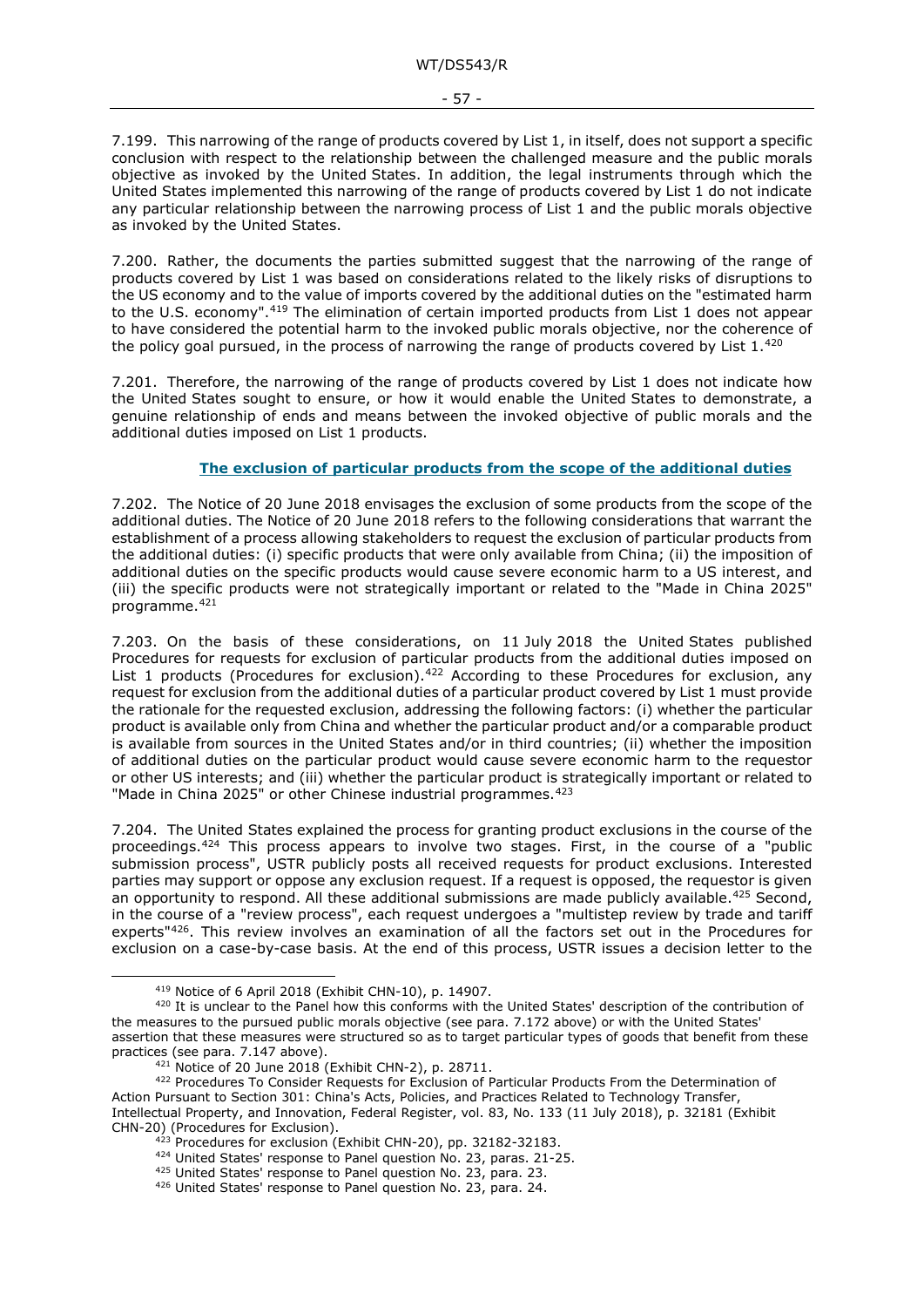7.199. This narrowing of the range of products covered by List 1, in itself, does not support a specific conclusion with respect to the relationship between the challenged measure and the public morals objective as invoked by the United States. In addition, the legal instruments through which the United States implemented this narrowing of the range of products covered by List 1 do not indicate any particular relationship between the narrowing process of List 1 and the public morals objective as invoked by the United States.

7.200. Rather, the documents the parties submitted suggest that the narrowing of the range of products covered by List 1 was based on considerations related to the likely risks of disruptions to the US economy and to the value of imports covered by the additional duties on the "estimated harm to the U.S. economy".[419] The elimination of certain imported products from List 1 does not appear to have considered the potential harm to the invoked public morals objective, nor the coherence of the policy goal pursued, in the process of narrowing the range of products covered by List 1.[420]

7.201. Therefore, the narrowing of the range of products covered by List 1 does not indicate how the United States sought to ensure, or how it would enable the United States to demonstrate, a genuine relationship of ends and means between the invoked objective of public morals and the additional duties imposed on List 1 products.

#### The exclusion of particular products from the scope of the additional duties

7.202. The Notice of 20 June 2018 envisages the exclusion of some products from the scope of the additional duties. The Notice of 20 June 2018 refers to the following considerations that warrant the establishment of a process allowing stakeholders to request the exclusion of particular products from the additional duties: (i) specific products that were only available from China; (ii) the imposition of additional duties on the specific products would cause severe economic harm to a US interest, and (iii) the specific products were not strategically important or related to the "Made in China 2025" programme.[421]

7.203. On the basis of these considerations, on 11 July 2018 the United States published Procedures for requests for exclusion of particular products from the additional duties imposed on List 1 products (Procedures for exclusion).[422] According to these Procedures for exclusion, any request for exclusion from the additional duties of a particular product covered by List 1 must provide the rationale for the requested exclusion, addressing the following factors: (i) whether the particular product is available only from China and whether the particular product and/or a comparable product is available from sources in the United States and/or in third countries; (ii) whether the imposition of additional duties on the particular product would cause severe economic harm to the requestor or other US interests; and (iii) whether the particular product is strategically important or related to "Made in China 2025" or other Chinese industrial programmes.[423]

7.204. The United States explained the process for granting product exclusions in the course of the proceedings.[424] This process appears to involve two stages. First, in the course of a "public submission process", USTR publicly posts all received requests for product exclusions. Interested parties may support or oppose any exclusion request. If a request is opposed, the requestor is given an opportunity to respond. All these additional submissions are made publicly available.[425] Second, in the course of a "review process", each request undergoes a "multistep review by trade and tariff experts"[426]. This review involves an examination of all the factors set out in the Procedures for exclusion on a case-by-case basis. At the end of this process, USTR issues a decision letter to the

---

[419] Notice of 6 April 2018 (Exhibit CHN-10), p. 14907.

[420] It is unclear to the Panel how this conforms with the United States' description of the contribution of the measures to the pursued public morals objective (see para. 7.172 above) or with the United States' assertion that these measures were structured so as to target particular types of goods that benefit from these practices (see para. 7.147 above).

[421] Notice of 20 June 2018 (Exhibit CHN-2), p. 28711.

[422] Procedures To Consider Requests for Exclusion of Particular Products From the Determination of Action Pursuant to Section 301: China's Acts, Policies, and Practices Related to Technology Transfer, Intellectual Property, and Innovation, Federal Register, vol. 83, No. 133 (11 July 2018), p. 32181 (Exhibit CHN-20) (Procedures for Exclusion).

[423] Procedures for exclusion (Exhibit CHN-20), pp. 32182-32183.

[424] United States' response to Panel question No. 23, paras. 21-25.

[425] United States' response to Panel question No. 23, para. 23.

[426] United States' response to Panel question No. 23, para. 24.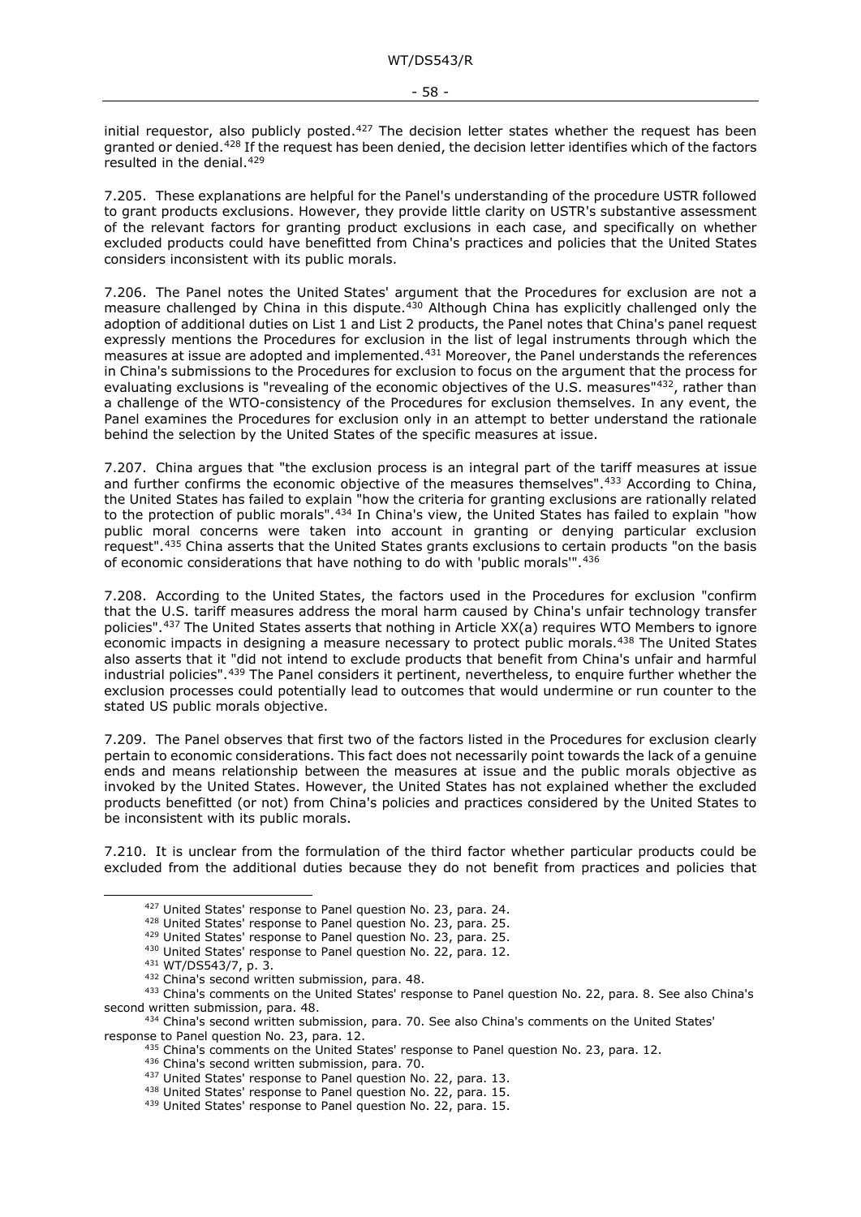initial requestor, also publicly posted.[427] The decision letter states whether the request has been granted or denied.[428] If the request has been denied, the decision letter identifies which of the factors resulted in the denial.[429]

7.205. These explanations are helpful for the Panel's understanding of the procedure USTR followed to grant products exclusions. However, they provide little clarity on USTR's substantive assessment of the relevant factors for granting product exclusions in each case, and specifically on whether excluded products could have benefitted from China's practices and policies that the United States considers inconsistent with its public morals.

7.206. The Panel notes the United States' argument that the Procedures for exclusion are not a measure challenged by China in this dispute.[430] Although China has explicitly challenged only the adoption of additional duties on List 1 and List 2 products, the Panel notes that China's panel request expressly mentions the Procedures for exclusion in the list of legal instruments through which the measures at issue are adopted and implemented.[431] Moreover, the Panel understands the references in China's submissions to the Procedures for exclusion to focus on the argument that the process for evaluating exclusions is "revealing of the economic objectives of the U.S. measures"[432], rather than a challenge of the WTO-consistency of the Procedures for exclusion themselves. In any event, the Panel examines the Procedures for exclusion only in an attempt to better understand the rationale behind the selection by the United States of the specific measures at issue.

7.207. China argues that "the exclusion process is an integral part of the tariff measures at issue and further confirms the economic objective of the measures themselves".[433] According to China, the United States has failed to explain "how the criteria for granting exclusions are rationally related to the protection of public morals".[434] In China's view, the United States has failed to explain "how public moral concerns were taken into account in granting or denying particular exclusion request".[435] China asserts that the United States grants exclusions to certain products "on the basis of economic considerations that have nothing to do with 'public morals'".[436]

7.208. According to the United States, the factors used in the Procedures for exclusion "confirm that the U.S. tariff measures address the moral harm caused by China's unfair technology transfer policies".[437] The United States asserts that nothing in Article XX(a) requires WTO Members to ignore economic impacts in designing a measure necessary to protect public morals.[438] The United States also asserts that it "did not intend to exclude products that benefit from China's unfair and harmful industrial policies".[439] The Panel considers it pertinent, nevertheless, to enquire further whether the exclusion processes could potentially lead to outcomes that would undermine or run counter to the stated US public morals objective.

7.209. The Panel observes that first two of the factors listed in the Procedures for exclusion clearly pertain to economic considerations. This fact does not necessarily point towards the lack of a genuine ends and means relationship between the measures at issue and the public morals objective as invoked by the United States. However, the United States has not explained whether the excluded products benefitted (or not) from China's policies and practices considered by the United States to be inconsistent with its public morals.

7.210. It is unclear from the formulation of the third factor whether particular products could be excluded from the additional duties because they do not benefit from practices and policies that

---

[427] United States' response to Panel question No. 23, para. 24.
[428] United States' response to Panel question No. 23, para. 25.
[429] United States' response to Panel question No. 23, para. 25.
[430] United States' response to Panel question No. 22, para. 12.
[431] WT/DS543/7, p. 3.
[432] China's second written submission, para. 48.
[433] China's comments on the United States' response to Panel question No. 22, para. 8. See also China's second written submission, para. 48.
[434] China's second written submission, para. 70. See also China's comments on the United States' response to Panel question No. 23, para. 12.
[435] China's comments on the United States' response to Panel question No. 23, para. 12.
[436] China's second written submission, para. 70.
[437] United States' response to Panel question No. 22, para. 13.
[438] United States' response to Panel question No. 22, para. 15.
[439] United States' response to Panel question No. 22, para. 15.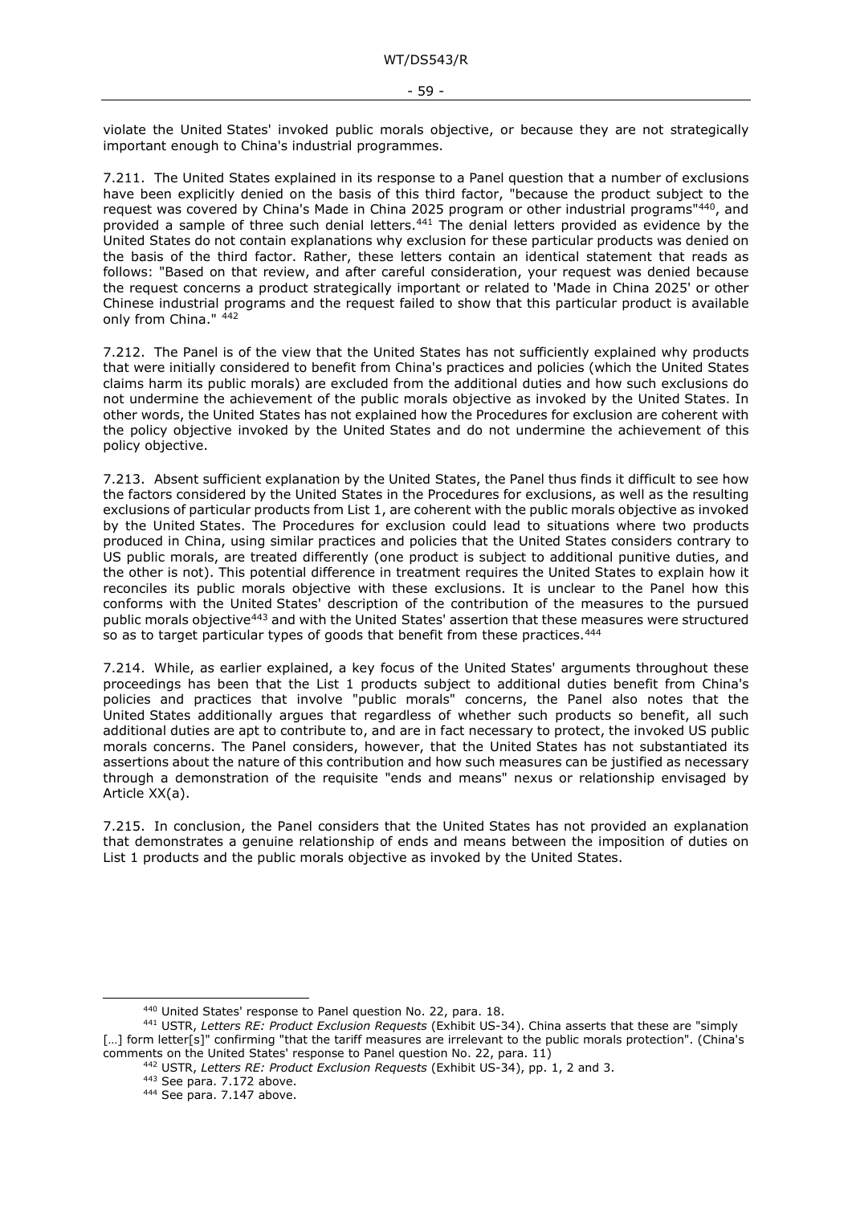violate the United States' invoked public morals objective, or because they are not strategically important enough to China's industrial programmes.

7.211. The United States explained in its response to a Panel question that a number of exclusions have been explicitly denied on the basis of this third factor, "because the product subject to the request was covered by China's Made in China 2025 program or other industrial programs"[440], and provided a sample of three such denial letters.[441] The denial letters provided as evidence by the United States do not contain explanations why exclusion for these particular products was denied on the basis of the third factor. Rather, these letters contain an identical statement that reads as follows: "Based on that review, and after careful consideration, your request was denied because the request concerns a product strategically important or related to 'Made in China 2025' or other Chinese industrial programs and the request failed to show that this particular product is available only from China." [442]

7.212. The Panel is of the view that the United States has not sufficiently explained why products that were initially considered to benefit from China's practices and policies (which the United States claims harm its public morals) are excluded from the additional duties and how such exclusions do not undermine the achievement of the public morals objective as invoked by the United States. In other words, the United States has not explained how the Procedures for exclusion are coherent with the policy objective invoked by the United States and do not undermine the achievement of this policy objective.

7.213. Absent sufficient explanation by the United States, the Panel thus finds it difficult to see how the factors considered by the United States in the Procedures for exclusions, as well as the resulting exclusions of particular products from List 1, are coherent with the public morals objective as invoked by the United States. The Procedures for exclusion could lead to situations where two products produced in China, using similar practices and policies that the United States considers contrary to US public morals, are treated differently (one product is subject to additional punitive duties, and the other is not). This potential difference in treatment requires the United States to explain how it reconciles its public morals objective with these exclusions. It is unclear to the Panel how this conforms with the United States' description of the contribution of the measures to the pursued public morals objective[443] and with the United States' assertion that these measures were structured so as to target particular types of goods that benefit from these practices.[444]

7.214. While, as earlier explained, a key focus of the United States' arguments throughout these proceedings has been that the List 1 products subject to additional duties benefit from China's policies and practices that involve "public morals" concerns, the Panel also notes that the United States additionally argues that regardless of whether such products so benefit, all such additional duties are apt to contribute to, and are in fact necessary to protect, the invoked US public morals concerns. The Panel considers, however, that the United States has not substantiated its assertions about the nature of this contribution and how such measures can be justified as necessary through a demonstration of the requisite "ends and means" nexus or relationship envisaged by Article XX(a).

7.215. In conclusion, the Panel considers that the United States has not provided an explanation that demonstrates a genuine relationship of ends and means between the imposition of duties on List 1 products and the public morals objective as invoked by the United States.

---

[440] United States' response to Panel question No. 22, para. 18.

[441] USTR, *Letters RE: Product Exclusion Requests* (Exhibit US-34). China asserts that these are "simply […] form letter[s]" confirming "that the tariff measures are irrelevant to the public morals protection". (China's comments on the United States' response to Panel question No. 22, para. 11)

[442] USTR, *Letters RE: Product Exclusion Requests* (Exhibit US-34), pp. 1, 2 and 3.

[443] See para. 7.172 above.

[444] See para. 7.147 above.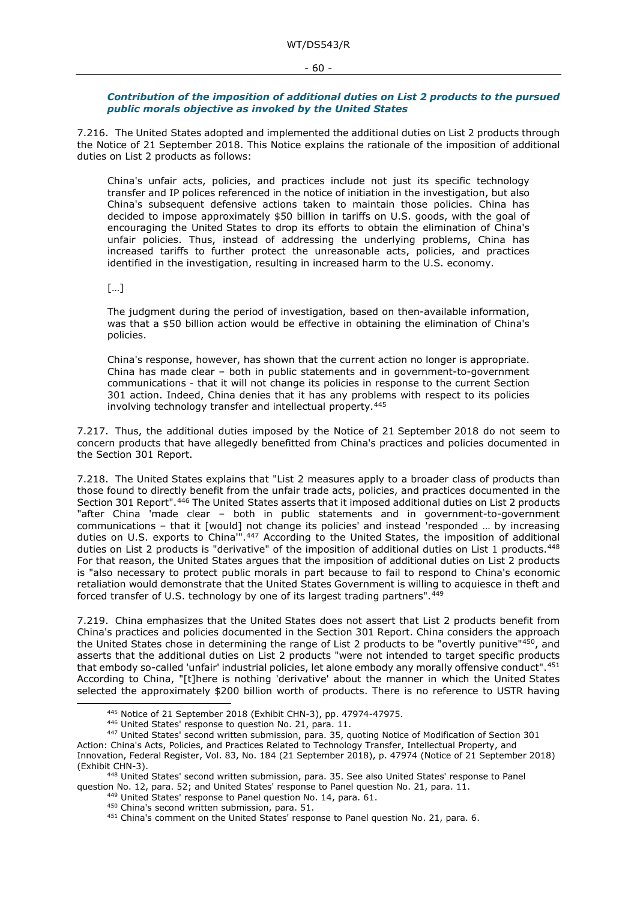***Contribution of the imposition of additional duties on List 2 products to the pursued public morals objective as invoked by the United States***

7.216. The United States adopted and implemented the additional duties on List 2 products through the Notice of 21 September 2018. This Notice explains the rationale of the imposition of additional duties on List 2 products as follows:

> China's unfair acts, policies, and practices include not just its specific technology transfer and IP polices referenced in the notice of initiation in the investigation, but also China's subsequent defensive actions taken to maintain those policies. China has decided to impose approximately $50 billion in tariffs on U.S. goods, with the goal of encouraging the United States to drop its efforts to obtain the elimination of China's unfair policies. Thus, instead of addressing the underlying problems, China has increased tariffs to further protect the unreasonable acts, policies, and practices identified in the investigation, resulting in increased harm to the U.S. economy.
>
> […]
>
> The judgment during the period of investigation, based on then-available information, was that a $50 billion action would be effective in obtaining the elimination of China's policies.
>
> China's response, however, has shown that the current action no longer is appropriate. China has made clear – both in public statements and in government-to-government communications - that it will not change its policies in response to the current Section 301 action. Indeed, China denies that it has any problems with respect to its policies involving technology transfer and intellectual property.[445]

7.217. Thus, the additional duties imposed by the Notice of 21 September 2018 do not seem to concern products that have allegedly benefitted from China's practices and policies documented in the Section 301 Report.

7.218. The United States explains that "List 2 measures apply to a broader class of products than those found to directly benefit from the unfair trade acts, policies, and practices documented in the Section 301 Report".[446] The United States asserts that it imposed additional duties on List 2 products "after China 'made clear – both in public statements and in government-to-government communications – that it [would] not change its policies' and instead 'responded … by increasing duties on U.S. exports to China'".[447] According to the United States, the imposition of additional duties on List 2 products is "derivative" of the imposition of additional duties on List 1 products.[448] For that reason, the United States argues that the imposition of additional duties on List 2 products is "also necessary to protect public morals in part because to fail to respond to China's economic retaliation would demonstrate that the United States Government is willing to acquiesce in theft and forced transfer of U.S. technology by one of its largest trading partners".[449]

7.219. China emphasizes that the United States does not assert that List 2 products benefit from China's practices and policies documented in the Section 301 Report. China considers the approach the United States chose in determining the range of List 2 products to be "overtly punitive"[450], and asserts that the additional duties on List 2 products "were not intended to target specific products that embody so-called 'unfair' industrial policies, let alone embody any morally offensive conduct".[451] According to China, "[t]here is nothing 'derivative' about the manner in which the United States selected the approximately $200 billion worth of products. There is no reference to USTR having

---

[445] Notice of 21 September 2018 (Exhibit CHN-3), pp. 47974-47975.

[446] United States' response to question No. 21, para. 11.

[447] United States' second written submission, para. 35, quoting Notice of Modification of Section 301 Action: China's Acts, Policies, and Practices Related to Technology Transfer, Intellectual Property, and Innovation, Federal Register, Vol. 83, No. 184 (21 September 2018), p. 47974 (Notice of 21 September 2018) (Exhibit CHN-3).

[448] United States' second written submission, para. 35. See also United States' response to Panel question No. 12, para. 52; and United States' response to Panel question No. 21, para. 11.

[449] United States' response to Panel question No. 14, para. 61.

[450] China's second written submission, para. 51.

[451] China's comment on the United States' response to Panel question No. 21, para. 6.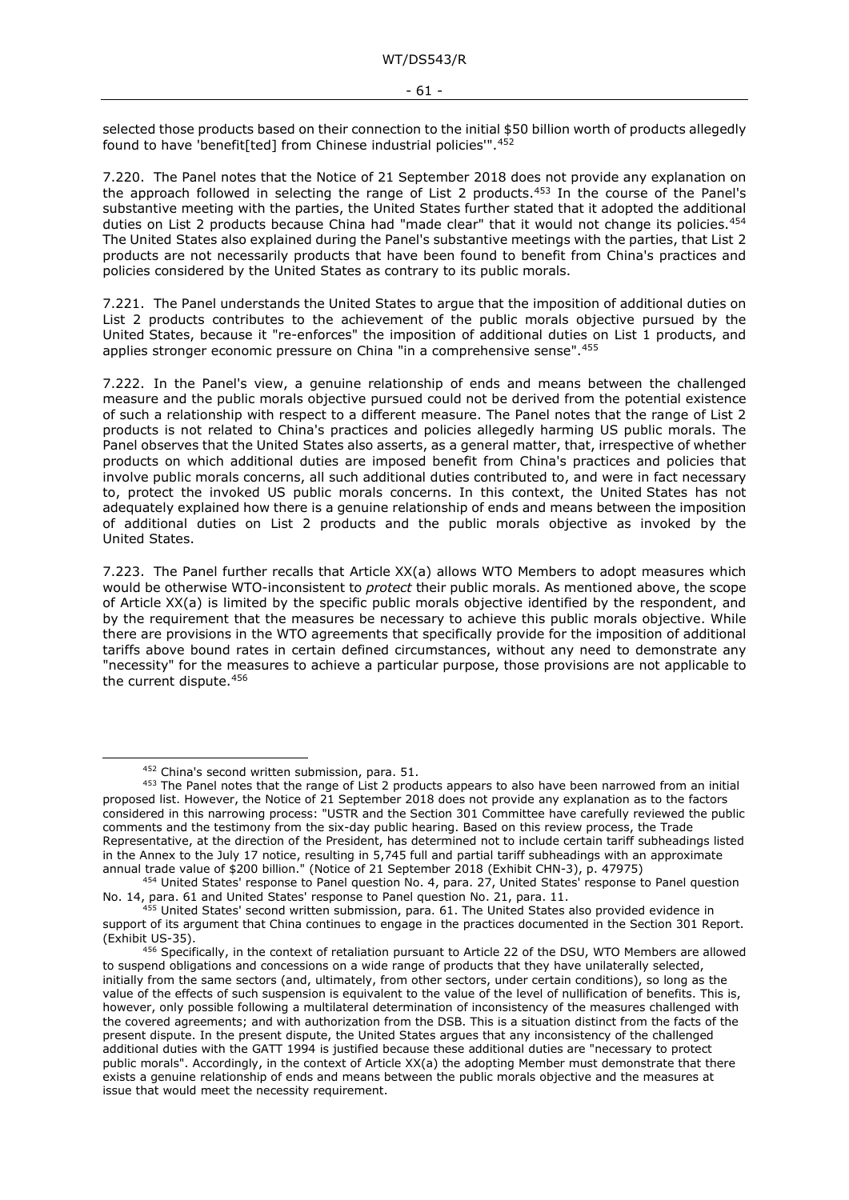selected those products based on their connection to the initial $50 billion worth of products allegedly found to have 'benefit[ted] from Chinese industrial policies'".[452]

7.220. The Panel notes that the Notice of 21 September 2018 does not provide any explanation on the approach followed in selecting the range of List 2 products.[453] In the course of the Panel's substantive meeting with the parties, the United States further stated that it adopted the additional duties on List 2 products because China had "made clear" that it would not change its policies.[454] The United States also explained during the Panel's substantive meetings with the parties, that List 2 products are not necessarily products that have been found to benefit from China's practices and policies considered by the United States as contrary to its public morals.

7.221. The Panel understands the United States to argue that the imposition of additional duties on List 2 products contributes to the achievement of the public morals objective pursued by the United States, because it "re-enforces" the imposition of additional duties on List 1 products, and applies stronger economic pressure on China "in a comprehensive sense".[455]

7.222. In the Panel's view, a genuine relationship of ends and means between the challenged measure and the public morals objective pursued could not be derived from the potential existence of such a relationship with respect to a different measure. The Panel notes that the range of List 2 products is not related to China's practices and policies allegedly harming US public morals. The Panel observes that the United States also asserts, as a general matter, that, irrespective of whether products on which additional duties are imposed benefit from China's practices and policies that involve public morals concerns, all such additional duties contributed to, and were in fact necessary to, protect the invoked US public morals concerns. In this context, the United States has not adequately explained how there is a genuine relationship of ends and means between the imposition of additional duties on List 2 products and the public morals objective as invoked by the United States.

7.223. The Panel further recalls that Article XX(a) allows WTO Members to adopt measures which would be otherwise WTO-inconsistent to *protect* their public morals. As mentioned above, the scope of Article XX(a) is limited by the specific public morals objective identified by the respondent, and by the requirement that the measures be necessary to achieve this public morals objective. While there are provisions in the WTO agreements that specifically provide for the imposition of additional tariffs above bound rates in certain defined circumstances, without any need to demonstrate any "necessity" for the measures to achieve a particular purpose, those provisions are not applicable to the current dispute.[456]

---

[452] China's second written submission, para. 51.

[453] The Panel notes that the range of List 2 products appears to also have been narrowed from an initial proposed list. However, the Notice of 21 September 2018 does not provide any explanation as to the factors considered in this narrowing process: "USTR and the Section 301 Committee have carefully reviewed the public comments and the testimony from the six-day public hearing. Based on this review process, the Trade Representative, at the direction of the President, has determined not to include certain tariff subheadings listed in the Annex to the July 17 notice, resulting in 5,745 full and partial tariff subheadings with an approximate annual trade value of $200 billion." (Notice of 21 September 2018 (Exhibit CHN-3), p. 47975)

[454] United States' response to Panel question No. 4, para. 27, United States' response to Panel question No. 14, para. 61 and United States' response to Panel question No. 21, para. 11.

[455] United States' second written submission, para. 61. The United States also provided evidence in support of its argument that China continues to engage in the practices documented in the Section 301 Report. (Exhibit US-35).

[456] Specifically, in the context of retaliation pursuant to Article 22 of the DSU, WTO Members are allowed to suspend obligations and concessions on a wide range of products that they have unilaterally selected, initially from the same sectors (and, ultimately, from other sectors, under certain conditions), so long as the value of the effects of such suspension is equivalent to the value of the level of nullification of benefits. This is, however, only possible following a multilateral determination of inconsistency of the measures challenged with the covered agreements; and with authorization from the DSB. This is a situation distinct from the facts of the present dispute. In the present dispute, the United States argues that any inconsistency of the challenged additional duties with the GATT 1994 is justified because these additional duties are "necessary to protect public morals". Accordingly, in the context of Article XX(a) the adopting Member must demonstrate that there exists a genuine relationship of ends and means between the public morals objective and the measures at issue that would meet the necessity requirement.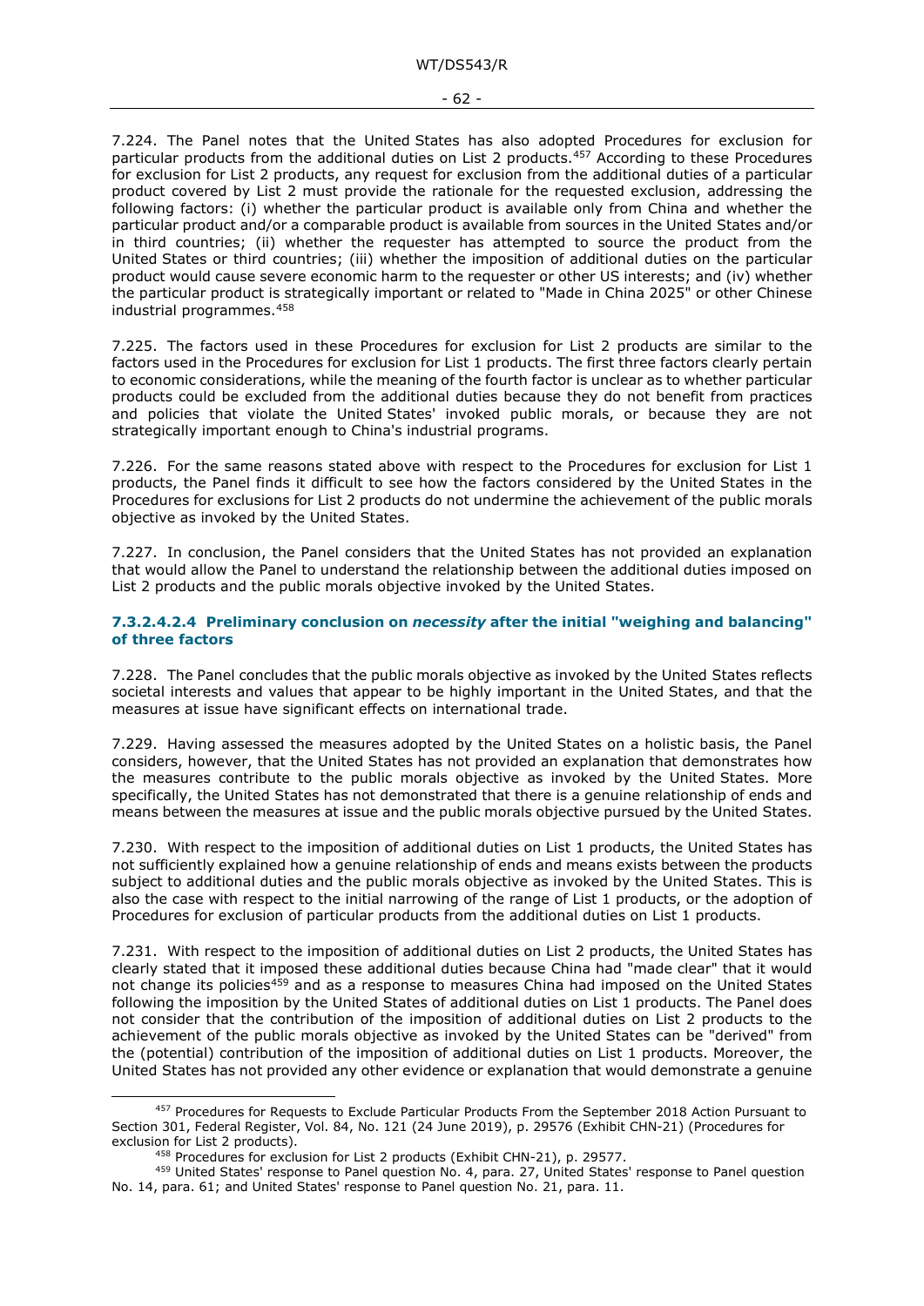7.224. The Panel notes that the United States has also adopted Procedures for exclusion for particular products from the additional duties on List 2 products.[457] According to these Procedures for exclusion for List 2 products, any request for exclusion from the additional duties of a particular product covered by List 2 must provide the rationale for the requested exclusion, addressing the following factors: (i) whether the particular product is available only from China and whether the particular product and/or a comparable product is available from sources in the United States and/or in third countries; (ii) whether the requester has attempted to source the product from the United States or third countries; (iii) whether the imposition of additional duties on the particular product would cause severe economic harm to the requester or other US interests; and (iv) whether the particular product is strategically important or related to "Made in China 2025" or other Chinese industrial programmes.[458]

7.225. The factors used in these Procedures for exclusion for List 2 products are similar to the factors used in the Procedures for exclusion for List 1 products. The first three factors clearly pertain to economic considerations, while the meaning of the fourth factor is unclear as to whether particular products could be excluded from the additional duties because they do not benefit from practices and policies that violate the United States' invoked public morals, or because they are not strategically important enough to China's industrial programs.

7.226. For the same reasons stated above with respect to the Procedures for exclusion for List 1 products, the Panel finds it difficult to see how the factors considered by the United States in the Procedures for exclusions for List 2 products do not undermine the achievement of the public morals objective as invoked by the United States.

7.227. In conclusion, the Panel considers that the United States has not provided an explanation that would allow the Panel to understand the relationship between the additional duties imposed on List 2 products and the public morals objective invoked by the United States.

#### 7.3.2.4.2.4 Preliminary conclusion on *necessity* after the initial "weighing and balancing" of three factors

7.228. The Panel concludes that the public morals objective as invoked by the United States reflects societal interests and values that appear to be highly important in the United States, and that the measures at issue have significant effects on international trade.

7.229. Having assessed the measures adopted by the United States on a holistic basis, the Panel considers, however, that the United States has not provided an explanation that demonstrates how the measures contribute to the public morals objective as invoked by the United States. More specifically, the United States has not demonstrated that there is a genuine relationship of ends and means between the measures at issue and the public morals objective pursued by the United States.

7.230. With respect to the imposition of additional duties on List 1 products, the United States has not sufficiently explained how a genuine relationship of ends and means exists between the products subject to additional duties and the public morals objective as invoked by the United States. This is also the case with respect to the initial narrowing of the range of List 1 products, or the adoption of Procedures for exclusion of particular products from the additional duties on List 1 products.

7.231. With respect to the imposition of additional duties on List 2 products, the United States has clearly stated that it imposed these additional duties because China had "made clear" that it would not change its policies[459] and as a response to measures China had imposed on the United States following the imposition by the United States of additional duties on List 1 products. The Panel does not consider that the contribution of the imposition of additional duties on List 2 products to the achievement of the public morals objective as invoked by the United States can be "derived" from the (potential) contribution of the imposition of additional duties on List 1 products. Moreover, the United States has not provided any other evidence or explanation that would demonstrate a genuine

---

[457] Procedures for Requests to Exclude Particular Products From the September 2018 Action Pursuant to Section 301, Federal Register, Vol. 84, No. 121 (24 June 2019), p. 29576 (Exhibit CHN-21) (Procedures for exclusion for List 2 products).

[458] Procedures for exclusion for List 2 products (Exhibit CHN-21), p. 29577.

[459] United States' response to Panel question No. 4, para. 27, United States' response to Panel question No. 14, para. 61; and United States' response to Panel question No. 21, para. 11.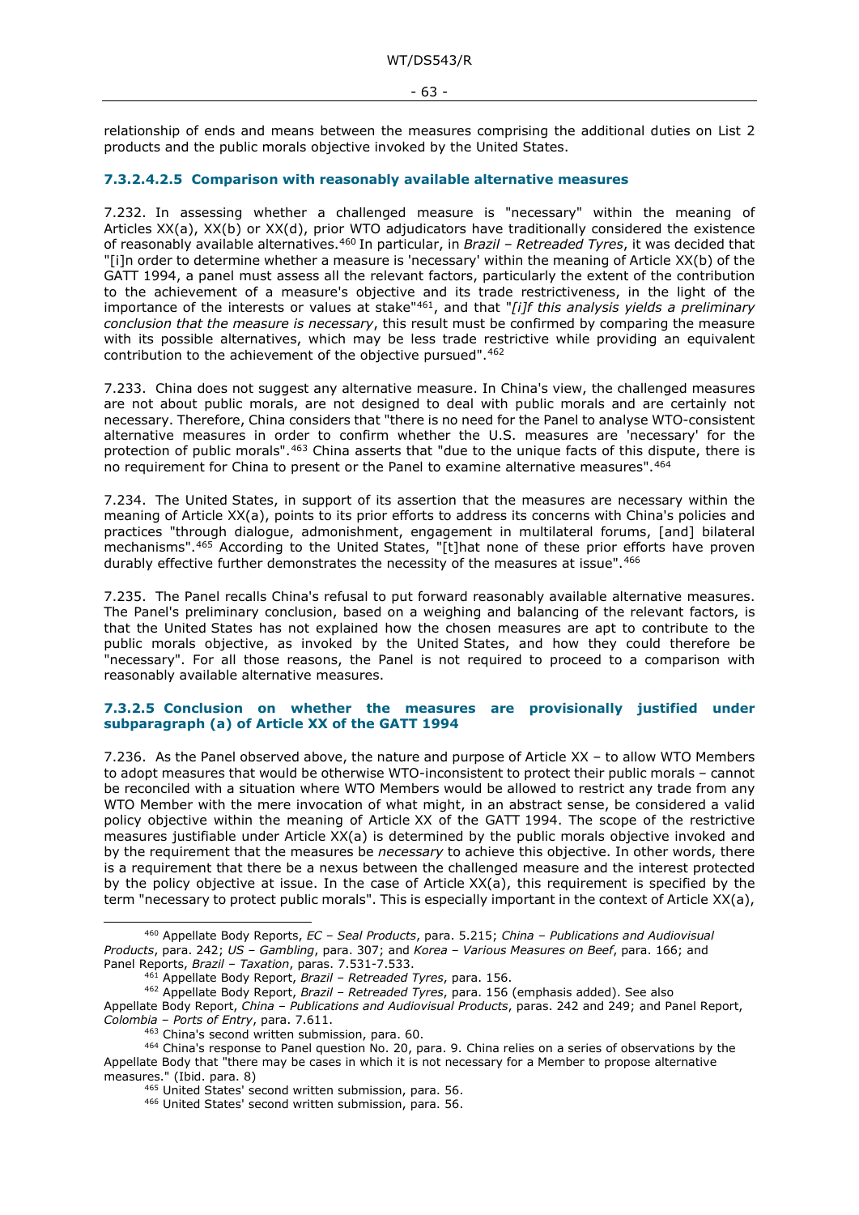relationship of ends and means between the measures comprising the additional duties on List 2 products and the public morals objective invoked by the United States.

#### 7.3.2.4.2.5 Comparison with reasonably available alternative measures

7.232. In assessing whether a challenged measure is "necessary" within the meaning of Articles XX(a), XX(b) or XX(d), prior WTO adjudicators have traditionally considered the existence of reasonably available alternatives.[460] In particular, in *Brazil – Retreaded Tyres*, it was decided that "[i]n order to determine whether a measure is 'necessary' within the meaning of Article XX(b) of the GATT 1994, a panel must assess all the relevant factors, particularly the extent of the contribution to the achievement of a measure's objective and its trade restrictiveness, in the light of the importance of the interests or values at stake"[461], and that "*[i]f this analysis yields a preliminary conclusion that the measure is necessary*, this result must be confirmed by comparing the measure with its possible alternatives, which may be less trade restrictive while providing an equivalent contribution to the achievement of the objective pursued".[462]

7.233. China does not suggest any alternative measure. In China's view, the challenged measures are not about public morals, are not designed to deal with public morals and are certainly not necessary. Therefore, China considers that "there is no need for the Panel to analyse WTO-consistent alternative measures in order to confirm whether the U.S. measures are 'necessary' for the protection of public morals".[463] China asserts that "due to the unique facts of this dispute, there is no requirement for China to present or the Panel to examine alternative measures".[464]

7.234. The United States, in support of its assertion that the measures are necessary within the meaning of Article XX(a), points to its prior efforts to address its concerns with China's policies and practices "through dialogue, admonishment, engagement in multilateral forums, [and] bilateral mechanisms".[465] According to the United States, "[t]hat none of these prior efforts have proven durably effective further demonstrates the necessity of the measures at issue".[466]

7.235. The Panel recalls China's refusal to put forward reasonably available alternative measures. The Panel's preliminary conclusion, based on a weighing and balancing of the relevant factors, is that the United States has not explained how the chosen measures are apt to contribute to the public morals objective, as invoked by the United States, and how they could therefore be "necessary". For all those reasons, the Panel is not required to proceed to a comparison with reasonably available alternative measures.

### 7.3.2.5 Conclusion on whether the measures are provisionally justified under subparagraph (a) of Article XX of the GATT 1994

7.236. As the Panel observed above, the nature and purpose of Article XX – to allow WTO Members to adopt measures that would be otherwise WTO-inconsistent to protect their public morals – cannot be reconciled with a situation where WTO Members would be allowed to restrict any trade from any WTO Member with the mere invocation of what might, in an abstract sense, be considered a valid policy objective within the meaning of Article XX of the GATT 1994. The scope of the restrictive measures justifiable under Article XX(a) is determined by the public morals objective invoked and by the requirement that the measures be *necessary* to achieve this objective. In other words, there is a requirement that there be a nexus between the challenged measure and the interest protected by the policy objective at issue. In the case of Article XX(a), this requirement is specified by the term "necessary to protect public morals". This is especially important in the context of Article XX(a),

---

[460] Appellate Body Reports, *EC – Seal Products*, para. 5.215; *China – Publications and Audiovisual Products*, para. 242; *US – Gambling*, para. 307; and *Korea – Various Measures on Beef*, para. 166; and Panel Reports, *Brazil – Taxation*, paras. 7.531-7.533.

[461] Appellate Body Report, *Brazil – Retreaded Tyres*, para. 156.

[462] Appellate Body Report, *Brazil – Retreaded Tyres*, para. 156 (emphasis added). See also Appellate Body Report, *China – Publications and Audiovisual Products*, paras. 242 and 249; and Panel Report, *Colombia – Ports of Entry*, para. 7.611.

[463] China's second written submission, para. 60.

[464] China's response to Panel question No. 20, para. 9. China relies on a series of observations by the Appellate Body that "there may be cases in which it is not necessary for a Member to propose alternative measures." (Ibid. para. 8)

[465] United States' second written submission, para. 56.

[466] United States' second written submission, para. 56.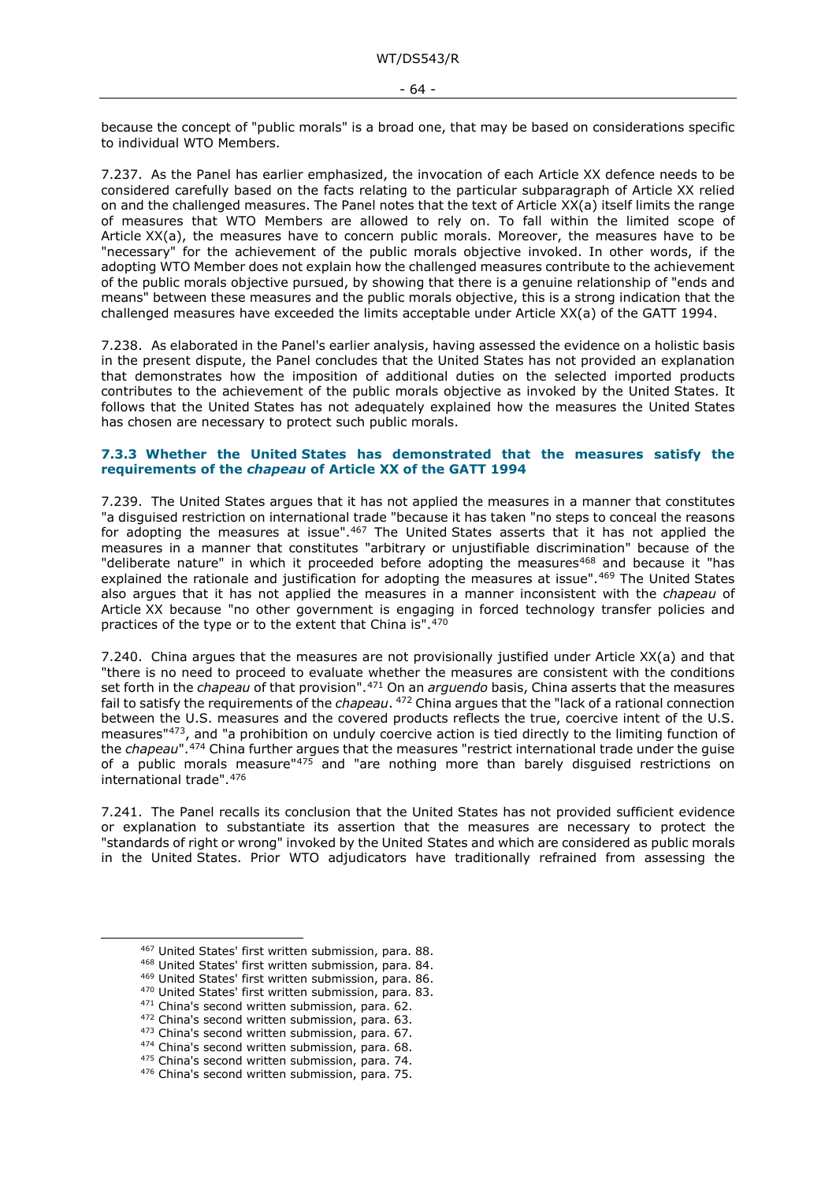because the concept of "public morals" is a broad one, that may be based on considerations specific to individual WTO Members.

7.237. As the Panel has earlier emphasized, the invocation of each Article XX defence needs to be considered carefully based on the facts relating to the particular subparagraph of Article XX relied on and the challenged measures. The Panel notes that the text of Article XX(a) itself limits the range of measures that WTO Members are allowed to rely on. To fall within the limited scope of Article XX(a), the measures have to concern public morals. Moreover, the measures have to be "necessary" for the achievement of the public morals objective invoked. In other words, if the adopting WTO Member does not explain how the challenged measures contribute to the achievement of the public morals objective pursued, by showing that there is a genuine relationship of "ends and means" between these measures and the public morals objective, this is a strong indication that the challenged measures have exceeded the limits acceptable under Article XX(a) of the GATT 1994.

7.238. As elaborated in the Panel's earlier analysis, having assessed the evidence on a holistic basis in the present dispute, the Panel concludes that the United States has not provided an explanation that demonstrates how the imposition of additional duties on the selected imported products contributes to the achievement of the public morals objective as invoked by the United States. It follows that the United States has not adequately explained how the measures the United States has chosen are necessary to protect such public morals.

### 7.3.3 Whether the United States has demonstrated that the measures satisfy the requirements of the *chapeau* of Article XX of the GATT 1994

7.239. The United States argues that it has not applied the measures in a manner that constitutes "a disguised restriction on international trade "because it has taken "no steps to conceal the reasons for adopting the measures at issue".[467] The United States asserts that it has not applied the measures in a manner that constitutes "arbitrary or unjustifiable discrimination" because of the "deliberate nature" in which it proceeded before adopting the measures[468] and because it "has explained the rationale and justification for adopting the measures at issue".[469] The United States also argues that it has not applied the measures in a manner inconsistent with the *chapeau* of Article XX because "no other government is engaging in forced technology transfer policies and practices of the type or to the extent that China is".[470]

7.240. China argues that the measures are not provisionally justified under Article XX(a) and that "there is no need to proceed to evaluate whether the measures are consistent with the conditions set forth in the *chapeau* of that provision".[471] On an *arguendo* basis, China asserts that the measures fail to satisfy the requirements of the *chapeau*. [472] China argues that the "lack of a rational connection between the U.S. measures and the covered products reflects the true, coercive intent of the U.S. measures"[473], and "a prohibition on unduly coercive action is tied directly to the limiting function of the *chapeau*".[474] China further argues that the measures "restrict international trade under the guise of a public morals measure"[475] and "are nothing more than barely disguised restrictions on international trade".[476]

7.241. The Panel recalls its conclusion that the United States has not provided sufficient evidence or explanation to substantiate its assertion that the measures are necessary to protect the "standards of right or wrong" invoked by the United States and which are considered as public morals in the United States. Prior WTO adjudicators have traditionally refrained from assessing the

---

[467] United States' first written submission, para. 88.
[468] United States' first written submission, para. 84.
[469] United States' first written submission, para. 86.
[470] United States' first written submission, para. 83.
[471] China's second written submission, para. 62.
[472] China's second written submission, para. 63.
[473] China's second written submission, para. 67.
[474] China's second written submission, para. 68.
[475] China's second written submission, para. 74.
[476] China's second written submission, para. 75.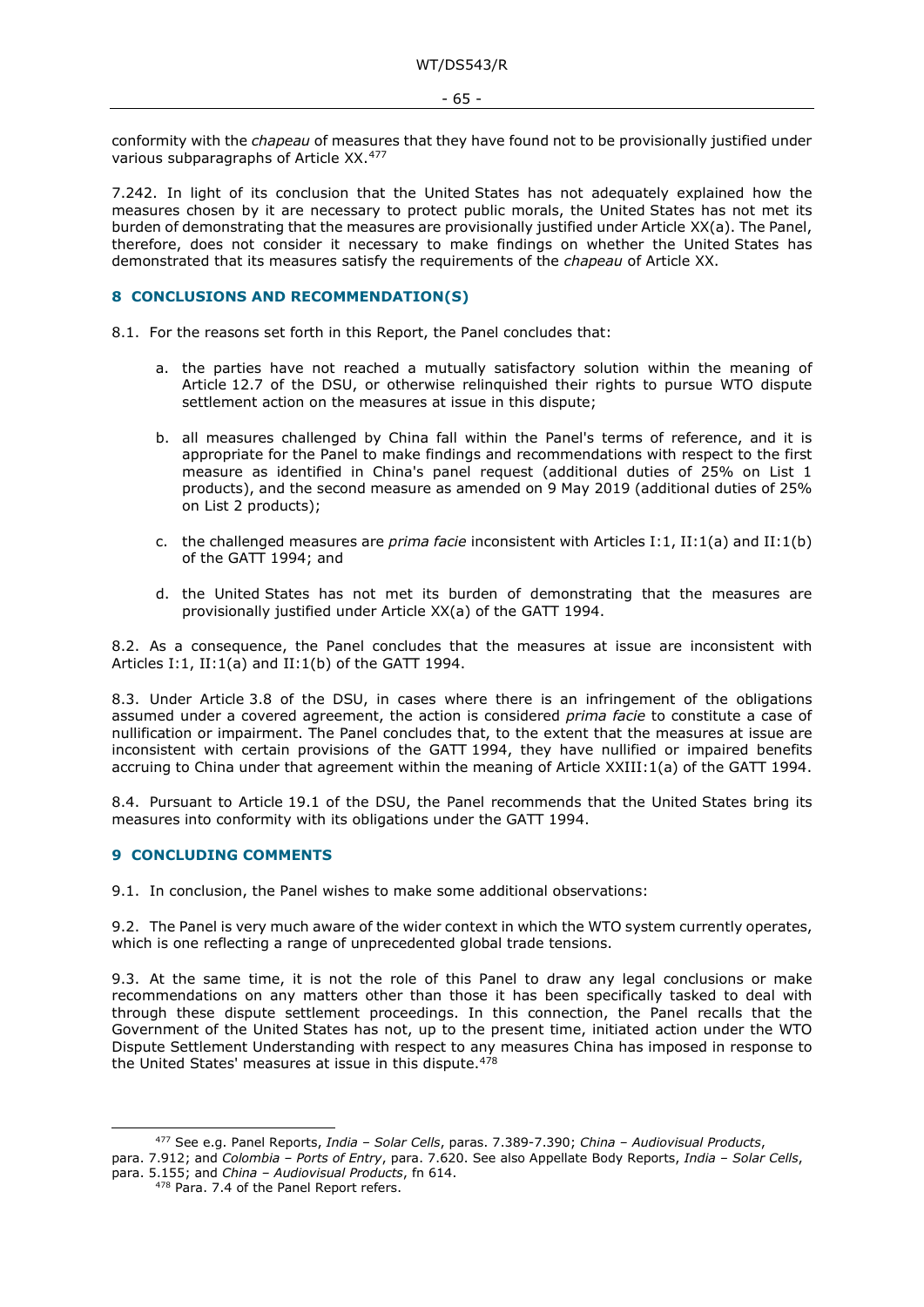conformity with the *chapeau* of measures that they have found not to be provisionally justified under various subparagraphs of Article XX.[477]

7.242. In light of its conclusion that the United States has not adequately explained how the measures chosen by it are necessary to protect public morals, the United States has not met its burden of demonstrating that the measures are provisionally justified under Article XX(a). The Panel, therefore, does not consider it necessary to make findings on whether the United States has demonstrated that its measures satisfy the requirements of the *chapeau* of Article XX.

## 8 CONCLUSIONS AND RECOMMENDATION(S)

8.1. For the reasons set forth in this Report, the Panel concludes that:

a. the parties have not reached a mutually satisfactory solution within the meaning of Article 12.7 of the DSU, or otherwise relinquished their rights to pursue WTO dispute settlement action on the measures at issue in this dispute;

b. all measures challenged by China fall within the Panel's terms of reference, and it is appropriate for the Panel to make findings and recommendations with respect to the first measure as identified in China's panel request (additional duties of 25% on List 1 products), and the second measure as amended on 9 May 2019 (additional duties of 25% on List 2 products);

c. the challenged measures are *prima facie* inconsistent with Articles I:1, II:1(a) and II:1(b) of the GATT 1994; and

d. the United States has not met its burden of demonstrating that the measures are provisionally justified under Article XX(a) of the GATT 1994.

8.2. As a consequence, the Panel concludes that the measures at issue are inconsistent with Articles I:1, II:1(a) and II:1(b) of the GATT 1994.

8.3. Under Article 3.8 of the DSU, in cases where there is an infringement of the obligations assumed under a covered agreement, the action is considered *prima facie* to constitute a case of nullification or impairment. The Panel concludes that, to the extent that the measures at issue are inconsistent with certain provisions of the GATT 1994, they have nullified or impaired benefits accruing to China under that agreement within the meaning of Article XXIII:1(a) of the GATT 1994.

8.4. Pursuant to Article 19.1 of the DSU, the Panel recommends that the United States bring its measures into conformity with its obligations under the GATT 1994.

## 9 CONCLUDING COMMENTS

9.1. In conclusion, the Panel wishes to make some additional observations:

9.2. The Panel is very much aware of the wider context in which the WTO system currently operates, which is one reflecting a range of unprecedented global trade tensions.

9.3. At the same time, it is not the role of this Panel to draw any legal conclusions or make recommendations on any matters other than those it has been specifically tasked to deal with through these dispute settlement proceedings. In this connection, the Panel recalls that the Government of the United States has not, up to the present time, initiated action under the WTO Dispute Settlement Understanding with respect to any measures China has imposed in response to the United States' measures at issue in this dispute.[478]

---

[477] See e.g. Panel Reports, *India – Solar Cells*, paras. 7.389-7.390; *China – Audiovisual Products*, para. 7.912; and *Colombia – Ports of Entry*, para. 7.620. See also Appellate Body Reports, *India – Solar Cells*, para. 5.155; and *China – Audiovisual Products*, fn 614.

[478] Para. 7.4 of the Panel Report refers.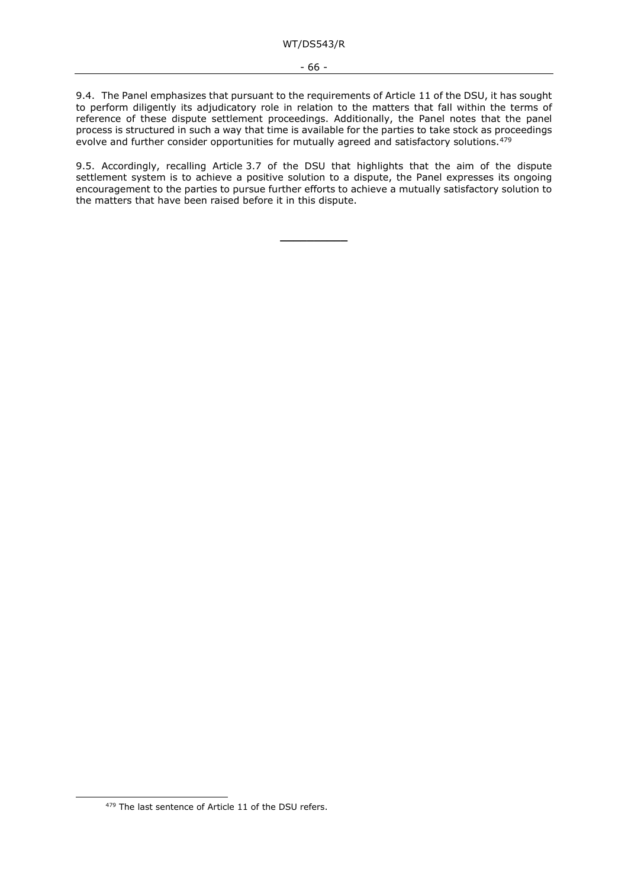9.4. The Panel emphasizes that pursuant to the requirements of Article 11 of the DSU, it has sought to perform diligently its adjudicatory role in relation to the matters that fall within the terms of reference of these dispute settlement proceedings. Additionally, the Panel notes that the panel process is structured in such a way that time is available for the parties to take stock as proceedings evolve and further consider opportunities for mutually agreed and satisfactory solutions.[479]

9.5. Accordingly, recalling Article 3.7 of the DSU that highlights that the aim of the dispute settlement system is to achieve a positive solution to a dispute, the Panel expresses its ongoing encouragement to the parties to pursue further efforts to achieve a mutually satisfactory solution to the matters that have been raised before it in this dispute.

---

[479] The last sentence of Article 11 of the DSU refers.